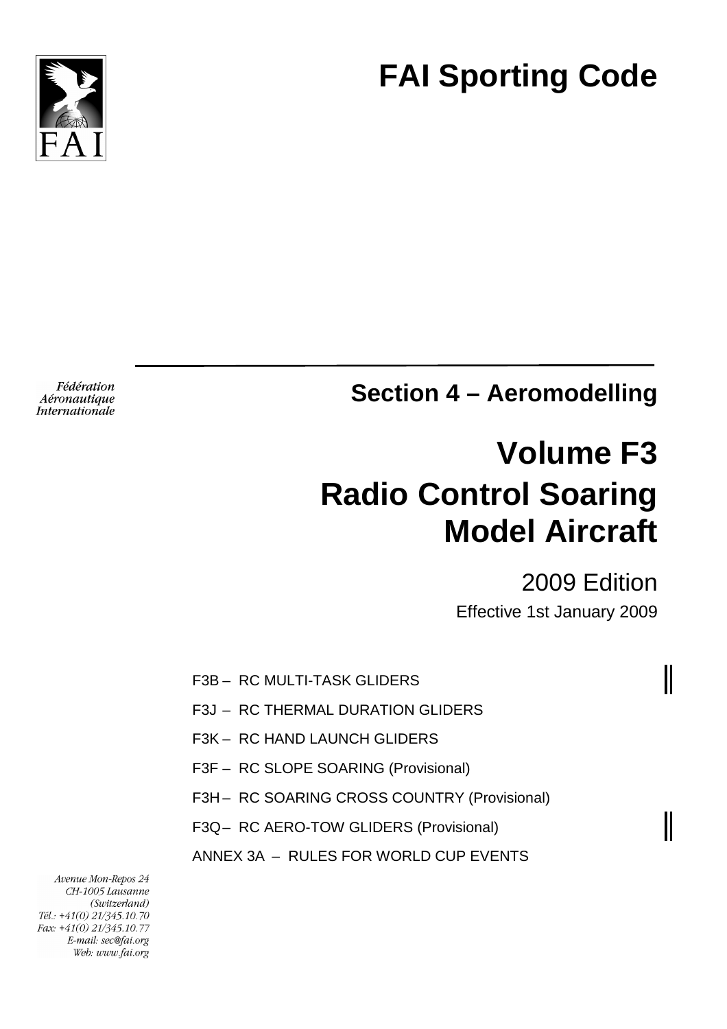# FAI Sporting Code

Fédération Aéronautique Internationale

## Section 4 – Aeromodelling

# Volume F3
# Radio Control Soaring Model Aircraft

2009 Edition

Effective 1st January 2009

F3B – RC MULTI-TASK GLIDERS

F3J – RC THERMAL DURATION GLIDERS

F3K – RC HAND LAUNCH GLIDERS

F3F – RC SLOPE SOARING (Provisional)

F3H – RC SOARING CROSS COUNTRY (Provisional)

F3Q – RC AERO-TOW GLIDERS (Provisional)

ANNEX 3A – RULES FOR WORLD CUP EVENTS

*Avenue Mon-Repos 24*
*CH-1005 Lausanne*
*(Switzerland)*
*Tél.: +41(0) 21/345.10.70*
*Fax: +41(0) 21/345.10.77*
*E-mail: sec@fai.org*
*Web: www.fai.org*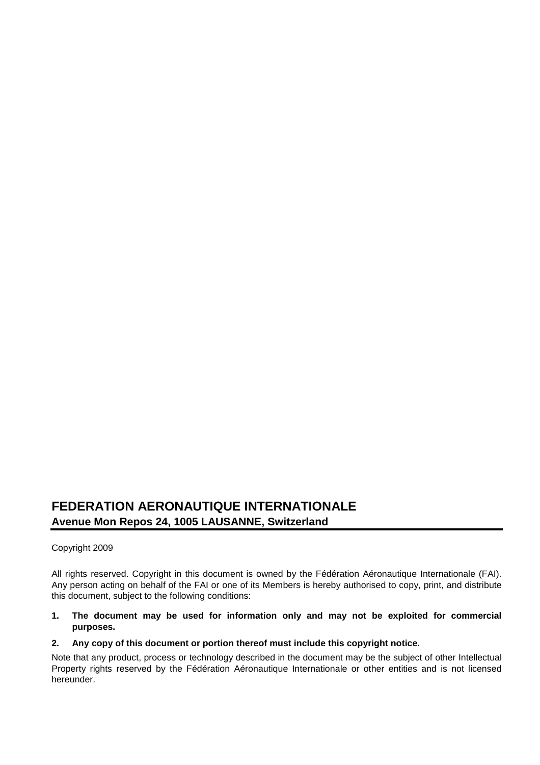## FEDERATION AERONAUTIQUE INTERNATIONALE

### Avenue Mon Repos 24, 1005 LAUSANNE, Switzerland

Copyright 2009

All rights reserved. Copyright in this document is owned by the Fédération Aéronautique Internationale (FAI). Any person acting on behalf of the FAI or one of its Members is hereby authorised to copy, print, and distribute this document, subject to the following conditions:

1. **The document may be used for information only and may not be exploited for commercial purposes.**
2. **Any copy of this document or portion thereof must include this copyright notice.**

Note that any product, process or technology described in the document may be the subject of other Intellectual Property rights reserved by the Fédération Aéronautique Internationale or other entities and is not licensed hereunder.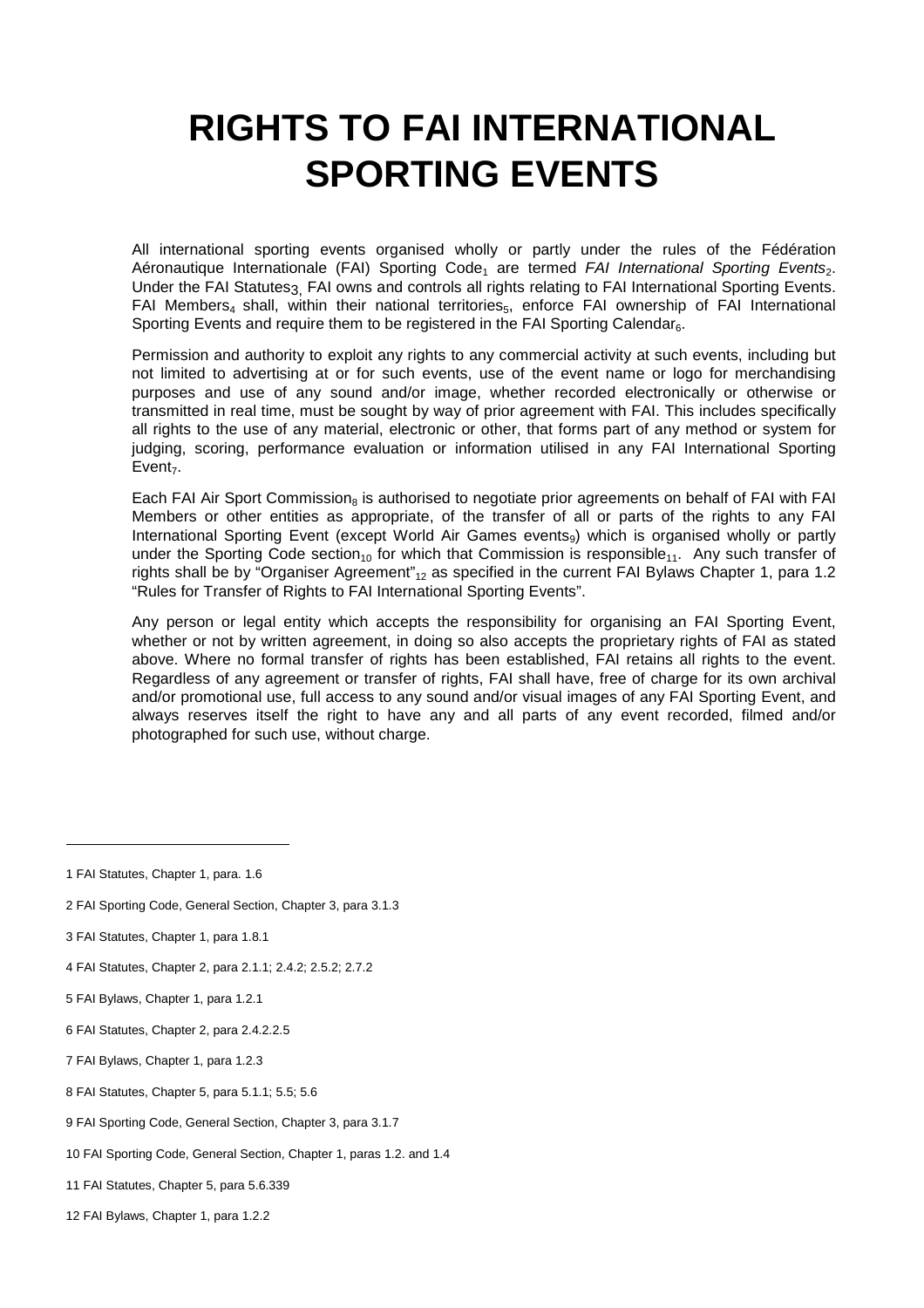# RIGHTS TO FAI INTERNATIONAL SPORTING EVENTS

All international sporting events organised wholly or partly under the rules of the Fédération Aéronautique Internationale (FAI) Sporting Code[1] are termed *FAI International Sporting Events*[2]. Under the FAI Statutes[3], FAI owns and controls all rights relating to FAI International Sporting Events. FAI Members[4] shall, within their national territories[5], enforce FAI ownership of FAI International Sporting Events and require them to be registered in the FAI Sporting Calendar[6].

Permission and authority to exploit any rights to any commercial activity at such events, including but not limited to advertising at or for such events, use of the event name or logo for merchandising purposes and use of any sound and/or image, whether recorded electronically or otherwise or transmitted in real time, must be sought by way of prior agreement with FAI. This includes specifically all rights to the use of any material, electronic or other, that forms part of any method or system for judging, scoring, performance evaluation or information utilised in any FAI International Sporting Event[7].

Each FAI Air Sport Commission[8] is authorised to negotiate prior agreements on behalf of FAI with FAI Members or other entities as appropriate, of the transfer of all or parts of the rights to any FAI International Sporting Event (except World Air Games events[9]) which is organised wholly or partly under the Sporting Code section[10] for which that Commission is responsible[11]. Any such transfer of rights shall be by "Organiser Agreement"[12] as specified in the current FAI Bylaws Chapter 1, para 1.2 "Rules for Transfer of Rights to FAI International Sporting Events".

Any person or legal entity which accepts the responsibility for organising an FAI Sporting Event, whether or not by written agreement, in doing so also accepts the proprietary rights of FAI as stated above. Where no formal transfer of rights has been established, FAI retains all rights to the event. Regardless of any agreement or transfer of rights, FAI shall have, free of charge for its own archival and/or promotional use, full access to any sound and/or visual images of any FAI Sporting Event, and always reserves itself the right to have any and all parts of any event recorded, filmed and/or photographed for such use, without charge.

---

1 FAI Statutes, Chapter 1, para. 1.6

2 FAI Sporting Code, General Section, Chapter 3, para 3.1.3

3 FAI Statutes, Chapter 1, para 1.8.1

4 FAI Statutes, Chapter 2, para 2.1.1; 2.4.2; 2.5.2; 2.7.2

5 FAI Bylaws, Chapter 1, para 1.2.1

6 FAI Statutes, Chapter 2, para 2.4.2.2.5

7 FAI Bylaws, Chapter 1, para 1.2.3

8 FAI Statutes, Chapter 5, para 5.1.1; 5.5; 5.6

9 FAI Sporting Code, General Section, Chapter 3, para 3.1.7

10 FAI Sporting Code, General Section, Chapter 1, paras 1.2. and 1.4

11 FAI Statutes, Chapter 5, para 5.6.339

12 FAI Bylaws, Chapter 1, para 1.2.2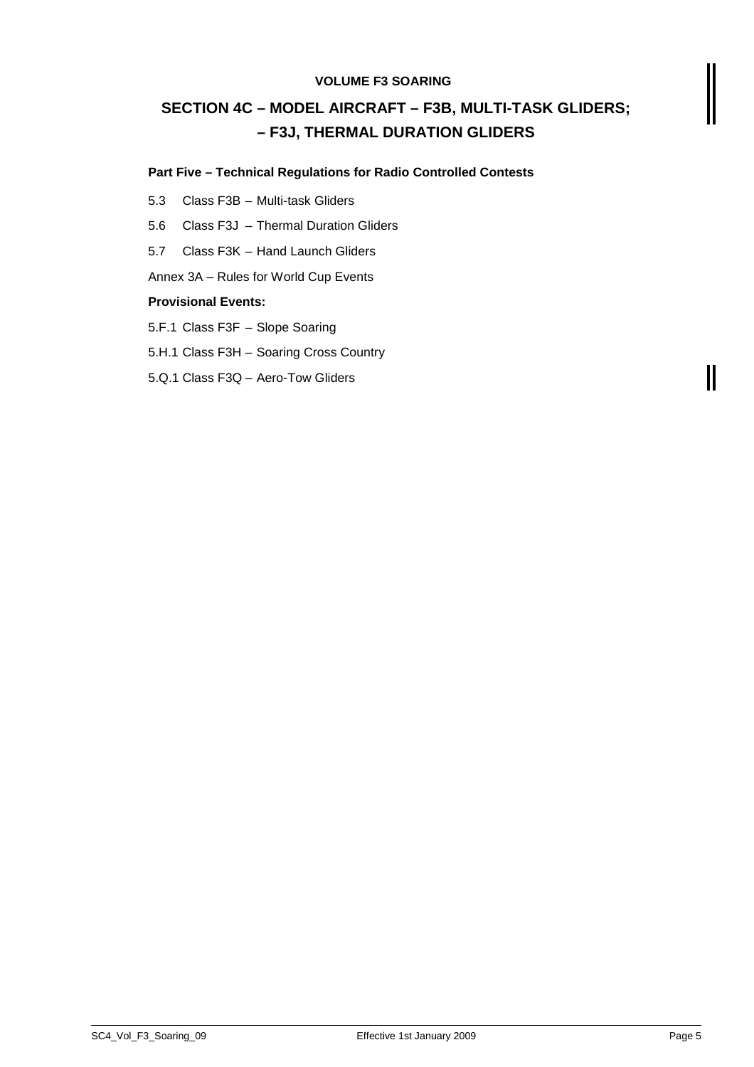**VOLUME F3 SOARING**

# SECTION 4C – MODEL AIRCRAFT – F3B, MULTI-TASK GLIDERS; – F3J, THERMAL DURATION GLIDERS

**Part Five – Technical Regulations for Radio Controlled Contests**

5.3 Class F3B – Multi-task Gliders

5.6 Class F3J – Thermal Duration Gliders

5.7 Class F3K – Hand Launch Gliders

Annex 3A – Rules for World Cup Events

**Provisional Events:**

5.F.1 Class F3F – Slope Soaring

5.H.1 Class F3H – Soaring Cross Country

5.Q.1 Class F3Q – Aero-Tow Gliders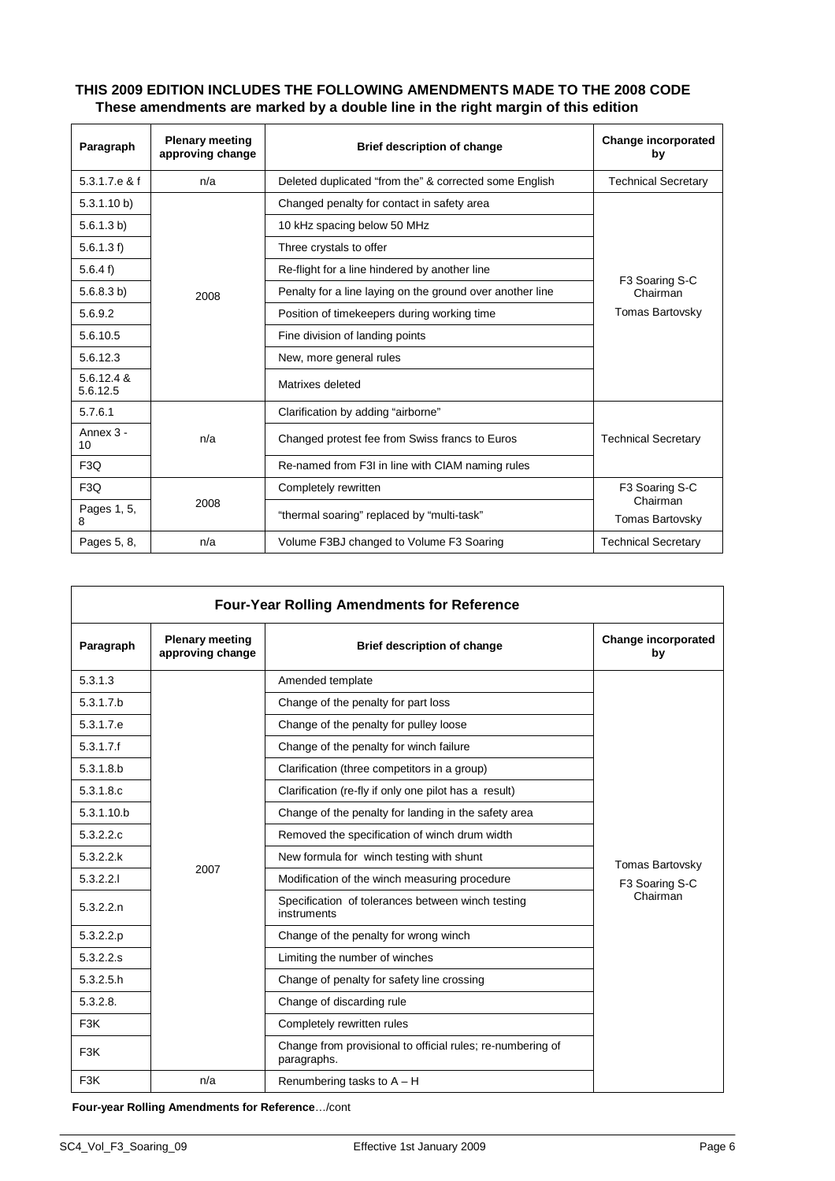**THIS 2009 EDITION INCLUDES THE FOLLOWING AMENDMENTS MADE TO THE 2008 CODE**
**These amendments are marked by a double line in the right margin of this edition**

| Paragraph | Plenary meeting approving change | Brief description of change | Change incorporated by |
|---|---|---|---|
| 5.3.1.7.e & f | n/a | Deleted duplicated "from the" & corrected some English | Technical Secretary |
| 5.3.1.10 b) | 2008 | Changed penalty for contact in safety area | F3 Soaring S-C Chairman Tomas Bartovsky |
| 5.6.1.3 b) | | 10 kHz spacing below 50 MHz | |
| 5.6.1.3 f) | | Three crystals to offer | |
| 5.6.4 f) | | Re-flight for a line hindered by another line | |
| 5.6.8.3 b) | | Penalty for a line laying on the ground over another line | |
| 5.6.9.2 | | Position of timekeepers during working time | |
| 5.6.10.5 | | Fine division of landing points | |
| 5.6.12.3 | | New, more general rules | |
| 5.6.12.4 & 5.6.12.5 | | Matrixes deleted | |
| 5.7.6.1 | n/a | Clarification by adding "airborne" | Technical Secretary |
| Annex 3 - 10 | | Changed protest fee from Swiss francs to Euros | |
| F3Q | | Re-named from F3I in line with CIAM naming rules | |
| F3Q | 2008 | Completely rewritten | F3 Soaring S-C Chairman Tomas Bartovsky |
| Pages 1, 5, 8 | | "thermal soaring" replaced by "multi-task" | |
| Pages 5, 8, | n/a | Volume F3BJ changed to Volume F3 Soaring | Technical Secretary |

**Four-Year Rolling Amendments for Reference**

| Paragraph | Plenary meeting approving change | Brief description of change | Change incorporated by |
|---|---|---|---|
| 5.3.1.3 | 2007 | Amended template | Tomas Bartovsky F3 Soaring S-C Chairman |
| 5.3.1.7.b | | Change of the penalty for part loss | |
| 5.3.1.7.e | | Change of the penalty for pulley loose | |
| 5.3.1.7.f | | Change of the penalty for winch failure | |
| 5.3.1.8.b | | Clarification (three competitors in a group) | |
| 5.3.1.8.c | | Clarification (re-fly if only one pilot has a result) | |
| 5.3.1.10.b | | Change of the penalty for landing in the safety area | |
| 5.3.2.2.c | | Removed the specification of winch drum width | |
| 5.3.2.2.k | | New formula for winch testing with shunt | |
| 5.3.2.2.l | | Modification of the winch measuring procedure | |
| 5.3.2.2.n | | Specification of tolerances between winch testing instruments | |
| 5.3.2.2.p | | Change of the penalty for wrong winch | |
| 5.3.2.2.s | | Limiting the number of winches | |
| 5.3.2.5.h | | Change of penalty for safety line crossing | |
| 5.3.2.8. | | Change of discarding rule | |
| F3K | | Completely rewritten rules | |
| F3K | | Change from provisional to official rules; re-numbering of paragraphs. | |
| F3K | n/a | Renumbering tasks to A – H | |

**Four-year Rolling Amendments for Reference**…/cont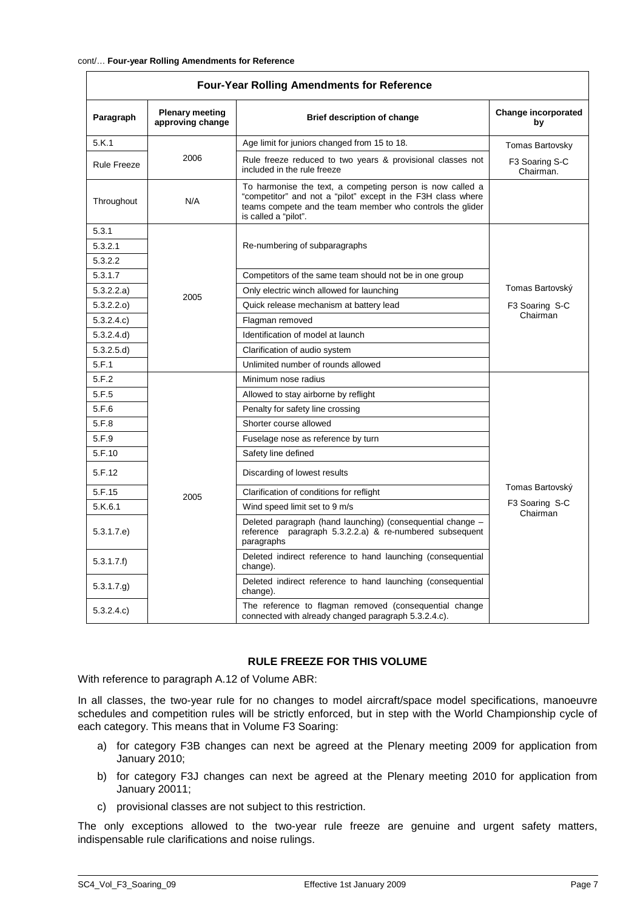cont/… **Four-year Rolling Amendments for Reference**

| **Four-Year Rolling Amendments for Reference** | | | |
|---|---|---|---|
| **Paragraph** | **Plenary meeting approving change** | **Brief description of change** | **Change incorporated by** |
| 5.K.1 | 2006 | Age limit for juniors changed from 15 to 18. | Tomas Bartovsky F3 Soaring S-C Chairman. |
| Rule Freeze | | Rule freeze reduced to two years & provisional classes not included in the rule freeze | |
| Throughout | N/A | To harmonise the text, a competing person is now called a "competitor" and not a "pilot" except in the F3H class where teams compete and the team member who controls the glider is called a "pilot". | |
| 5.3.1 | 2005 | Re-numbering of subparagraphs | Tomas Bartovský F3 Soaring S-C Chairman |
| 5.3.2.1 | | | |
| 5.3.2.2 | | | |
| 5.3.1.7 | | Competitors of the same team should not be in one group | |
| 5.3.2.2.a) | | Only electric winch allowed for launching | |
| 5.3.2.2.o) | | Quick release mechanism at battery lead | |
| 5.3.2.4.c) | | Flagman removed | |
| 5.3.2.4.d) | | Identification of model at launch | |
| 5.3.2.5.d) | | Clarification of audio system | |
| 5.F.1 | | Unlimited number of rounds allowed | |
| 5.F.2 | 2005 | Minimum nose radius | Tomas Bartovský F3 Soaring S-C Chairman |
| 5.F.5 | | Allowed to stay airborne by reflight | |
| 5.F.6 | | Penalty for safety line crossing | |
| 5.F.8 | | Shorter course allowed | |
| 5.F.9 | | Fuselage nose as reference by turn | |
| 5.F.10 | | Safety line defined | |
| 5.F.12 | | Discarding of lowest results | |
| 5.F.15 | | Clarification of conditions for reflight | |
| 5.K.6.1 | | Wind speed limit set to 9 m/s | |
| 5.3.1.7.e) | | Deleted paragraph (hand launching) (consequential change – reference paragraph 5.3.2.2.a) & re-numbered subsequent paragraphs | |
| 5.3.1.7.f) | | Deleted indirect reference to hand launching (consequential change). | |
| 5.3.1.7.g) | | Deleted indirect reference to hand launching (consequential change). | |
| 5.3.2.4.c) | | The reference to flagman removed (consequential change connected with already changed paragraph 5.3.2.4.c). | |

## RULE FREEZE FOR THIS VOLUME

With reference to paragraph A.12 of Volume ABR:

In all classes, the two-year rule for no changes to model aircraft/space model specifications, manoeuvre schedules and competition rules will be strictly enforced, but in step with the World Championship cycle of each category. This means that in Volume F3 Soaring:

a) for category F3B changes can next be agreed at the Plenary meeting 2009 for application from January 2010;

b) for category F3J changes can next be agreed at the Plenary meeting 2010 for application from January 20011;

c) provisional classes are not subject to this restriction.

The only exceptions allowed to the two-year rule freeze are genuine and urgent safety matters, indispensable rule clarifications and noise rulings.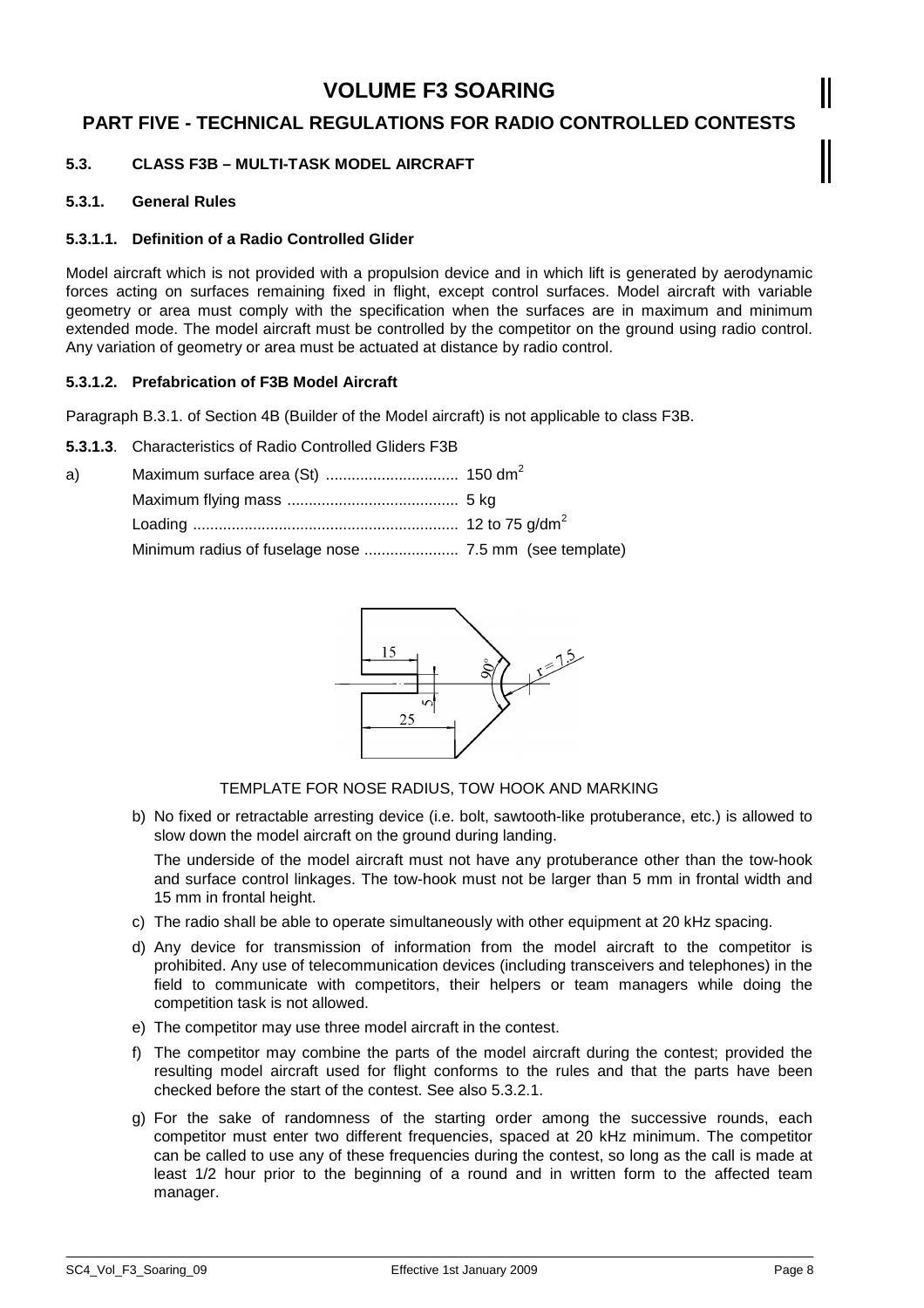# VOLUME F3 SOARING

## PART FIVE - TECHNICAL REGULATIONS FOR RADIO CONTROLLED CONTESTS

### 5.3. CLASS F3B – MULTI-TASK MODEL AIRCRAFT

#### 5.3.1. General Rules

**5.3.1.1. Definition of a Radio Controlled Glider**

Model aircraft which is not provided with a propulsion device and in which lift is generated by aerodynamic forces acting on surfaces remaining fixed in flight, except control surfaces. Model aircraft with variable geometry or area must comply with the specification when the surfaces are in maximum and minimum extended mode. The model aircraft must be controlled by the competitor on the ground using radio control. Any variation of geometry or area must be actuated at distance by radio control.

**5.3.1.2. Prefabrication of F3B Model Aircraft**

Paragraph B.3.1. of Section 4B (Builder of the Model aircraft) is not applicable to class F3B.

**5.3.1.3**. Characteristics of Radio Controlled Gliders F3B

a) Maximum surface area (St) .............................. 150 $dm^2$
Maximum flying mass ....................................... 5 kg
Loading ............................................................. 12 to 75 $g/dm^2$
Minimum radius of fuselage nose ...................... 7.5 mm (see template)

TEMPLATE FOR NOSE RADIUS, TOW HOOK AND MARKING

b) No fixed or retractable arresting device (i.e. bolt, sawtooth-like protuberance, etc.) is allowed to slow down the model aircraft on the ground during landing.

The underside of the model aircraft must not have any protuberance other than the tow-hook and surface control linkages. The tow-hook must not be larger than 5 mm in frontal width and 15 mm in frontal height.

c) The radio shall be able to operate simultaneously with other equipment at 20 kHz spacing.

d) Any device for transmission of information from the model aircraft to the competitor is prohibited. Any use of telecommunication devices (including transceivers and telephones) in the field to communicate with competitors, their helpers or team managers while doing the competition task is not allowed.

e) The competitor may use three model aircraft in the contest.

f) The competitor may combine the parts of the model aircraft during the contest; provided the resulting model aircraft used for flight conforms to the rules and that the parts have been checked before the start of the contest. See also 5.3.2.1.

g) For the sake of randomness of the starting order among the successive rounds, each competitor must enter two different frequencies, spaced at 20 kHz minimum. The competitor can be called to use any of these frequencies during the contest, so long as the call is made at least 1/2 hour prior to the beginning of a round and in written form to the affected team manager.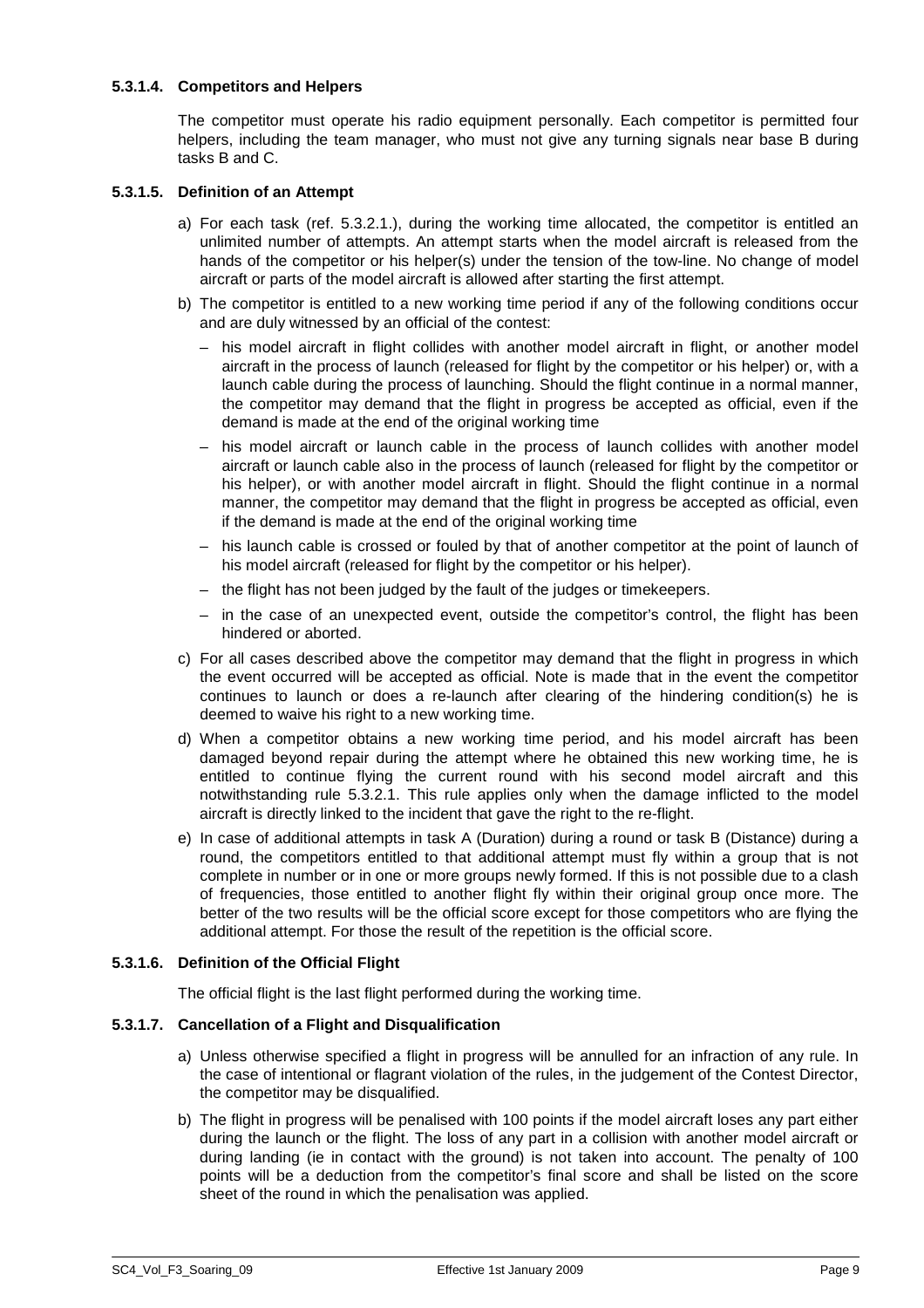#### 5.3.1.4. Competitors and Helpers

The competitor must operate his radio equipment personally. Each competitor is permitted four helpers, including the team manager, who must not give any turning signals near base B during tasks B and C.

#### 5.3.1.5. Definition of an Attempt

a) For each task (ref. 5.3.2.1.), during the working time allocated, the competitor is entitled an unlimited number of attempts. An attempt starts when the model aircraft is released from the hands of the competitor or his helper(s) under the tension of the tow-line. No change of model aircraft or parts of the model aircraft is allowed after starting the first attempt.

b) The competitor is entitled to a new working time period if any of the following conditions occur and are duly witnessed by an official of the contest:

   – his model aircraft in flight collides with another model aircraft in flight, or another model aircraft in the process of launch (released for flight by the competitor or his helper) or, with a launch cable during the process of launching. Should the flight continue in a normal manner, the competitor may demand that the flight in progress be accepted as official, even if the demand is made at the end of the original working time

   – his model aircraft or launch cable in the process of launch collides with another model aircraft or launch cable also in the process of launch (released for flight by the competitor or his helper), or with another model aircraft in flight. Should the flight continue in a normal manner, the competitor may demand that the flight in progress be accepted as official, even if the demand is made at the end of the original working time

   – his launch cable is crossed or fouled by that of another competitor at the point of launch of his model aircraft (released for flight by the competitor or his helper).

   – the flight has not been judged by the fault of the judges or timekeepers.

   – in the case of an unexpected event, outside the competitor's control, the flight has been hindered or aborted.

c) For all cases described above the competitor may demand that the flight in progress in which the event occurred will be accepted as official. Note is made that in the event the competitor continues to launch or does a re-launch after clearing of the hindering condition(s) he is deemed to waive his right to a new working time.

d) When a competitor obtains a new working time period, and his model aircraft has been damaged beyond repair during the attempt where he obtained this new working time, he is entitled to continue flying the current round with his second model aircraft and this notwithstanding rule 5.3.2.1. This rule applies only when the damage inflicted to the model aircraft is directly linked to the incident that gave the right to the re-flight.

e) In case of additional attempts in task A (Duration) during a round or task B (Distance) during a round, the competitors entitled to that additional attempt must fly within a group that is not complete in number or in one or more groups newly formed. If this is not possible due to a clash of frequencies, those entitled to another flight fly within their original group once more. The better of the two results will be the official score except for those competitors who are flying the additional attempt. For those the result of the repetition is the official score.

#### 5.3.1.6. Definition of the Official Flight

The official flight is the last flight performed during the working time.

#### 5.3.1.7. Cancellation of a Flight and Disqualification

a) Unless otherwise specified a flight in progress will be annulled for an infraction of any rule. In the case of intentional or flagrant violation of the rules, in the judgement of the Contest Director, the competitor may be disqualified.

b) The flight in progress will be penalised with 100 points if the model aircraft loses any part either during the launch or the flight. The loss of any part in a collision with another model aircraft or during landing (ie in contact with the ground) is not taken into account. The penalty of 100 points will be a deduction from the competitor's final score and shall be listed on the score sheet of the round in which the penalisation was applied.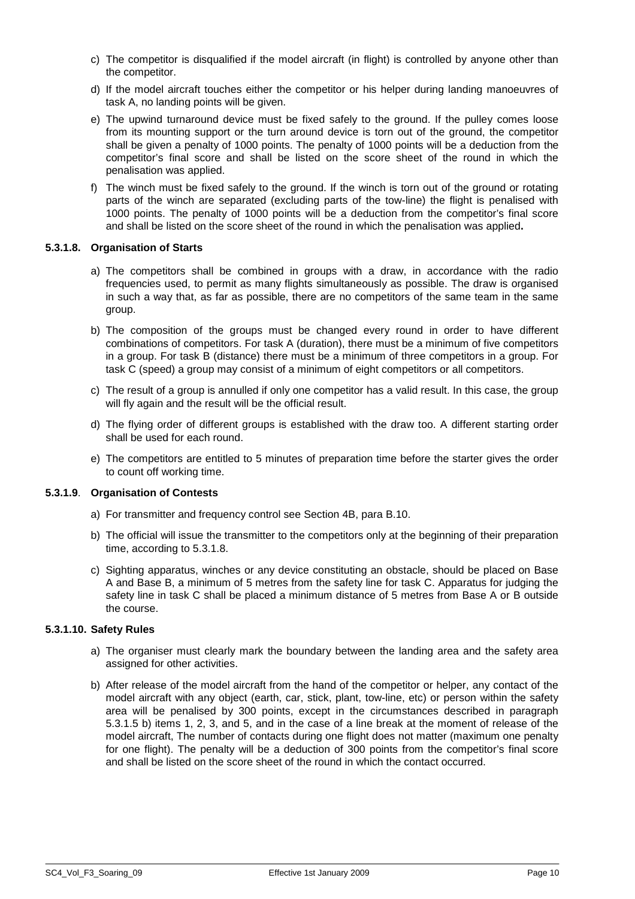c) The competitor is disqualified if the model aircraft (in flight) is controlled by anyone other than the competitor.

d) If the model aircraft touches either the competitor or his helper during landing manoeuvres of task A, no landing points will be given.

e) The upwind turnaround device must be fixed safely to the ground. If the pulley comes loose from its mounting support or the turn around device is torn out of the ground, the competitor shall be given a penalty of 1000 points. The penalty of 1000 points will be a deduction from the competitor's final score and shall be listed on the score sheet of the round in which the penalisation was applied.

f) The winch must be fixed safely to the ground. If the winch is torn out of the ground or rotating parts of the winch are separated (excluding parts of the tow-line) the flight is penalised with 1000 points. The penalty of 1000 points will be a deduction from the competitor's final score and shall be listed on the score sheet of the round in which the penalisation was applied**.**

#### 5.3.1.8. Organisation of Starts

a) The competitors shall be combined in groups with a draw, in accordance with the radio frequencies used, to permit as many flights simultaneously as possible. The draw is organised in such a way that, as far as possible, there are no competitors of the same team in the same group.

b) The composition of the groups must be changed every round in order to have different combinations of competitors. For task A (duration), there must be a minimum of five competitors in a group. For task B (distance) there must be a minimum of three competitors in a group. For task C (speed) a group may consist of a minimum of eight competitors or all competitors.

c) The result of a group is annulled if only one competitor has a valid result. In this case, the group will fly again and the result will be the official result.

d) The flying order of different groups is established with the draw too. A different starting order shall be used for each round.

e) The competitors are entitled to 5 minutes of preparation time before the starter gives the order to count off working time.

#### 5.3.1.9. Organisation of Contests

a) For transmitter and frequency control see Section 4B, para B.10.

b) The official will issue the transmitter to the competitors only at the beginning of their preparation time, according to 5.3.1.8.

c) Sighting apparatus, winches or any device constituting an obstacle, should be placed on Base A and Base B, a minimum of 5 metres from the safety line for task C. Apparatus for judging the safety line in task C shall be placed a minimum distance of 5 metres from Base A or B outside the course.

#### 5.3.1.10. Safety Rules

a) The organiser must clearly mark the boundary between the landing area and the safety area assigned for other activities.

b) After release of the model aircraft from the hand of the competitor or helper, any contact of the model aircraft with any object (earth, car, stick, plant, tow-line, etc) or person within the safety area will be penalised by 300 points, except in the circumstances described in paragraph 5.3.1.5 b) items 1, 2, 3, and 5, and in the case of a line break at the moment of release of the model aircraft, The number of contacts during one flight does not matter (maximum one penalty for one flight). The penalty will be a deduction of 300 points from the competitor's final score and shall be listed on the score sheet of the round in which the contact occurred.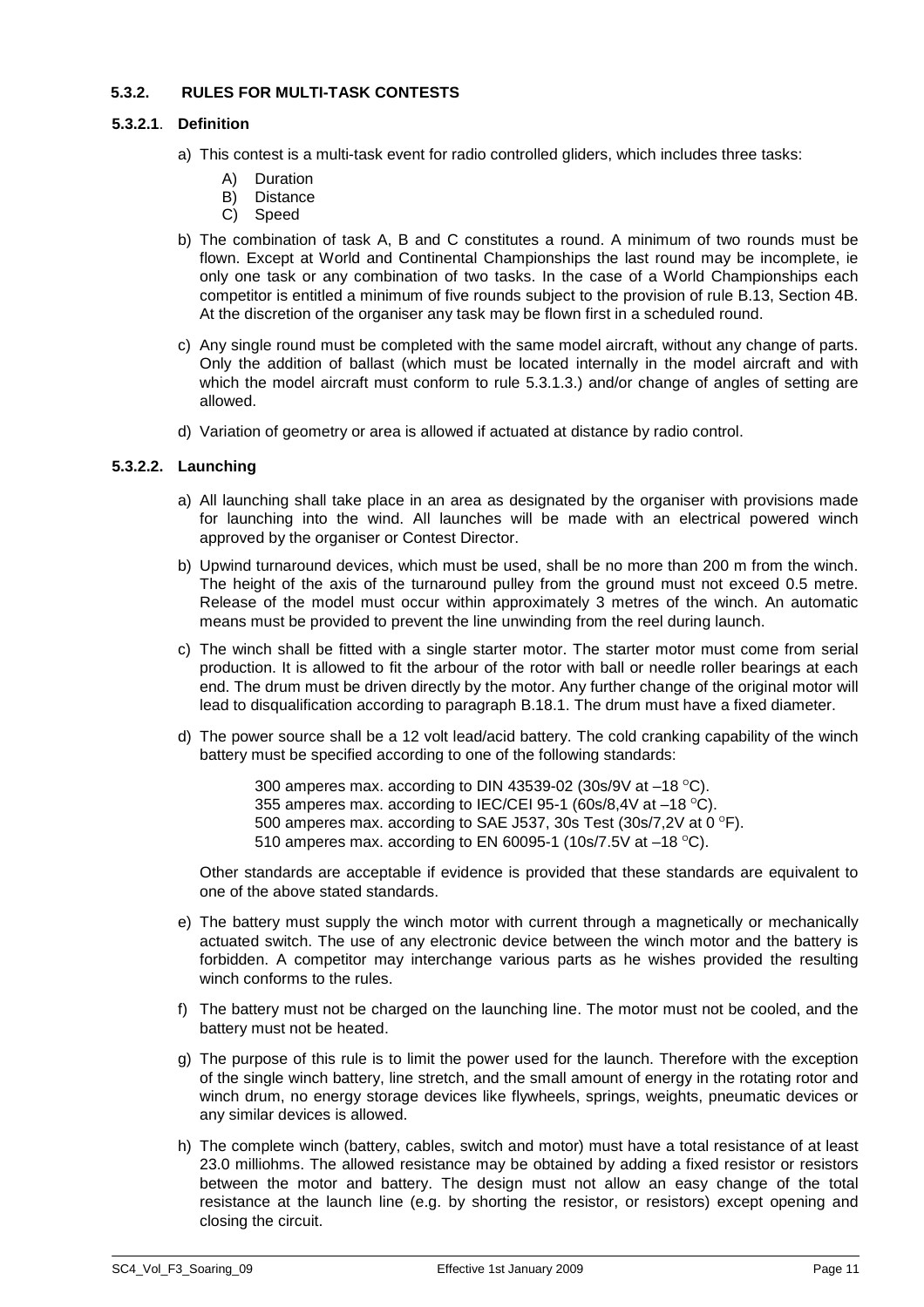### 5.3.2. RULES FOR MULTI-TASK CONTESTS

#### 5.3.2.1. Definition

a) This contest is a multi-task event for radio controlled gliders, which includes three tasks:

   A) Duration
   B) Distance
   C) Speed

b) The combination of task A, B and C constitutes a round. A minimum of two rounds must be flown. Except at World and Continental Championships the last round may be incomplete, ie only one task or any combination of two tasks. In the case of a World Championships each competitor is entitled a minimum of five rounds subject to the provision of rule B.13, Section 4B. At the discretion of the organiser any task may be flown first in a scheduled round.

c) Any single round must be completed with the same model aircraft, without any change of parts. Only the addition of ballast (which must be located internally in the model aircraft and with which the model aircraft must conform to rule 5.3.1.3.) and/or change of angles of setting are allowed.

d) Variation of geometry or area is allowed if actuated at distance by radio control.

#### 5.3.2.2. Launching

a) All launching shall take place in an area as designated by the organiser with provisions made for launching into the wind. All launches will be made with an electrical powered winch approved by the organiser or Contest Director.

b) Upwind turnaround devices, which must be used, shall be no more than 200 m from the winch. The height of the axis of the turnaround pulley from the ground must not exceed 0.5 metre. Release of the model must occur within approximately 3 metres of the winch. An automatic means must be provided to prevent the line unwinding from the reel during launch.

c) The winch shall be fitted with a single starter motor. The starter motor must come from serial production. It is allowed to fit the arbour of the rotor with ball or needle roller bearings at each end. The drum must be driven directly by the motor. Any further change of the original motor will lead to disqualification according to paragraph B.18.1. The drum must have a fixed diameter.

d) The power source shall be a 12 volt lead/acid battery. The cold cranking capability of the winch battery must be specified according to one of the following standards:

   300 amperes max. according to DIN 43539-02 (30s/9V at –18 °C).
   355 amperes max. according to IEC/CEI 95-1 (60s/8,4V at –18 °C).
   500 amperes max. according to SAE J537, 30s Test (30s/7,2V at 0 °F).
   510 amperes max. according to EN 60095-1 (10s/7.5V at –18 °C).

   Other standards are acceptable if evidence is provided that these standards are equivalent to one of the above stated standards.

e) The battery must supply the winch motor with current through a magnetically or mechanically actuated switch. The use of any electronic device between the winch motor and the battery is forbidden. A competitor may interchange various parts as he wishes provided the resulting winch conforms to the rules.

f) The battery must not be charged on the launching line. The motor must not be cooled, and the battery must not be heated.

g) The purpose of this rule is to limit the power used for the launch. Therefore with the exception of the single winch battery, line stretch, and the small amount of energy in the rotating rotor and winch drum, no energy storage devices like flywheels, springs, weights, pneumatic devices or any similar devices is allowed.

h) The complete winch (battery, cables, switch and motor) must have a total resistance of at least 23.0 milliohms. The allowed resistance may be obtained by adding a fixed resistor or resistors between the motor and battery. The design must not allow an easy change of the total resistance at the launch line (e.g. by shorting the resistor, or resistors) except opening and closing the circuit.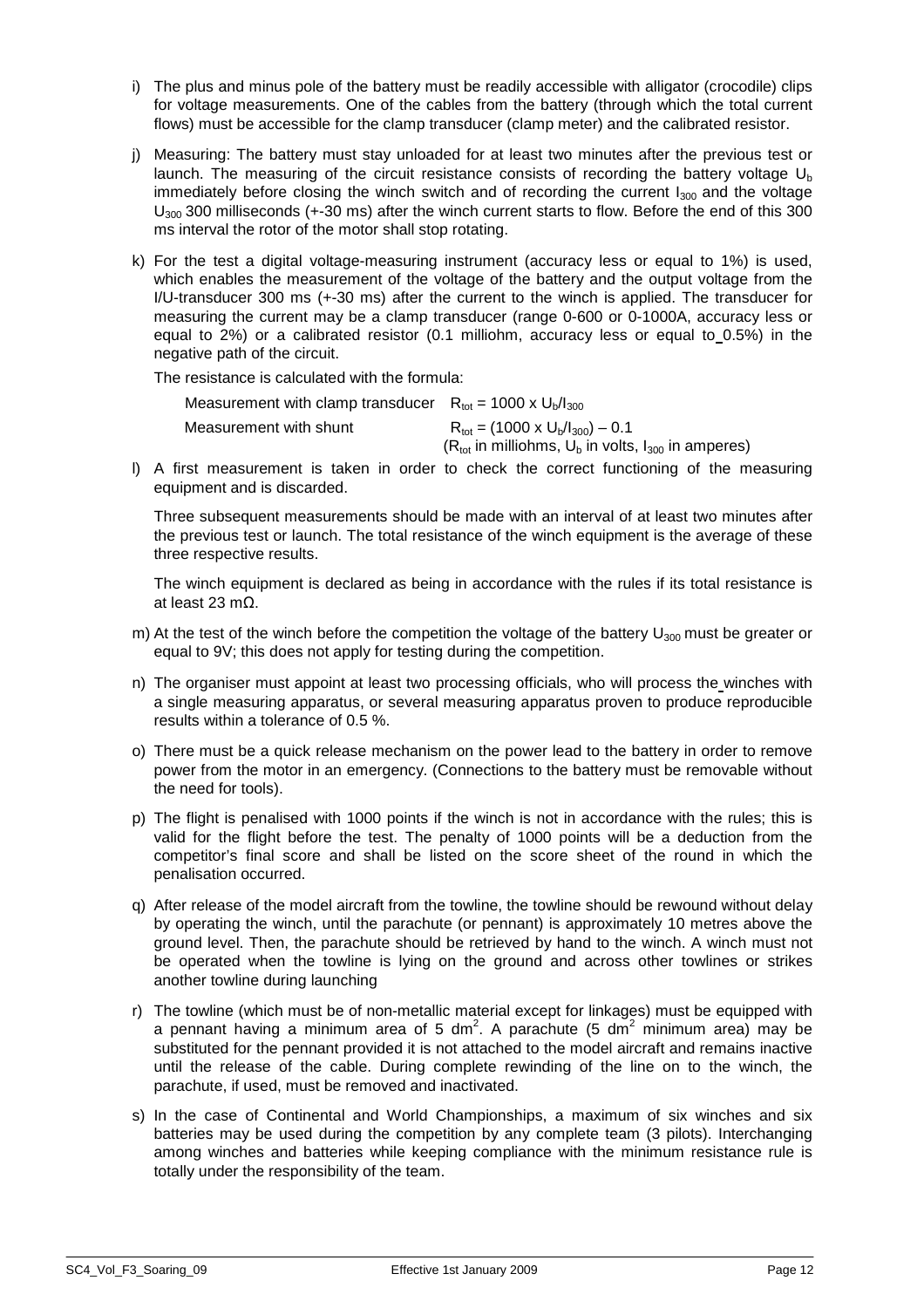i) The plus and minus pole of the battery must be readily accessible with alligator (crocodile) clips for voltage measurements. One of the cables from the battery (through which the total current flows) must be accessible for the clamp transducer (clamp meter) and the calibrated resistor.

j) Measuring: The battery must stay unloaded for at least two minutes after the previous test or launch. The measuring of the circuit resistance consists of recording the battery voltage $U_b$ immediately before closing the winch switch and of recording the current $I_{300}$ and the voltage $U_{300}$ 300 milliseconds (+-30 ms) after the winch current starts to flow. Before the end of this 300 ms interval the rotor of the motor shall stop rotating.

k) For the test a digital voltage-measuring instrument (accuracy less or equal to 1%) is used, which enables the measurement of the voltage of the battery and the output voltage from the I/U-transducer 300 ms (+-30 ms) after the current to the winch is applied. The transducer for measuring the current may be a clamp transducer (range 0-600 or 0-1000A, accuracy less or equal to 2%) or a calibrated resistor (0.1 milliohm, accuracy less or equal to 0.5%) in the negative path of the circuit.

   The resistance is calculated with the formula:

   Measurement with clamp transducer $R_{tot} = 1000 \times U_b/I_{300}$

   Measurement with shunt $R_{tot} = (1000 \times U_b/I_{300}) - 0.1$

   ($R_{tot}$ in milliohms, $U_b$ in volts, $I_{300}$ in amperes)

l) A first measurement is taken in order to check the correct functioning of the measuring equipment and is discarded.

   Three subsequent measurements should be made with an interval of at least two minutes after the previous test or launch. The total resistance of the winch equipment is the average of these three respective results.

   The winch equipment is declared as being in accordance with the rules if its total resistance is at least 23 mΩ.

m) At the test of the winch before the competition the voltage of the battery $U_{300}$ must be greater or equal to 9V; this does not apply for testing during the competition.

n) The organiser must appoint at least two processing officials, who will process the winches with a single measuring apparatus, or several measuring apparatus proven to produce reproducible results within a tolerance of 0.5 %.

o) There must be a quick release mechanism on the power lead to the battery in order to remove power from the motor in an emergency. (Connections to the battery must be removable without the need for tools).

p) The flight is penalised with 1000 points if the winch is not in accordance with the rules; this is valid for the flight before the test. The penalty of 1000 points will be a deduction from the competitor's final score and shall be listed on the score sheet of the round in which the penalisation occurred.

q) After release of the model aircraft from the towline, the towline should be rewound without delay by operating the winch, until the parachute (or pennant) is approximately 10 metres above the ground level. Then, the parachute should be retrieved by hand to the winch. A winch must not be operated when the towline is lying on the ground and across other towlines or strikes another towline during launching

r) The towline (which must be of non-metallic material except for linkages) must be equipped with a pennant having a minimum area of 5 $dm^2$. A parachute (5 $dm^2$ minimum area) may be substituted for the pennant provided it is not attached to the model aircraft and remains inactive until the release of the cable. During complete rewinding of the line on to the winch, the parachute, if used, must be removed and inactivated.

s) In the case of Continental and World Championships, a maximum of six winches and six batteries may be used during the competition by any complete team (3 pilots). Interchanging among winches and batteries while keeping compliance with the minimum resistance rule is totally under the responsibility of the team.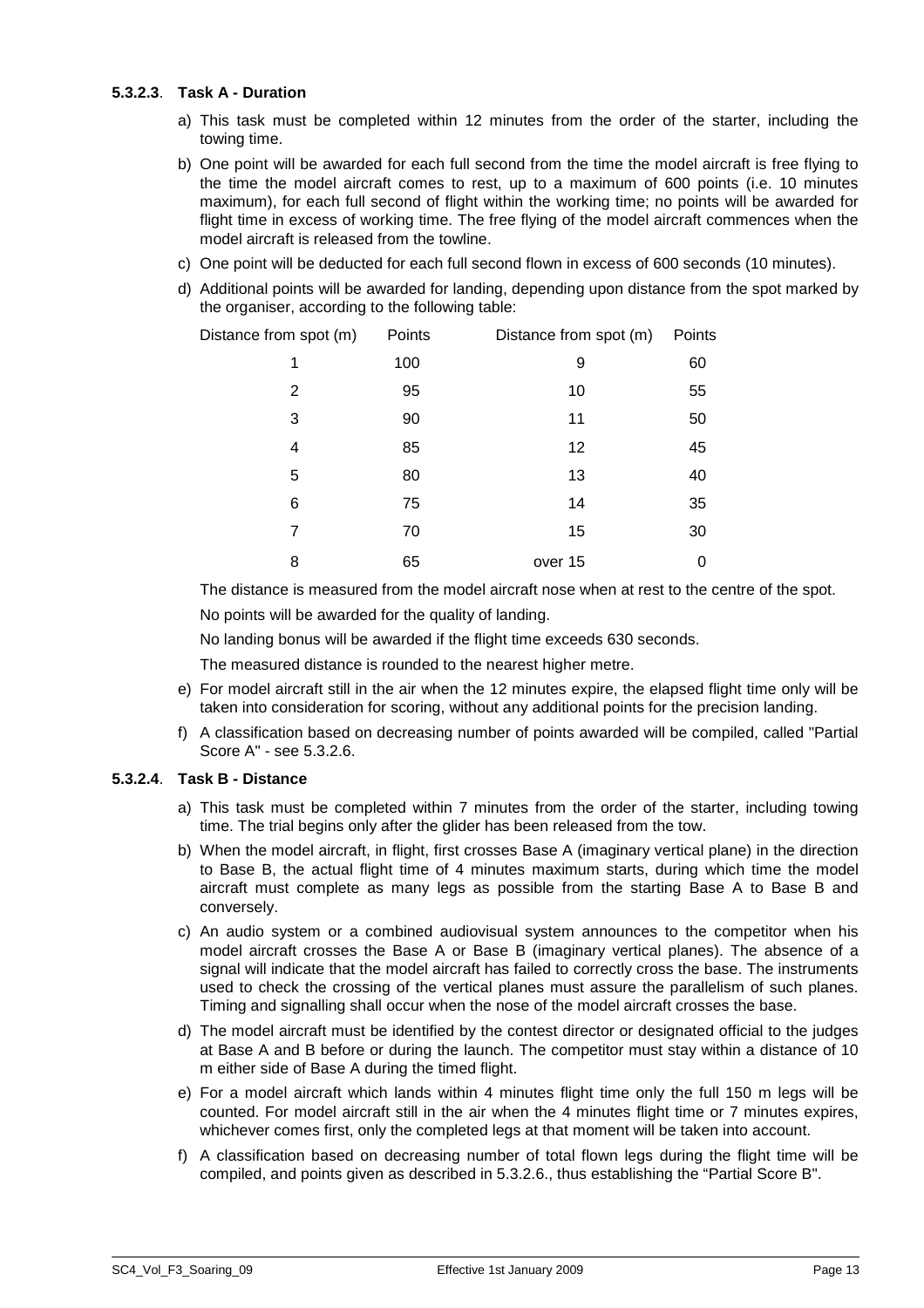#### 5.3.2.3. Task A - Duration

a) This task must be completed within 12 minutes from the order of the starter, including the towing time.

b) One point will be awarded for each full second from the time the model aircraft is free flying to the time the model aircraft comes to rest, up to a maximum of 600 points (i.e. 10 minutes maximum), for each full second of flight within the working time; no points will be awarded for flight time in excess of working time. The free flying of the model aircraft commences when the model aircraft is released from the towline.

c) One point will be deducted for each full second flown in excess of 600 seconds (10 minutes).

d) Additional points will be awarded for landing, depending upon distance from the spot marked by the organiser, according to the following table:

| Distance from spot (m) | Points | Distance from spot (m) | Points |
|---|---|---|---|
| 1 | 100 | 9 | 60 |
| 2 | 95 | 10 | 55 |
| 3 | 90 | 11 | 50 |
| 4 | 85 | 12 | 45 |
| 5 | 80 | 13 | 40 |
| 6 | 75 | 14 | 35 |
| 7 | 70 | 15 | 30 |
| 8 | 65 | over 15 | 0 |

The distance is measured from the model aircraft nose when at rest to the centre of the spot.

No points will be awarded for the quality of landing.

No landing bonus will be awarded if the flight time exceeds 630 seconds.

The measured distance is rounded to the nearest higher metre.

e) For model aircraft still in the air when the 12 minutes expire, the elapsed flight time only will be taken into consideration for scoring, without any additional points for the precision landing.

f) A classification based on decreasing number of points awarded will be compiled, called "Partial Score A" - see 5.3.2.6.

#### 5.3.2.4. Task B - Distance

a) This task must be completed within 7 minutes from the order of the starter, including towing time. The trial begins only after the glider has been released from the tow.

b) When the model aircraft, in flight, first crosses Base A (imaginary vertical plane) in the direction to Base B, the actual flight time of 4 minutes maximum starts, during which time the model aircraft must complete as many legs as possible from the starting Base A to Base B and conversely.

c) An audio system or a combined audiovisual system announces to the competitor when his model aircraft crosses the Base A or Base B (imaginary vertical planes). The absence of a signal will indicate that the model aircraft has failed to correctly cross the base. The instruments used to check the crossing of the vertical planes must assure the parallelism of such planes. Timing and signalling shall occur when the nose of the model aircraft crosses the base.

d) The model aircraft must be identified by the contest director or designated official to the judges at Base A and B before or during the launch. The competitor must stay within a distance of 10 m either side of Base A during the timed flight.

e) For a model aircraft which lands within 4 minutes flight time only the full 150 m legs will be counted. For model aircraft still in the air when the 4 minutes flight time or 7 minutes expires, whichever comes first, only the completed legs at that moment will be taken into account.

f) A classification based on decreasing number of total flown legs during the flight time will be compiled, and points given as described in 5.3.2.6., thus establishing the "Partial Score B".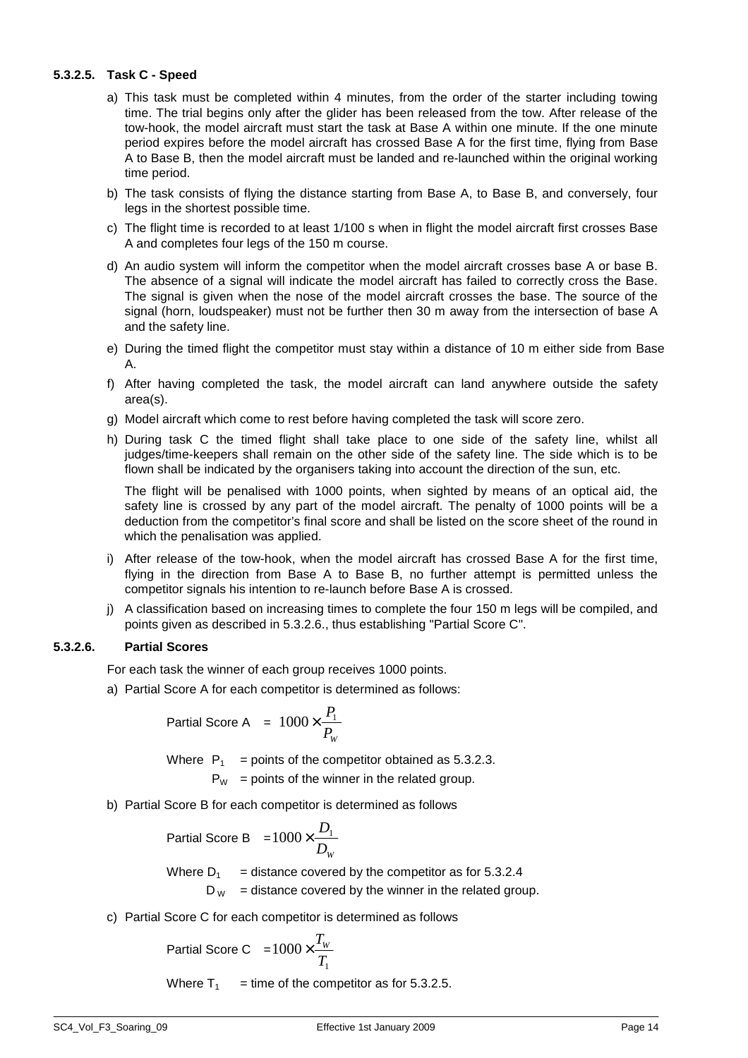#### 5.3.2.5. Task C - Speed

a) This task must be completed within 4 minutes, from the order of the starter including towing time. The trial begins only after the glider has been released from the tow. After release of the tow-hook, the model aircraft must start the task at Base A within one minute. If the one minute period expires before the model aircraft has crossed Base A for the first time, flying from Base A to Base B, then the model aircraft must be landed and re-launched within the original working time period.

b) The task consists of flying the distance starting from Base A, to Base B, and conversely, four legs in the shortest possible time.

c) The flight time is recorded to at least 1/100 s when in flight the model aircraft first crosses Base A and completes four legs of the 150 m course.

d) An audio system will inform the competitor when the model aircraft crosses base A or base B. The absence of a signal will indicate the model aircraft has failed to correctly cross the Base. The signal is given when the nose of the model aircraft crosses the base. The source of the signal (horn, loudspeaker) must not be further then 30 m away from the intersection of base A and the safety line.

e) During the timed flight the competitor must stay within a distance of 10 m either side from Base A.

f) After having completed the task, the model aircraft can land anywhere outside the safety area(s).

g) Model aircraft which come to rest before having completed the task will score zero.

h) During task C the timed flight shall take place to one side of the safety line, whilst all judges/time-keepers shall remain on the other side of the safety line. The side which is to be flown shall be indicated by the organisers taking into account the direction of the sun, etc.

   The flight will be penalised with 1000 points, when sighted by means of an optical aid, the safety line is crossed by any part of the model aircraft. The penalty of 1000 points will be a deduction from the competitor's final score and shall be listed on the score sheet of the round in which the penalisation was applied.

i) After release of the tow-hook, when the model aircraft has crossed Base A for the first time, flying in the direction from Base A to Base B, no further attempt is permitted unless the competitor signals his intention to re-launch before Base A is crossed.

j) A classification based on increasing times to complete the four 150 m legs will be compiled, and points given as described in 5.3.2.6., thus establishing "Partial Score C".

#### 5.3.2.6. Partial Scores

For each task the winner of each group receives 1000 points.

a) Partial Score A for each competitor is determined as follows:

$$\text{Partial Score A} = 1000 \times \frac{P_1}{P_W}$$

Where $P_1$ = points of the competitor obtained as 5.3.2.3.
$P_W$ = points of the winner in the related group.

b) Partial Score B for each competitor is determined as follows

$$\text{Partial Score B} = 1000 \times \frac{D_1}{D_W}$$

Where $D_1$ = distance covered by the competitor as for 5.3.2.4
$D_W$ = distance covered by the winner in the related group.

c) Partial Score C for each competitor is determined as follows

$$\text{Partial Score C} = 1000 \times \frac{T_W}{T_1}$$

Where $T_1$ = time of the competitor as for 5.3.2.5.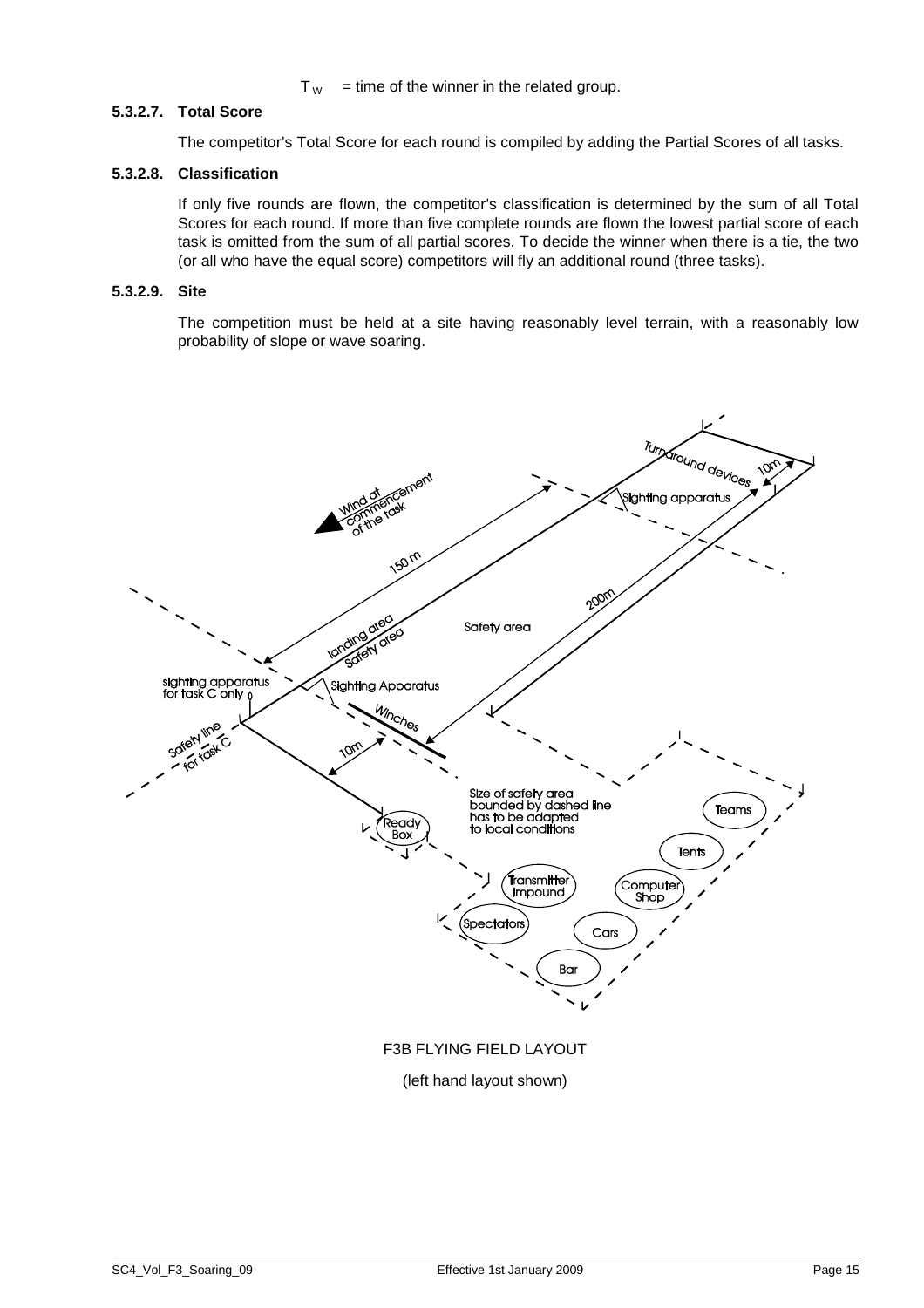$T_W$ = time of the winner in the related group.

#### 5.3.2.7. Total Score

The competitor's Total Score for each round is compiled by adding the Partial Scores of all tasks.

#### 5.3.2.8. Classification

If only five rounds are flown, the competitor's classification is determined by the sum of all Total Scores for each round. If more than five complete rounds are flown the lowest partial score of each task is omitted from the sum of all partial scores. To decide the winner when there is a tie, the two (or all who have the equal score) competitors will fly an additional round (three tasks).

#### 5.3.2.9. Site

The competition must be held at a site having reasonably level terrain, with a reasonably low probability of slope or wave soaring.

F3B FLYING FIELD LAYOUT

(left hand layout shown)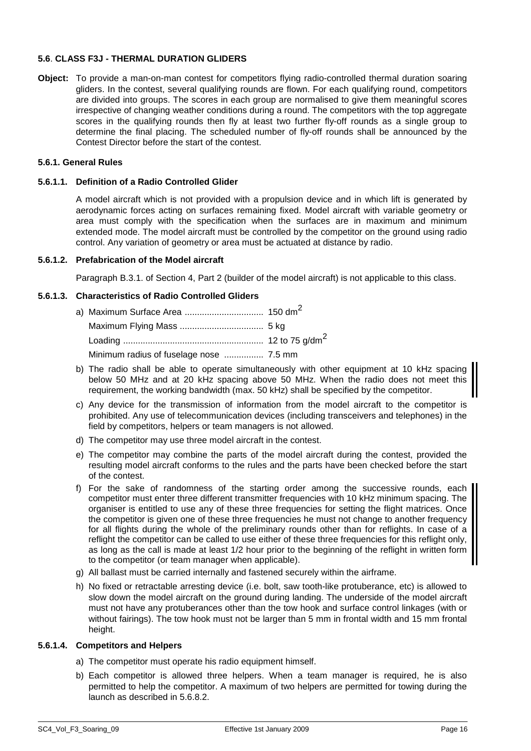### 5.6. CLASS F3J - THERMAL DURATION GLIDERS

**Object:** To provide a man-on-man contest for competitors flying radio-controlled thermal duration soaring gliders. In the contest, several qualifying rounds are flown. For each qualifying round, competitors are divided into groups. The scores in each group are normalised to give them meaningful scores irrespective of changing weather conditions during a round. The competitors with the top aggregate scores in the qualifying rounds then fly at least two further fly-off rounds as a single group to determine the final placing. The scheduled number of fly-off rounds shall be announced by the Contest Director before the start of the contest.

#### 5.6.1. General Rules

##### 5.6.1.1. Definition of a Radio Controlled Glider

A model aircraft which is not provided with a propulsion device and in which lift is generated by aerodynamic forces acting on surfaces remaining fixed. Model aircraft with variable geometry or area must comply with the specification when the surfaces are in maximum and minimum extended mode. The model aircraft must be controlled by the competitor on the ground using radio control. Any variation of geometry or area must be actuated at distance by radio.

##### 5.6.1.2. Prefabrication of the Model aircraft

Paragraph B.3.1. of Section 4, Part 2 (builder of the model aircraft) is not applicable to this class.

##### 5.6.1.3. Characteristics of Radio Controlled Gliders

a) Maximum Surface Area ................................ 150 $dm^2$

   Maximum Flying Mass .................................. 5 kg

   Loading ......................................................... 12 to 75 $g/dm^2$

   Minimum radius of fuselage nose ................ 7.5 mm

b) The radio shall be able to operate simultaneously with other equipment at 10 kHz spacing below 50 MHz and at 20 kHz spacing above 50 MHz. When the radio does not meet this requirement, the working bandwidth (max. 50 kHz) shall be specified by the competitor.

c) Any device for the transmission of information from the model aircraft to the competitor is prohibited. Any use of telecommunication devices (including transceivers and telephones) in the field by competitors, helpers or team managers is not allowed.

d) The competitor may use three model aircraft in the contest.

e) The competitor may combine the parts of the model aircraft during the contest, provided the resulting model aircraft conforms to the rules and the parts have been checked before the start of the contest.

f) For the sake of randomness of the starting order among the successive rounds, each competitor must enter three different transmitter frequencies with 10 kHz minimum spacing. The organiser is entitled to use any of these three frequencies for setting the flight matrices. Once the competitor is given one of these three frequencies he must not change to another frequency for all flights during the whole of the preliminary rounds other than for reflights. In case of a reflight the competitor can be called to use either of these three frequencies for this reflight only, as long as the call is made at least 1/2 hour prior to the beginning of the reflight in written form to the competitor (or team manager when applicable).

g) All ballast must be carried internally and fastened securely within the airframe.

h) No fixed or retractable arresting device (i.e. bolt, saw tooth-like protuberance, etc) is allowed to slow down the model aircraft on the ground during landing. The underside of the model aircraft must not have any protuberances other than the tow hook and surface control linkages (with or without fairings). The tow hook must not be larger than 5 mm in frontal width and 15 mm frontal height.

##### 5.6.1.4. Competitors and Helpers

a) The competitor must operate his radio equipment himself.

b) Each competitor is allowed three helpers. When a team manager is required, he is also permitted to help the competitor. A maximum of two helpers are permitted for towing during the launch as described in 5.6.8.2.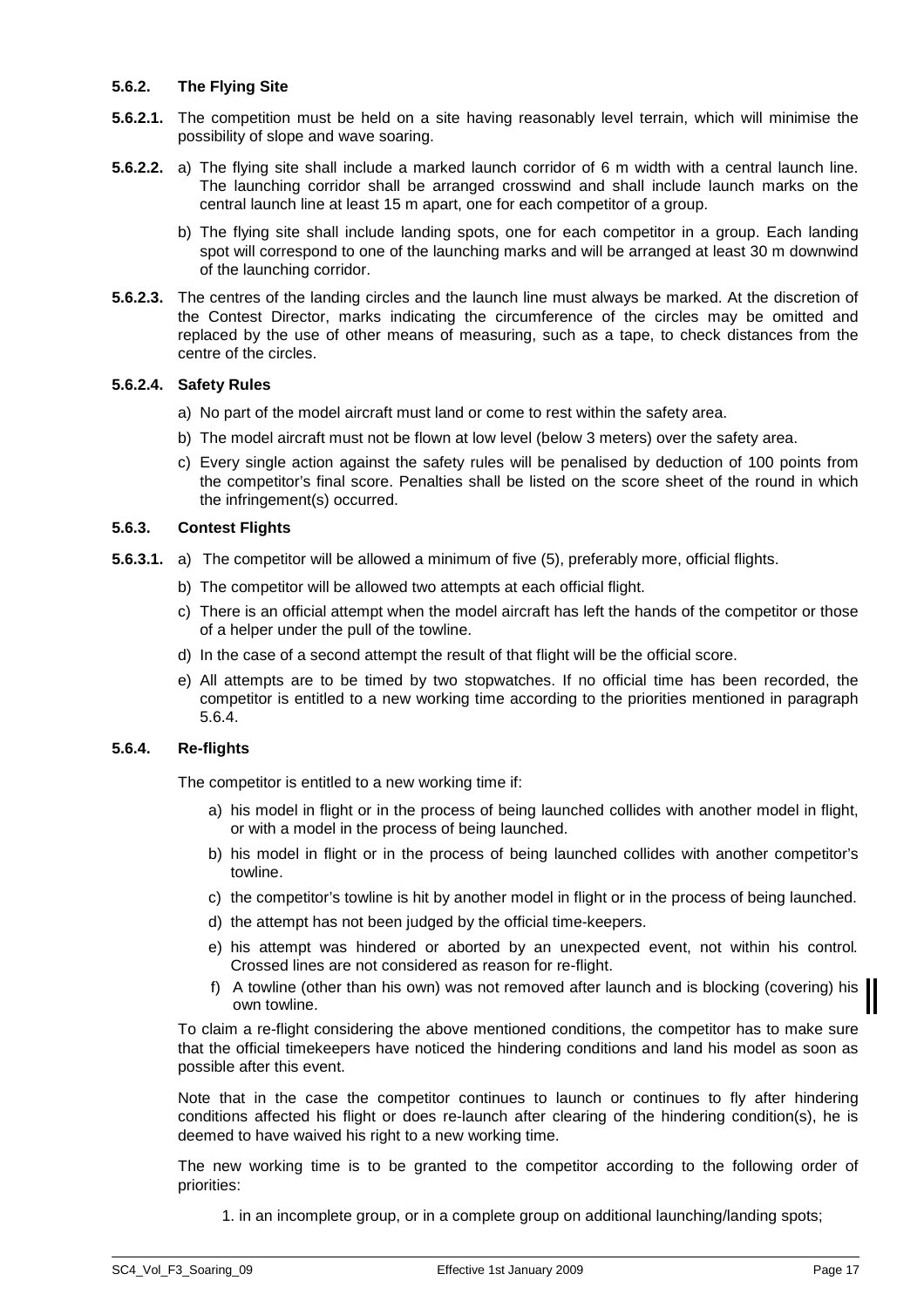#### 5.6.2. The Flying Site

**5.6.2.1.** The competition must be held on a site having reasonably level terrain, which will minimise the possibility of slope and wave soaring.

**5.6.2.2.** a) The flying site shall include a marked launch corridor of 6 m width with a central launch line. The launching corridor shall be arranged crosswind and shall include launch marks on the central launch line at least 15 m apart, one for each competitor of a group.

b) The flying site shall include landing spots, one for each competitor in a group. Each landing spot will correspond to one of the launching marks and will be arranged at least 30 m downwind of the launching corridor.

**5.6.2.3.** The centres of the landing circles and the launch line must always be marked. At the discretion of the Contest Director, marks indicating the circumference of the circles may be omitted and replaced by the use of other means of measuring, such as a tape, to check distances from the centre of the circles.

**5.6.2.4. Safety Rules**

a) No part of the model aircraft must land or come to rest within the safety area.

b) The model aircraft must not be flown at low level (below 3 meters) over the safety area.

c) Every single action against the safety rules will be penalised by deduction of 100 points from the competitor's final score. Penalties shall be listed on the score sheet of the round in which the infringement(s) occurred.

#### 5.6.3. Contest Flights

**5.6.3.1.** a) The competitor will be allowed a minimum of five (5), preferably more, official flights.

b) The competitor will be allowed two attempts at each official flight.

c) There is an official attempt when the model aircraft has left the hands of the competitor or those of a helper under the pull of the towline.

d) In the case of a second attempt the result of that flight will be the official score.

e) All attempts are to be timed by two stopwatches. If no official time has been recorded, the competitor is entitled to a new working time according to the priorities mentioned in paragraph 5.6.4.

#### 5.6.4. Re-flights

The competitor is entitled to a new working time if:

a) his model in flight or in the process of being launched collides with another model in flight, or with a model in the process of being launched.

b) his model in flight or in the process of being launched collides with another competitor's towline.

c) the competitor's towline is hit by another model in flight or in the process of being launched.

d) the attempt has not been judged by the official time-keepers.

e) his attempt was hindered or aborted by an unexpected event, not within his control. Crossed lines are not considered as reason for re-flight.

f) A towline (other than his own) was not removed after launch and is blocking (covering) his own towline.

To claim a re-flight considering the above mentioned conditions, the competitor has to make sure that the official timekeepers have noticed the hindering conditions and land his model as soon as possible after this event.

Note that in the case the competitor continues to launch or continues to fly after hindering conditions affected his flight or does re-launch after clearing of the hindering condition(s), he is deemed to have waived his right to a new working time.

The new working time is to be granted to the competitor according to the following order of priorities:

1. in an incomplete group, or in a complete group on additional launching/landing spots;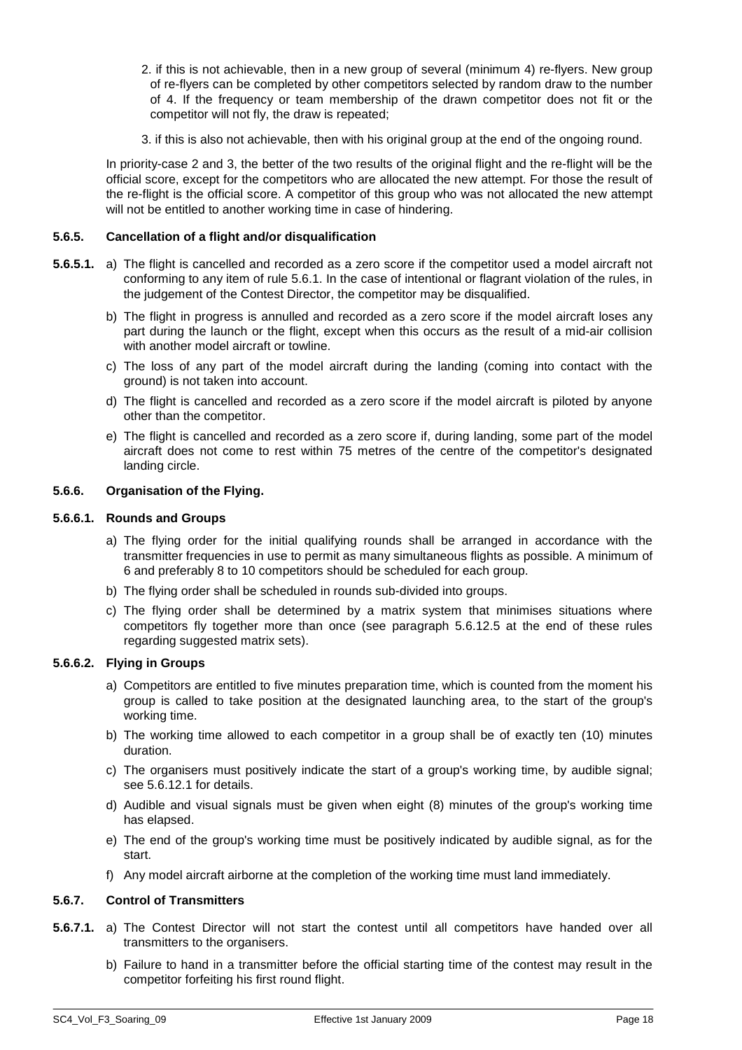2. if this is not achievable, then in a new group of several (minimum 4) re-flyers. New group of re-flyers can be completed by other competitors selected by random draw to the number of 4. If the frequency or team membership of the drawn competitor does not fit or the competitor will not fly, the draw is repeated;

3. if this is also not achievable, then with his original group at the end of the ongoing round.

In priority-case 2 and 3, the better of the two results of the original flight and the re-flight will be the official score, except for the competitors who are allocated the new attempt. For those the result of the re-flight is the official score. A competitor of this group who was not allocated the new attempt will not be entitled to another working time in case of hindering.

### 5.6.5. Cancellation of a flight and/or disqualification

**5.6.5.1.** a) The flight is cancelled and recorded as a zero score if the competitor used a model aircraft not conforming to any item of rule 5.6.1. In the case of intentional or flagrant violation of the rules, in the judgement of the Contest Director, the competitor may be disqualified.

b) The flight in progress is annulled and recorded as a zero score if the model aircraft loses any part during the launch or the flight, except when this occurs as the result of a mid-air collision with another model aircraft or towline.

c) The loss of any part of the model aircraft during the landing (coming into contact with the ground) is not taken into account.

d) The flight is cancelled and recorded as a zero score if the model aircraft is piloted by anyone other than the competitor.

e) The flight is cancelled and recorded as a zero score if, during landing, some part of the model aircraft does not come to rest within 75 metres of the centre of the competitor's designated landing circle.

### 5.6.6. Organisation of the Flying.

#### 5.6.6.1. Rounds and Groups

a) The flying order for the initial qualifying rounds shall be arranged in accordance with the transmitter frequencies in use to permit as many simultaneous flights as possible. A minimum of 6 and preferably 8 to 10 competitors should be scheduled for each group.

b) The flying order shall be scheduled in rounds sub-divided into groups.

c) The flying order shall be determined by a matrix system that minimises situations where competitors fly together more than once (see paragraph 5.6.12.5 at the end of these rules regarding suggested matrix sets).

#### 5.6.6.2. Flying in Groups

a) Competitors are entitled to five minutes preparation time, which is counted from the moment his group is called to take position at the designated launching area, to the start of the group's working time.

b) The working time allowed to each competitor in a group shall be of exactly ten (10) minutes duration.

c) The organisers must positively indicate the start of a group's working time, by audible signal; see 5.6.12.1 for details.

d) Audible and visual signals must be given when eight (8) minutes of the group's working time has elapsed.

e) The end of the group's working time must be positively indicated by audible signal, as for the start.

f) Any model aircraft airborne at the completion of the working time must land immediately.

### 5.6.7. Control of Transmitters

**5.6.7.1.** a) The Contest Director will not start the contest until all competitors have handed over all transmitters to the organisers.

b) Failure to hand in a transmitter before the official starting time of the contest may result in the competitor forfeiting his first round flight.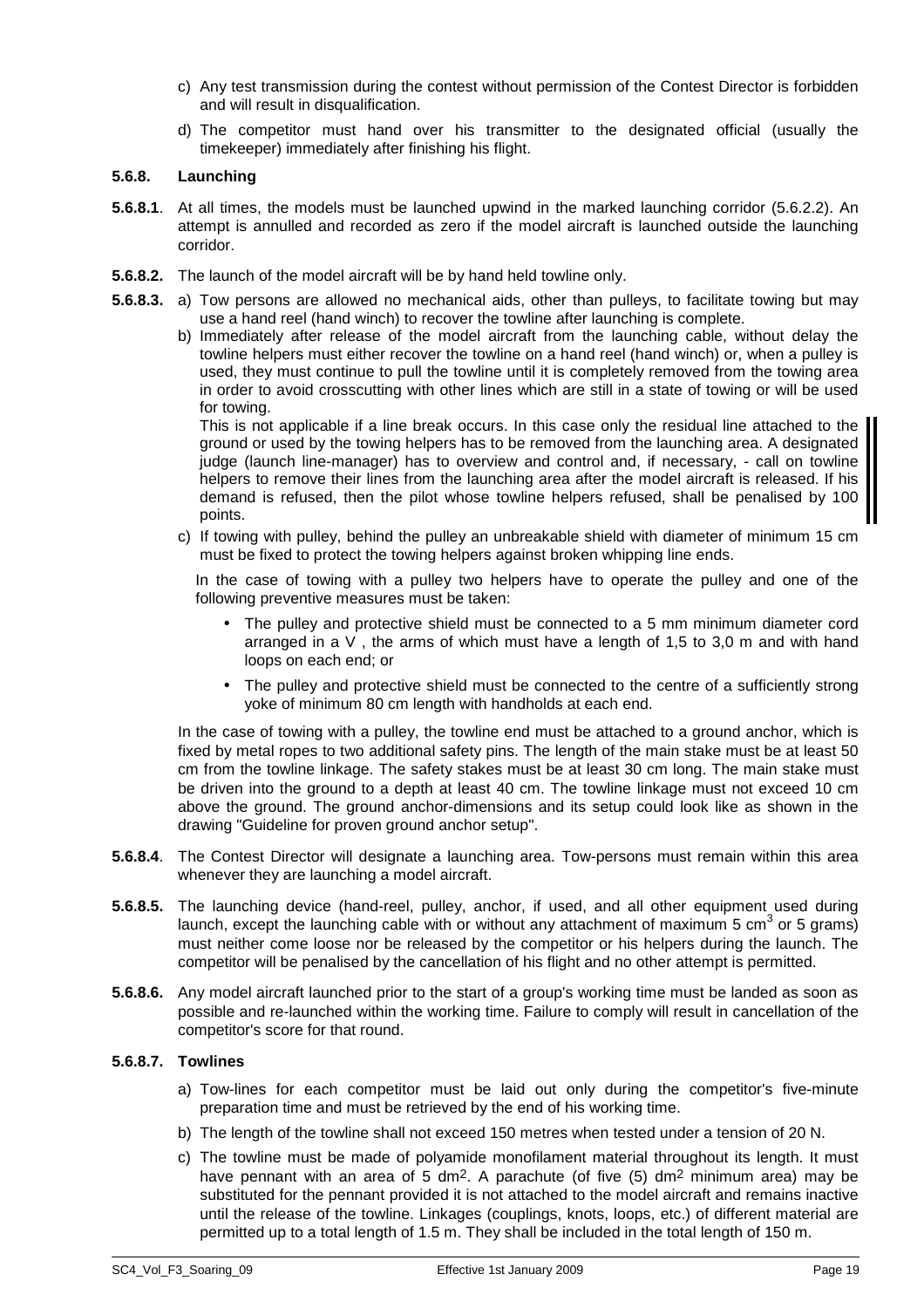c) Any test transmission during the contest without permission of the Contest Director is forbidden and will result in disqualification.

d) The competitor must hand over his transmitter to the designated official (usually the timekeeper) immediately after finishing his flight.

### 5.6.8. Launching

**5.6.8.1**. At all times, the models must be launched upwind in the marked launching corridor (5.6.2.2). An attempt is annulled and recorded as zero if the model aircraft is launched outside the launching corridor.

**5.6.8.2.** The launch of the model aircraft will be by hand held towline only.

**5.6.8.3.** a) Tow persons are allowed no mechanical aids, other than pulleys, to facilitate towing but may use a hand reel (hand winch) to recover the towline after launching is complete.

b) Immediately after release of the model aircraft from the launching cable, without delay the towline helpers must either recover the towline on a hand reel (hand winch) or, when a pulley is used, they must continue to pull the towline until it is completely removed from the towing area in order to avoid crosscutting with other lines which are still in a state of towing or will be used for towing.

This is not applicable if a line break occurs. In this case only the residual line attached to the ground or used by the towing helpers has to be removed from the launching area. A designated judge (launch line-manager) has to overview and control and, if necessary, - call on towline helpers to remove their lines from the launching area after the model aircraft is released. If his demand is refused, then the pilot whose towline helpers refused, shall be penalised by 100 points.

c) If towing with pulley, behind the pulley an unbreakable shield with diameter of minimum 15 cm must be fixed to protect the towing helpers against broken whipping line ends.

In the case of towing with a pulley two helpers have to operate the pulley and one of the following preventive measures must be taken:

- The pulley and protective shield must be connected to a 5 mm minimum diameter cord arranged in a V , the arms of which must have a length of 1,5 to 3,0 m and with hand loops on each end; or
- The pulley and protective shield must be connected to the centre of a sufficiently strong yoke of minimum 80 cm length with handholds at each end.

In the case of towing with a pulley, the towline end must be attached to a ground anchor, which is fixed by metal ropes to two additional safety pins. The length of the main stake must be at least 50 cm from the towline linkage. The safety stakes must be at least 30 cm long. The main stake must be driven into the ground to a depth at least 40 cm. The towline linkage must not exceed 10 cm above the ground. The ground anchor-dimensions and its setup could look like as shown in the drawing "Guideline for proven ground anchor setup".

**5.6.8.4**. The Contest Director will designate a launching area. Tow-persons must remain within this area whenever they are launching a model aircraft.

**5.6.8.5.** The launching device (hand-reel, pulley, anchor, if used, and all other equipment used during launch, except the launching cable with or without any attachment of maximum 5 $cm^3$ or 5 grams) must neither come loose nor be released by the competitor or his helpers during the launch. The competitor will be penalised by the cancellation of his flight and no other attempt is permitted.

**5.6.8.6.** Any model aircraft launched prior to the start of a group's working time must be landed as soon as possible and re-launched within the working time. Failure to comply will result in cancellation of the competitor's score for that round.

### 5.6.8.7. Towlines

a) Tow-lines for each competitor must be laid out only during the competitor's five-minute preparation time and must be retrieved by the end of his working time.

b) The length of the towline shall not exceed 150 metres when tested under a tension of 20 N.

c) The towline must be made of polyamide monofilament material throughout its length. It must have pennant with an area of 5 $dm^2$. A parachute (of five (5) $dm^2$ minimum area) may be substituted for the pennant provided it is not attached to the model aircraft and remains inactive until the release of the towline. Linkages (couplings, knots, loops, etc.) of different material are permitted up to a total length of 1.5 m. They shall be included in the total length of 150 m.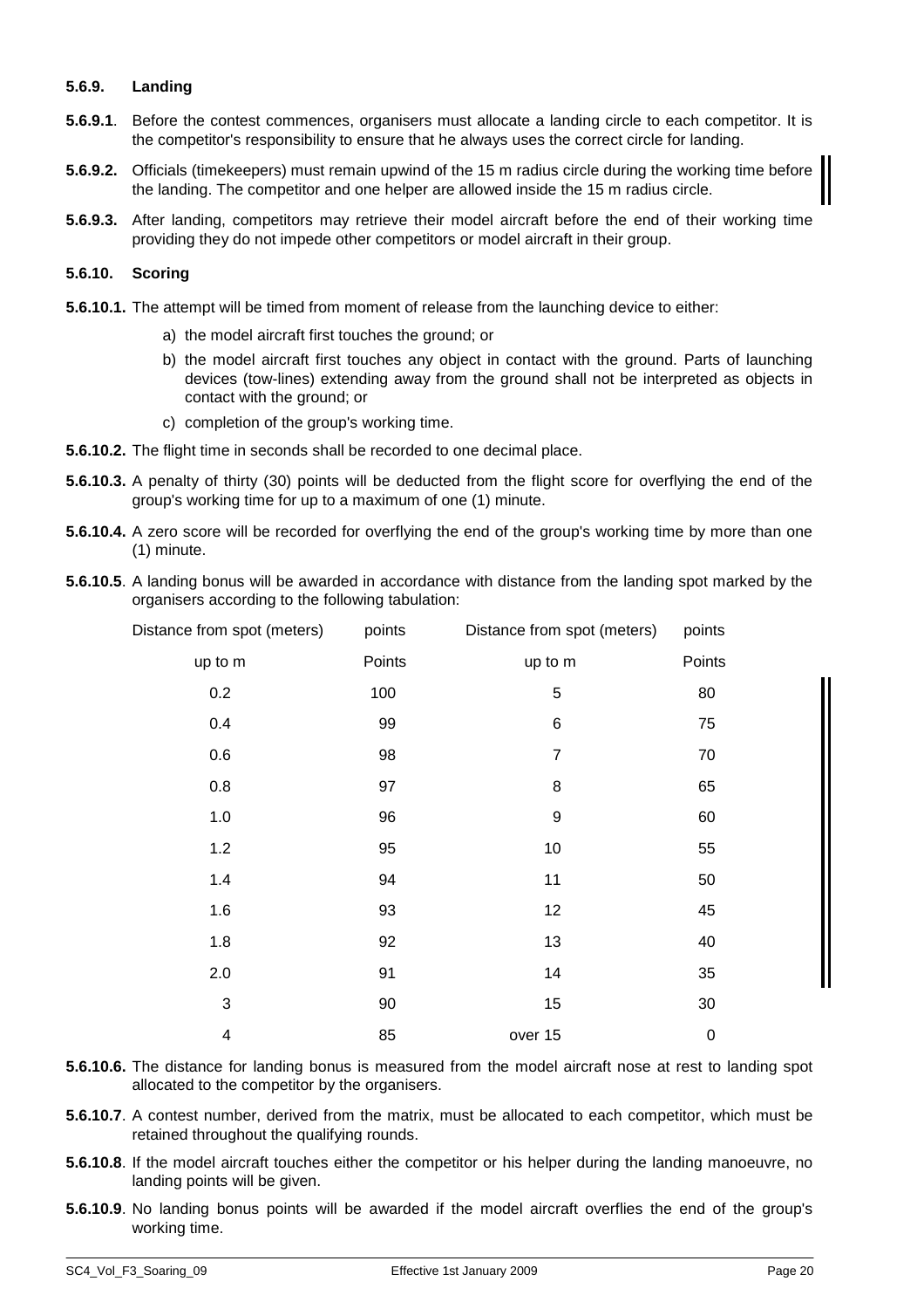#### 5.6.9. Landing

**5.6.9.1**. Before the contest commences, organisers must allocate a landing circle to each competitor. It is the competitor's responsibility to ensure that he always uses the correct circle for landing.

**5.6.9.2.** Officials (timekeepers) must remain upwind of the 15 m radius circle during the working time before the landing. The competitor and one helper are allowed inside the 15 m radius circle.

**5.6.9.3.** After landing, competitors may retrieve their model aircraft before the end of their working time providing they do not impede other competitors or model aircraft in their group.

#### 5.6.10. Scoring

**5.6.10.1.** The attempt will be timed from moment of release from the launching device to either:

a) the model aircraft first touches the ground; or

b) the model aircraft first touches any object in contact with the ground. Parts of launching devices (tow-lines) extending away from the ground shall not be interpreted as objects in contact with the ground; or

c) completion of the group's working time.

**5.6.10.2.** The flight time in seconds shall be recorded to one decimal place.

**5.6.10.3.** A penalty of thirty (30) points will be deducted from the flight score for overflying the end of the group's working time for up to a maximum of one (1) minute.

**5.6.10.4.** A zero score will be recorded for overflying the end of the group's working time by more than one (1) minute.

**5.6.10.5**. A landing bonus will be awarded in accordance with distance from the landing spot marked by the organisers according to the following tabulation:

| Distance from spot (meters) | points | Distance from spot (meters) | points |
|---|---|---|---|
| up to m | Points | up to m | Points |
| 0.2 | 100 | 5 | 80 |
| 0.4 | 99 | 6 | 75 |
| 0.6 | 98 | 7 | 70 |
| 0.8 | 97 | 8 | 65 |
| 1.0 | 96 | 9 | 60 |
| 1.2 | 95 | 10 | 55 |
| 1.4 | 94 | 11 | 50 |
| 1.6 | 93 | 12 | 45 |
| 1.8 | 92 | 13 | 40 |
| 2.0 | 91 | 14 | 35 |
| 3 | 90 | 15 | 30 |
| 4 | 85 | over 15 | 0 |

**5.6.10.6.** The distance for landing bonus is measured from the model aircraft nose at rest to landing spot allocated to the competitor by the organisers.

**5.6.10.7**. A contest number, derived from the matrix, must be allocated to each competitor, which must be retained throughout the qualifying rounds.

**5.6.10.8**. If the model aircraft touches either the competitor or his helper during the landing manoeuvre, no landing points will be given.

**5.6.10.9**. No landing bonus points will be awarded if the model aircraft overflies the end of the group's working time.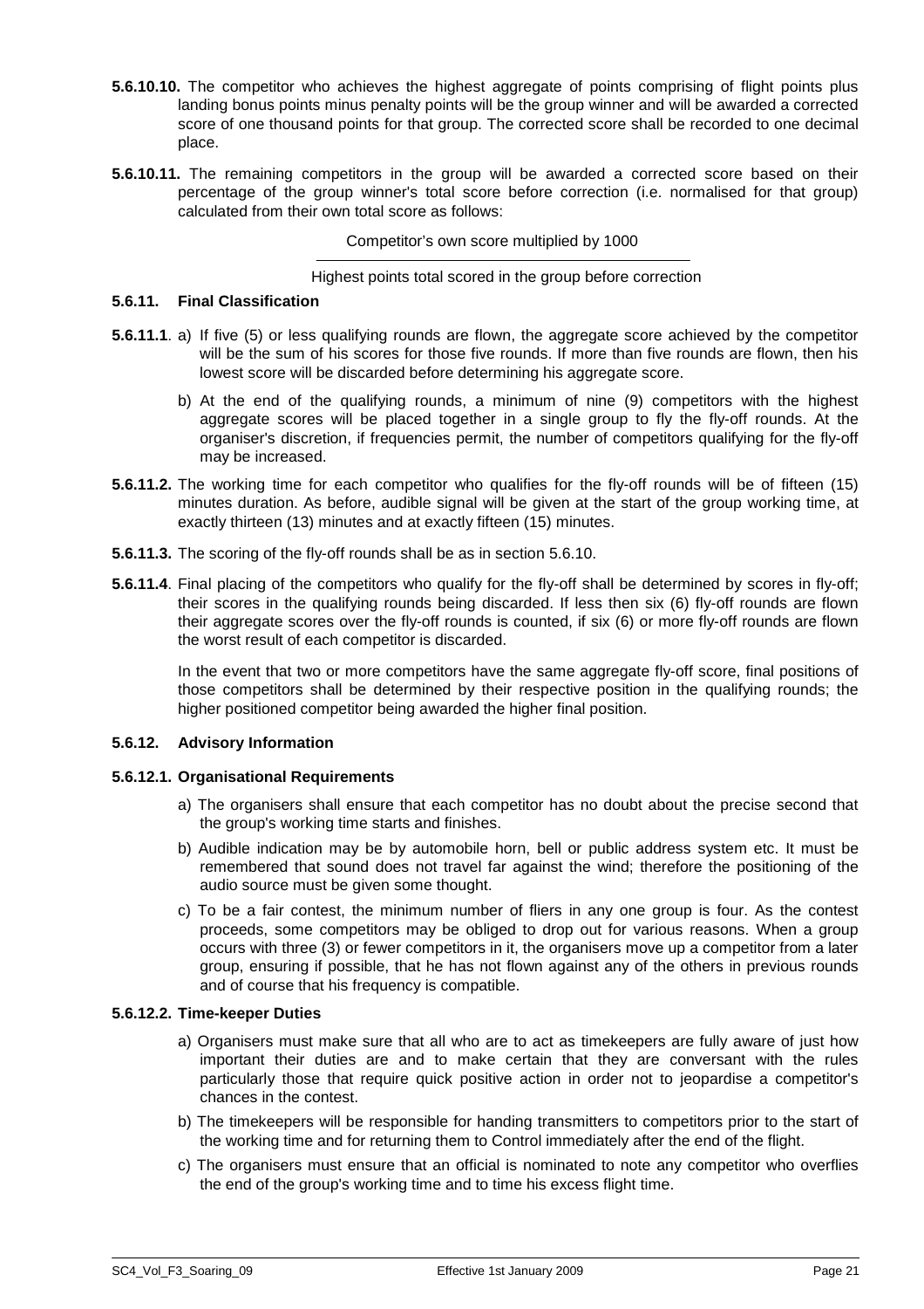**5.6.10.10.** The competitor who achieves the highest aggregate of points comprising of flight points plus landing bonus points minus penalty points will be the group winner and will be awarded a corrected score of one thousand points for that group. The corrected score shall be recorded to one decimal place.

**5.6.10.11.** The remaining competitors in the group will be awarded a corrected score based on their percentage of the group winner's total score before correction (i.e. normalised for that group) calculated from their own total score as follows:

$$\frac{\text{Competitor's own score multiplied by 1000}}{\text{Highest points total scored in the group before correction}}$$

### 5.6.11. Final Classification

**5.6.11.1**. a) If five (5) or less qualifying rounds are flown, the aggregate score achieved by the competitor will be the sum of his scores for those five rounds. If more than five rounds are flown, then his lowest score will be discarded before determining his aggregate score.

b) At the end of the qualifying rounds, a minimum of nine (9) competitors with the highest aggregate scores will be placed together in a single group to fly the fly-off rounds. At the organiser's discretion, if frequencies permit, the number of competitors qualifying for the fly-off may be increased.

**5.6.11.2.** The working time for each competitor who qualifies for the fly-off rounds will be of fifteen (15) minutes duration. As before, audible signal will be given at the start of the group working time, at exactly thirteen (13) minutes and at exactly fifteen (15) minutes.

**5.6.11.3.** The scoring of the fly-off rounds shall be as in section 5.6.10.

**5.6.11.4**. Final placing of the competitors who qualify for the fly-off shall be determined by scores in fly-off; their scores in the qualifying rounds being discarded. If less then six (6) fly-off rounds are flown their aggregate scores over the fly-off rounds is counted, if six (6) or more fly-off rounds are flown the worst result of each competitor is discarded.

In the event that two or more competitors have the same aggregate fly-off score, final positions of those competitors shall be determined by their respective position in the qualifying rounds; the higher positioned competitor being awarded the higher final position.

### 5.6.12. Advisory Information

#### 5.6.12.1. Organisational Requirements

a) The organisers shall ensure that each competitor has no doubt about the precise second that the group's working time starts and finishes.

b) Audible indication may be by automobile horn, bell or public address system etc. It must be remembered that sound does not travel far against the wind; therefore the positioning of the audio source must be given some thought.

c) To be a fair contest, the minimum number of fliers in any one group is four. As the contest proceeds, some competitors may be obliged to drop out for various reasons. When a group occurs with three (3) or fewer competitors in it, the organisers move up a competitor from a later group, ensuring if possible, that he has not flown against any of the others in previous rounds and of course that his frequency is compatible.

#### 5.6.12.2. Time-keeper Duties

a) Organisers must make sure that all who are to act as timekeepers are fully aware of just how important their duties are and to make certain that they are conversant with the rules particularly those that require quick positive action in order not to jeopardise a competitor's chances in the contest.

b) The timekeepers will be responsible for handing transmitters to competitors prior to the start of the working time and for returning them to Control immediately after the end of the flight.

c) The organisers must ensure that an official is nominated to note any competitor who overflies the end of the group's working time and to time his excess flight time.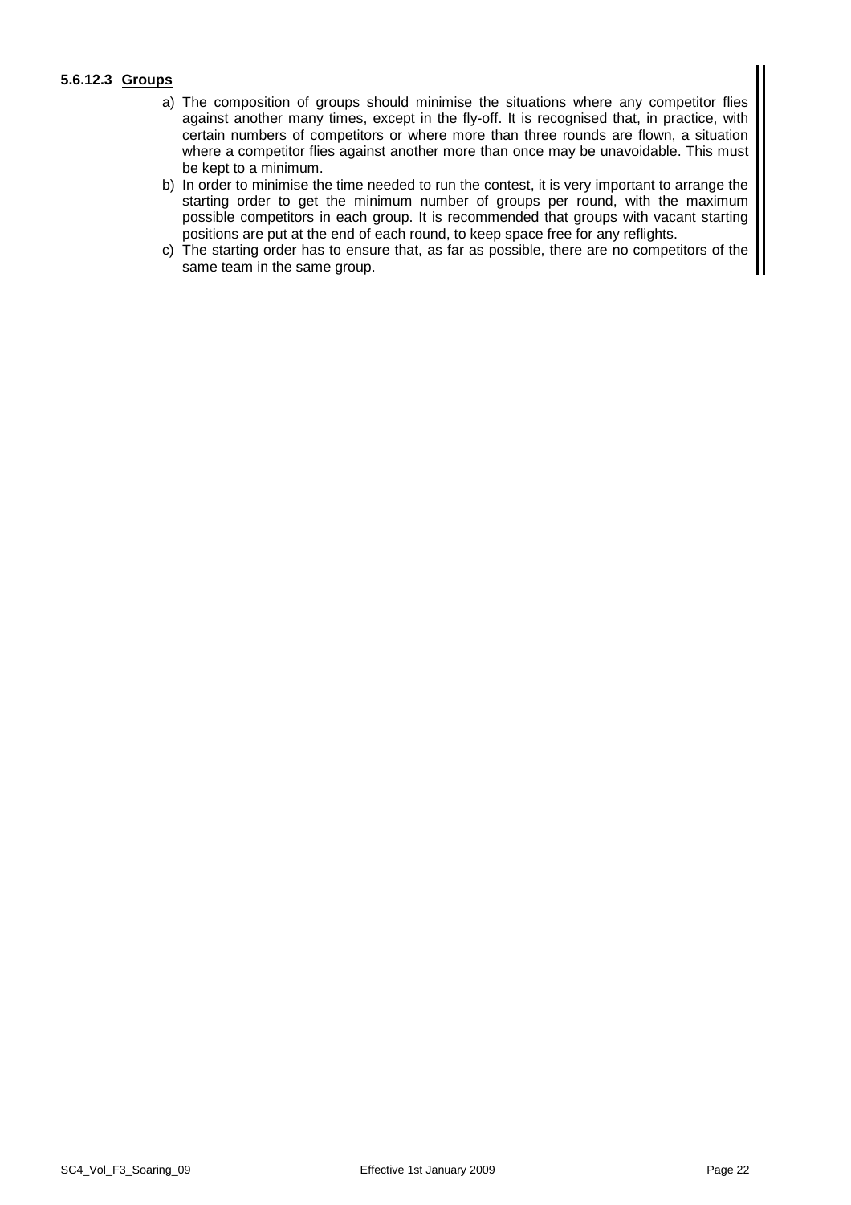#### 5.6.12.3 Groups

a) The composition of groups should minimise the situations where any competitor flies against another many times, except in the fly-off. It is recognised that, in practice, with certain numbers of competitors or where more than three rounds are flown, a situation where a competitor flies against another more than once may be unavoidable. This must be kept to a minimum.

b) In order to minimise the time needed to run the contest, it is very important to arrange the starting order to get the minimum number of groups per round, with the maximum possible competitors in each group. It is recommended that groups with vacant starting positions are put at the end of each round, to keep space free for any reflights.

c) The starting order has to ensure that, as far as possible, there are no competitors of the same team in the same group.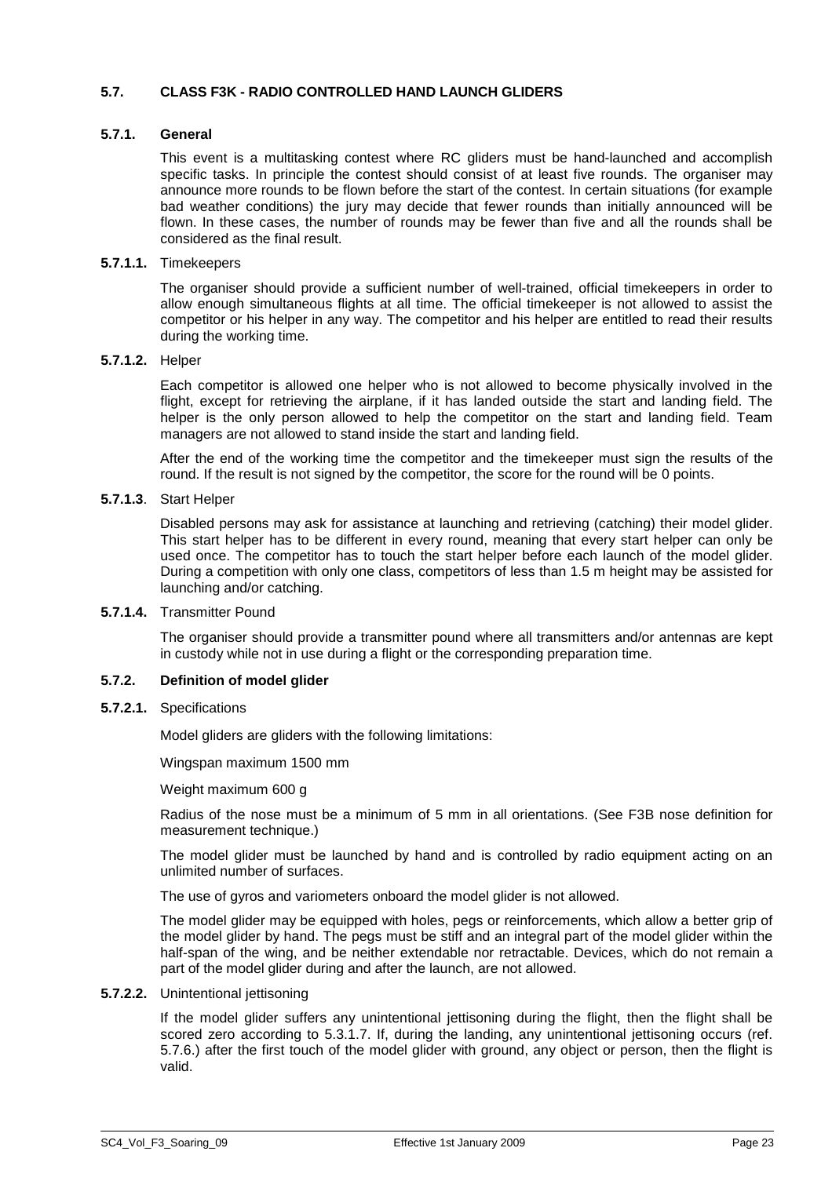## 5.7. CLASS F3K - RADIO CONTROLLED HAND LAUNCH GLIDERS

### 5.7.1. General

This event is a multitasking contest where RC gliders must be hand-launched and accomplish specific tasks. In principle the contest should consist of at least five rounds. The organiser may announce more rounds to be flown before the start of the contest. In certain situations (for example bad weather conditions) the jury may decide that fewer rounds than initially announced will be flown. In these cases, the number of rounds may be fewer than five and all the rounds shall be considered as the final result.

**5.7.1.1.** Timekeepers

The organiser should provide a sufficient number of well-trained, official timekeepers in order to allow enough simultaneous flights at all time. The official timekeeper is not allowed to assist the competitor or his helper in any way. The competitor and his helper are entitled to read their results during the working time.

**5.7.1.2.** Helper

Each competitor is allowed one helper who is not allowed to become physically involved in the flight, except for retrieving the airplane, if it has landed outside the start and landing field. The helper is the only person allowed to help the competitor on the start and landing field. Team managers are not allowed to stand inside the start and landing field.

After the end of the working time the competitor and the timekeeper must sign the results of the round. If the result is not signed by the competitor, the score for the round will be 0 points.

**5.7.1.3**. Start Helper

Disabled persons may ask for assistance at launching and retrieving (catching) their model glider. This start helper has to be different in every round, meaning that every start helper can only be used once. The competitor has to touch the start helper before each launch of the model glider. During a competition with only one class, competitors of less than 1.5 m height may be assisted for launching and/or catching.

**5.7.1.4.** Transmitter Pound

The organiser should provide a transmitter pound where all transmitters and/or antennas are kept in custody while not in use during a flight or the corresponding preparation time.

### 5.7.2. Definition of model glider

**5.7.2.1.** Specifications

Model gliders are gliders with the following limitations:

Wingspan maximum 1500 mm

Weight maximum 600 g

Radius of the nose must be a minimum of 5 mm in all orientations. (See F3B nose definition for measurement technique.)

The model glider must be launched by hand and is controlled by radio equipment acting on an unlimited number of surfaces.

The use of gyros and variometers onboard the model glider is not allowed.

The model glider may be equipped with holes, pegs or reinforcements, which allow a better grip of the model glider by hand. The pegs must be stiff and an integral part of the model glider within the half-span of the wing, and be neither extendable nor retractable. Devices, which do not remain a part of the model glider during and after the launch, are not allowed.

**5.7.2.2.** Unintentional jettisoning

If the model glider suffers any unintentional jettisoning during the flight, then the flight shall be scored zero according to 5.3.1.7. If, during the landing, any unintentional jettisoning occurs (ref. 5.7.6.) after the first touch of the model glider with ground, any object or person, then the flight is valid.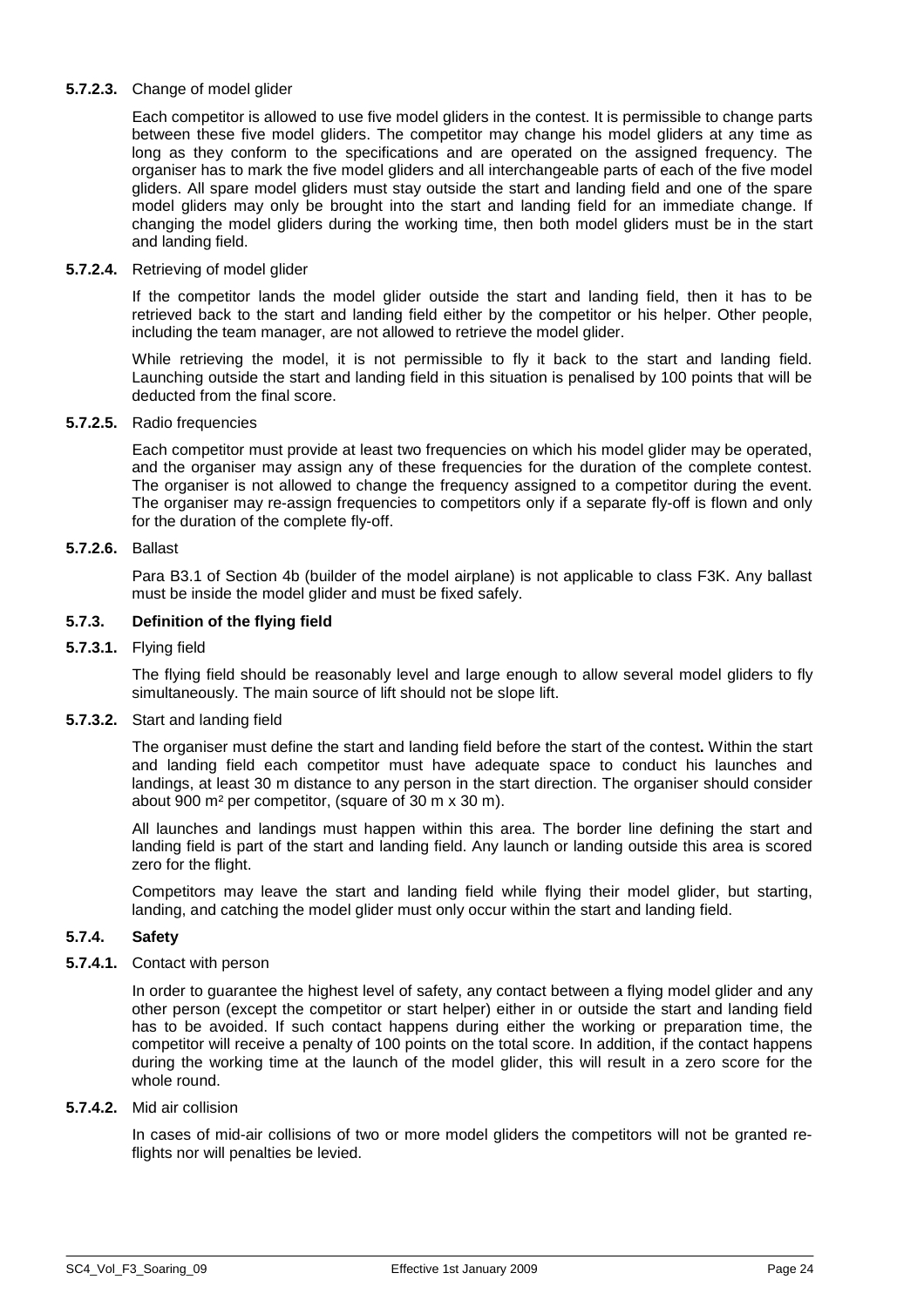**5.7.2.3.** Change of model glider

Each competitor is allowed to use five model gliders in the contest. It is permissible to change parts between these five model gliders. The competitor may change his model gliders at any time as long as they conform to the specifications and are operated on the assigned frequency. The organiser has to mark the five model gliders and all interchangeable parts of each of the five model gliders. All spare model gliders must stay outside the start and landing field and one of the spare model gliders may only be brought into the start and landing field for an immediate change. If changing the model gliders during the working time, then both model gliders must be in the start and landing field.

**5.7.2.4.** Retrieving of model glider

If the competitor lands the model glider outside the start and landing field, then it has to be retrieved back to the start and landing field either by the competitor or his helper. Other people, including the team manager, are not allowed to retrieve the model glider.

While retrieving the model, it is not permissible to fly it back to the start and landing field. Launching outside the start and landing field in this situation is penalised by 100 points that will be deducted from the final score.

**5.7.2.5.** Radio frequencies

Each competitor must provide at least two frequencies on which his model glider may be operated, and the organiser may assign any of these frequencies for the duration of the complete contest. The organiser is not allowed to change the frequency assigned to a competitor during the event. The organiser may re-assign frequencies to competitors only if a separate fly-off is flown and only for the duration of the complete fly-off.

**5.7.2.6.** Ballast

Para B3.1 of Section 4b (builder of the model airplane) is not applicable to class F3K. Any ballast must be inside the model glider and must be fixed safely.

## 5.7.3. Definition of the flying field

**5.7.3.1.** Flying field

The flying field should be reasonably level and large enough to allow several model gliders to fly simultaneously. The main source of lift should not be slope lift.

**5.7.3.2.** Start and landing field

The organiser must define the start and landing field before the start of the contest**.** Within the start and landing field each competitor must have adequate space to conduct his launches and landings, at least 30 m distance to any person in the start direction. The organiser should consider about 900 m² per competitor, (square of 30 m x 30 m).

All launches and landings must happen within this area. The border line defining the start and landing field is part of the start and landing field. Any launch or landing outside this area is scored zero for the flight.

Competitors may leave the start and landing field while flying their model glider, but starting, landing, and catching the model glider must only occur within the start and landing field.

## 5.7.4. Safety

**5.7.4.1.** Contact with person

In order to guarantee the highest level of safety, any contact between a flying model glider and any other person (except the competitor or start helper) either in or outside the start and landing field has to be avoided. If such contact happens during either the working or preparation time, the competitor will receive a penalty of 100 points on the total score. In addition, if the contact happens during the working time at the launch of the model glider, this will result in a zero score for the whole round.

**5.7.4.2.** Mid air collision

In cases of mid-air collisions of two or more model gliders the competitors will not be granted re-flights nor will penalties be levied.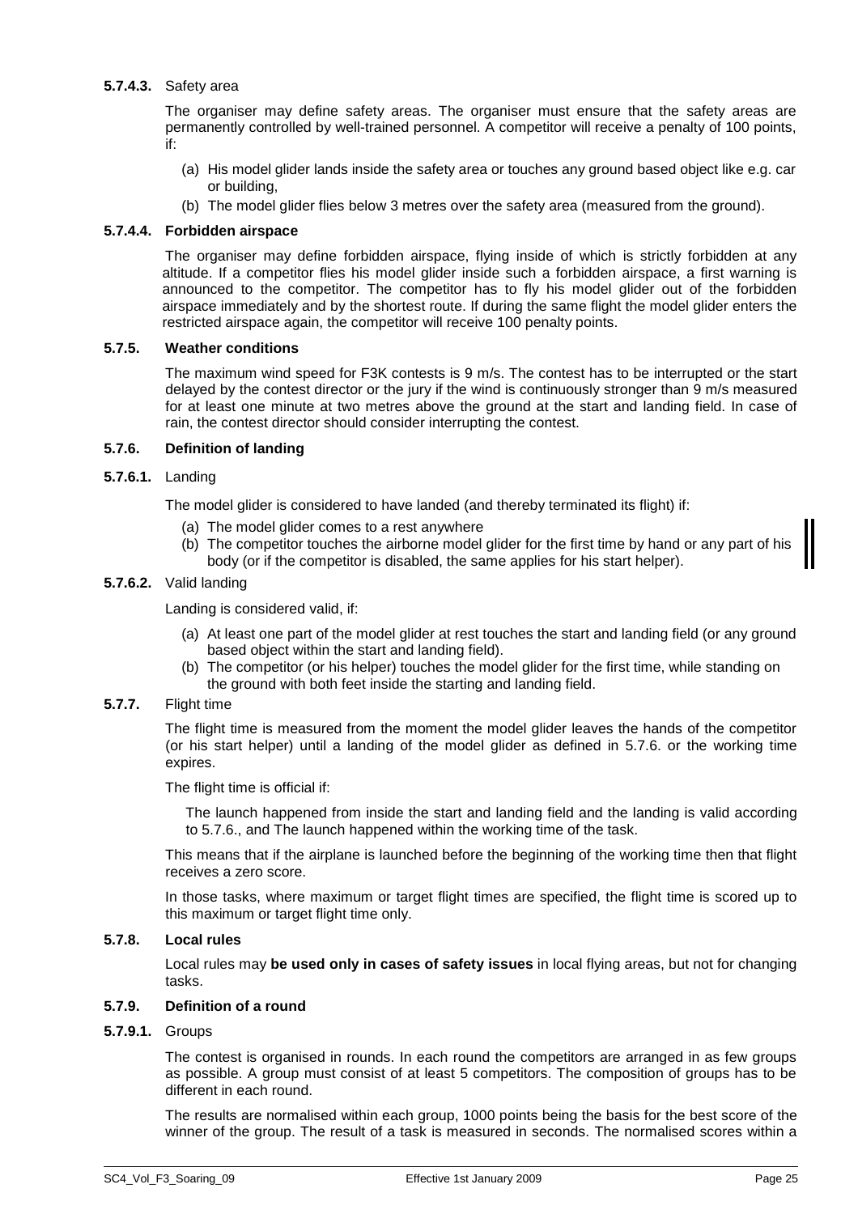**5.7.4.3.** Safety area

The organiser may define safety areas. The organiser must ensure that the safety areas are permanently controlled by well-trained personnel. A competitor will receive a penalty of 100 points, if:

(a) His model glider lands inside the safety area or touches any ground based object like e.g. car or building,

(b) The model glider flies below 3 metres over the safety area (measured from the ground).

**5.7.4.4. Forbidden airspace**

The organiser may define forbidden airspace, flying inside of which is strictly forbidden at any altitude. If a competitor flies his model glider inside such a forbidden airspace, a first warning is announced to the competitor. The competitor has to fly his model glider out of the forbidden airspace immediately and by the shortest route. If during the same flight the model glider enters the restricted airspace again, the competitor will receive 100 penalty points.

**5.7.5. Weather conditions**

The maximum wind speed for F3K contests is 9 m/s. The contest has to be interrupted or the start delayed by the contest director or the jury if the wind is continuously stronger than 9 m/s measured for at least one minute at two metres above the ground at the start and landing field. In case of rain, the contest director should consider interrupting the contest.

**5.7.6. Definition of landing**

**5.7.6.1.** Landing

The model glider is considered to have landed (and thereby terminated its flight) if:

(a) The model glider comes to a rest anywhere

(b) The competitor touches the airborne model glider for the first time by hand or any part of his body (or if the competitor is disabled, the same applies for his start helper).

**5.7.6.2.** Valid landing

Landing is considered valid, if:

(a) At least one part of the model glider at rest touches the start and landing field (or any ground based object within the start and landing field).

(b) The competitor (or his helper) touches the model glider for the first time, while standing on the ground with both feet inside the starting and landing field.

**5.7.7.** Flight time

The flight time is measured from the moment the model glider leaves the hands of the competitor (or his start helper) until a landing of the model glider as defined in 5.7.6. or the working time expires.

The flight time is official if:

The launch happened from inside the start and landing field and the landing is valid according to 5.7.6., and The launch happened within the working time of the task.

This means that if the airplane is launched before the beginning of the working time then that flight receives a zero score.

In those tasks, where maximum or target flight times are specified, the flight time is scored up to this maximum or target flight time only.

**5.7.8. Local rules**

Local rules may **be used only in cases of safety issues** in local flying areas, but not for changing tasks.

**5.7.9. Definition of a round**

**5.7.9.1.** Groups

The contest is organised in rounds. In each round the competitors are arranged in as few groups as possible. A group must consist of at least 5 competitors. The composition of groups has to be different in each round.

The results are normalised within each group, 1000 points being the basis for the best score of the winner of the group. The result of a task is measured in seconds. The normalised scores within a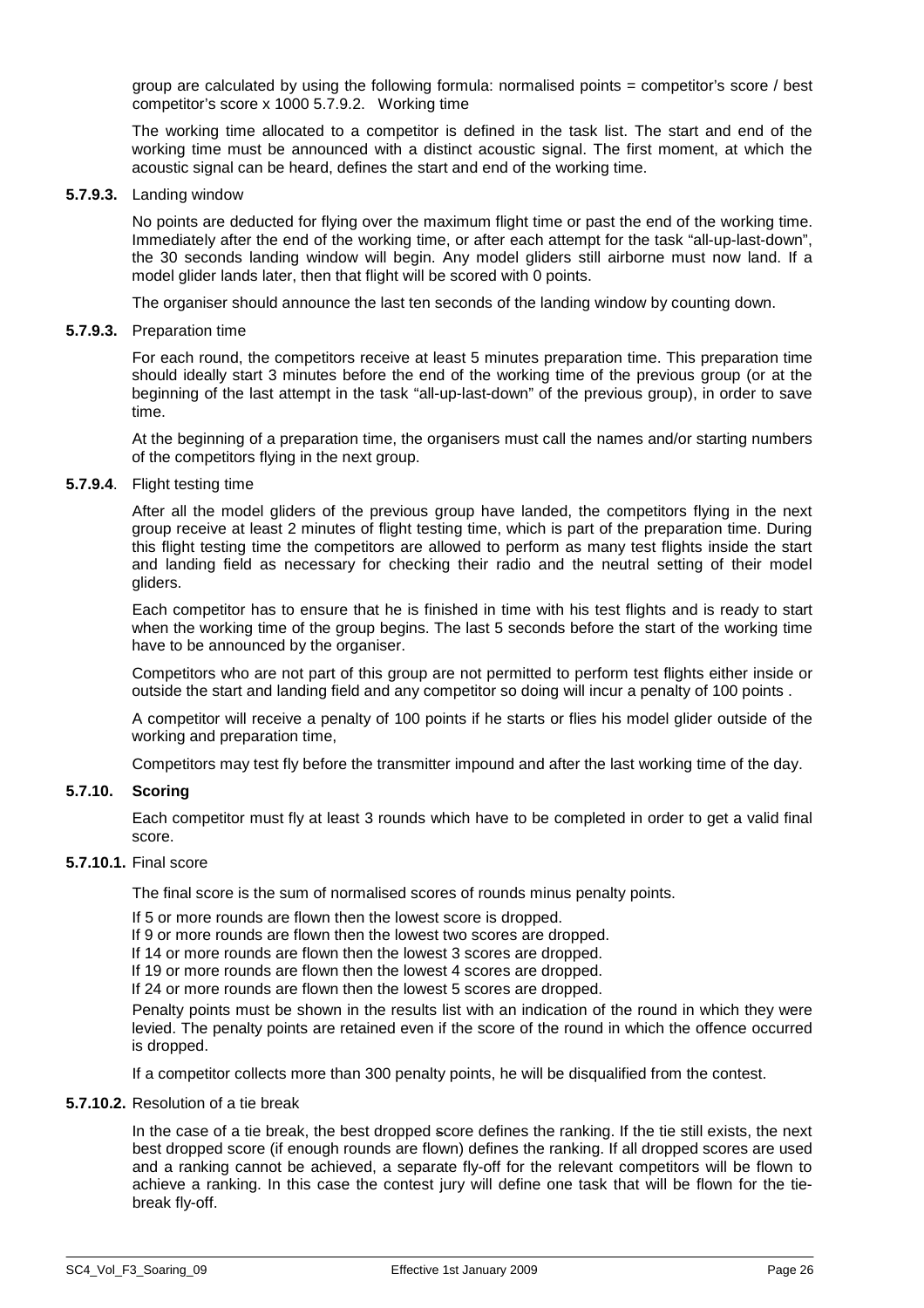group are calculated by using the following formula: normalised points = competitor's score / best competitor's score x 1000 5.7.9.2. Working time

The working time allocated to a competitor is defined in the task list. The start and end of the working time must be announced with a distinct acoustic signal. The first moment, at which the acoustic signal can be heard, defines the start and end of the working time.

**5.7.9.3.** Landing window

No points are deducted for flying over the maximum flight time or past the end of the working time. Immediately after the end of the working time, or after each attempt for the task "all-up-last-down", the 30 seconds landing window will begin. Any model gliders still airborne must now land. If a model glider lands later, then that flight will be scored with 0 points.

The organiser should announce the last ten seconds of the landing window by counting down.

**5.7.9.3.** Preparation time

For each round, the competitors receive at least 5 minutes preparation time. This preparation time should ideally start 3 minutes before the end of the working time of the previous group (or at the beginning of the last attempt in the task "all-up-last-down" of the previous group), in order to save time.

At the beginning of a preparation time, the organisers must call the names and/or starting numbers of the competitors flying in the next group.

**5.7.9.4**. Flight testing time

After all the model gliders of the previous group have landed, the competitors flying in the next group receive at least 2 minutes of flight testing time, which is part of the preparation time. During this flight testing time the competitors are allowed to perform as many test flights inside the start and landing field as necessary for checking their radio and the neutral setting of their model gliders.

Each competitor has to ensure that he is finished in time with his test flights and is ready to start when the working time of the group begins. The last 5 seconds before the start of the working time have to be announced by the organiser.

Competitors who are not part of this group are not permitted to perform test flights either inside or outside the start and landing field and any competitor so doing will incur a penalty of 100 points .

A competitor will receive a penalty of 100 points if he starts or flies his model glider outside of the working and preparation time,

Competitors may test fly before the transmitter impound and after the last working time of the day.

**5.7.10. Scoring**

Each competitor must fly at least 3 rounds which have to be completed in order to get a valid final score.

**5.7.10.1.** Final score

The final score is the sum of normalised scores of rounds minus penalty points.

If 5 or more rounds are flown then the lowest score is dropped.
If 9 or more rounds are flown then the lowest two scores are dropped.
If 14 or more rounds are flown then the lowest 3 scores are dropped.
If 19 or more rounds are flown then the lowest 4 scores are dropped.
If 24 or more rounds are flown then the lowest 5 scores are dropped.

Penalty points must be shown in the results list with an indication of the round in which they were levied. The penalty points are retained even if the score of the round in which the offence occurred is dropped.

If a competitor collects more than 300 penalty points, he will be disqualified from the contest.

**5.7.10.2.** Resolution of a tie break

In the case of a tie break, the best dropped score defines the ranking. If the tie still exists, the next best dropped score (if enough rounds are flown) defines the ranking. If all dropped scores are used and a ranking cannot be achieved, a separate fly-off for the relevant competitors will be flown to achieve a ranking. In this case the contest jury will define one task that will be flown for the tie-break fly-off.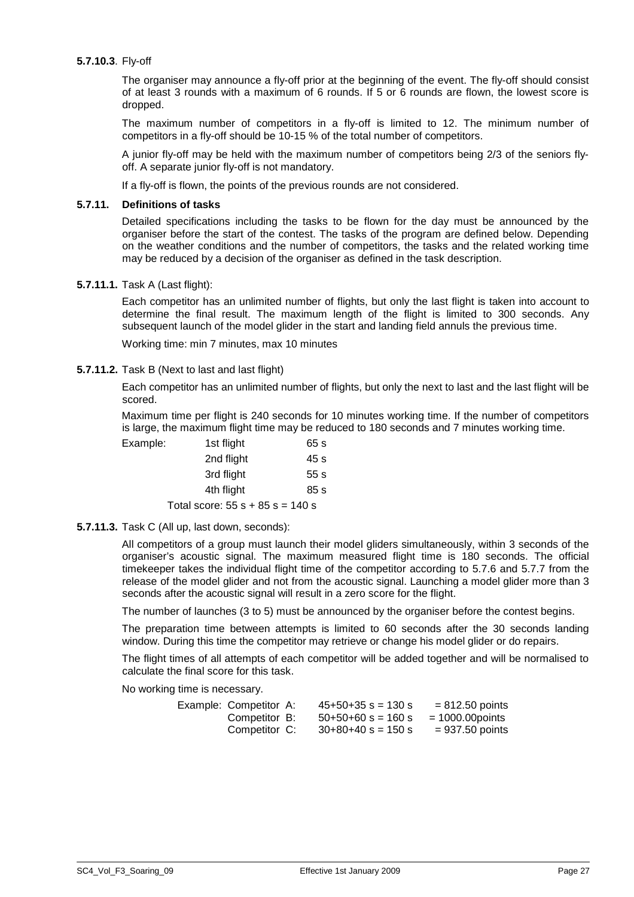**5.7.10.3**. Fly-off

The organiser may announce a fly-off prior at the beginning of the event. The fly-off should consist of at least 3 rounds with a maximum of 6 rounds. If 5 or 6 rounds are flown, the lowest score is dropped.

The maximum number of competitors in a fly-off is limited to 12. The minimum number of competitors in a fly-off should be 10-15 % of the total number of competitors.

A junior fly-off may be held with the maximum number of competitors being 2/3 of the seniors fly-off. A separate junior fly-off is not mandatory.

If a fly-off is flown, the points of the previous rounds are not considered.

**5.7.11. Definitions of tasks**

Detailed specifications including the tasks to be flown for the day must be announced by the organiser before the start of the contest. The tasks of the program are defined below. Depending on the weather conditions and the number of competitors, the tasks and the related working time may be reduced by a decision of the organiser as defined in the task description.

**5.7.11.1.** Task A (Last flight):

Each competitor has an unlimited number of flights, but only the last flight is taken into account to determine the final result. The maximum length of the flight is limited to 300 seconds. Any subsequent launch of the model glider in the start and landing field annuls the previous time.

Working time: min 7 minutes, max 10 minutes

**5.7.11.2.** Task B (Next to last and last flight)

Each competitor has an unlimited number of flights, but only the next to last and the last flight will be scored.

Maximum time per flight is 240 seconds for 10 minutes working time. If the number of competitors is large, the maximum flight time may be reduced to 180 seconds and 7 minutes working time.

| Example: | 1st flight | 65 s |
|---|---|---|
| | 2nd flight | 45 s |
| | 3rd flight | 55 s |
| | 4th flight | 85 s |

Total score: 55 s + 85 s = 140 s

**5.7.11.3.** Task C (All up, last down, seconds):

All competitors of a group must launch their model gliders simultaneously, within 3 seconds of the organiser's acoustic signal. The maximum measured flight time is 180 seconds. The official timekeeper takes the individual flight time of the competitor according to 5.7.6 and 5.7.7 from the release of the model glider and not from the acoustic signal. Launching a model glider more than 3 seconds after the acoustic signal will result in a zero score for the flight.

The number of launches (3 to 5) must be announced by the organiser before the contest begins.

The preparation time between attempts is limited to 60 seconds after the 30 seconds landing window. During this time the competitor may retrieve or change his model glider or do repairs.

The flight times of all attempts of each competitor will be added together and will be normalised to calculate the final score for this task.

No working time is necessary.

| Example: | | | |
|---|---|---|---|
| | Competitor A: | 45+50+35 s = 130 s | = 812.50 points |
| | Competitor B: | 50+50+60 s = 160 s | = 1000.00points |
| | Competitor C: | 30+80+40 s = 150 s | = 937.50 points |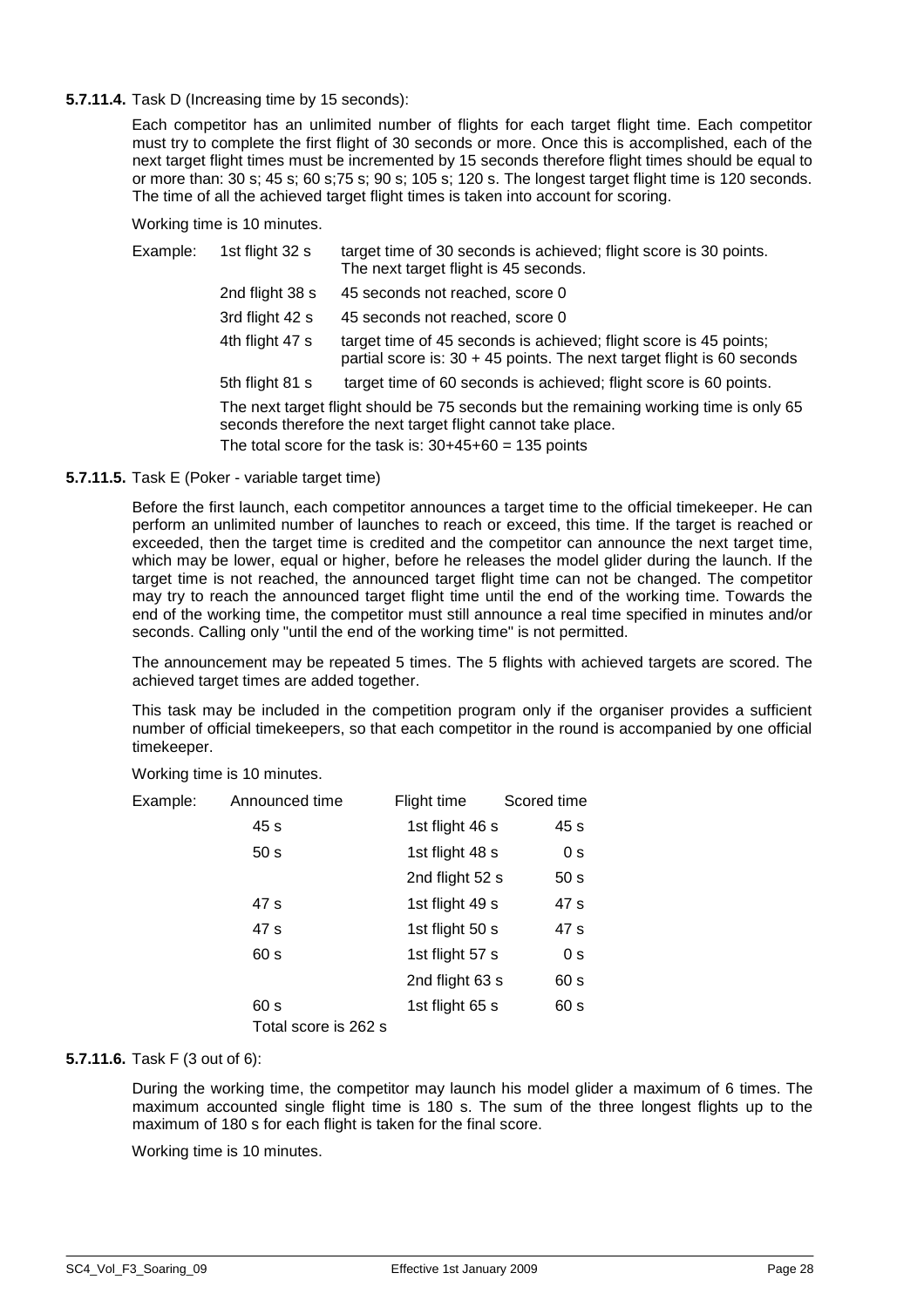**5.7.11.4.** Task D (Increasing time by 15 seconds):

Each competitor has an unlimited number of flights for each target flight time. Each competitor must try to complete the first flight of 30 seconds or more. Once this is accomplished, each of the next target flight times must be incremented by 15 seconds therefore flight times should be equal to or more than: 30 s; 45 s; 60 s;75 s; 90 s; 105 s; 120 s. The longest target flight time is 120 seconds. The time of all the achieved target flight times is taken into account for scoring.

Working time is 10 minutes.

| Example: | | |
|---|---|---|
| | 1st flight 32 s | target time of 30 seconds is achieved; flight score is 30 points. The next target flight is 45 seconds. |
| | 2nd flight 38 s | 45 seconds not reached, score 0 |
| | 3rd flight 42 s | 45 seconds not reached, score 0 |
| | 4th flight 47 s | target time of 45 seconds is achieved; flight score is 45 points; partial score is: 30 + 45 points. The next target flight is 60 seconds |
| | 5th flight 81 s | target time of 60 seconds is achieved; flight score is 60 points. |

The next target flight should be 75 seconds but the remaining working time is only 65 seconds therefore the next target flight cannot take place.

The total score for the task is: 30+45+60 = 135 points

**5.7.11.5.** Task E (Poker - variable target time)

Before the first launch, each competitor announces a target time to the official timekeeper. He can perform an unlimited number of launches to reach or exceed, this time. If the target is reached or exceeded, then the target time is credited and the competitor can announce the next target time, which may be lower, equal or higher, before he releases the model glider during the launch. If the target time is not reached, the announced target flight time can not be changed. The competitor may try to reach the announced target flight time until the end of the working time. Towards the end of the working time, the competitor must still announce a real time specified in minutes and/or seconds. Calling only "until the end of the working time" is not permitted.

The announcement may be repeated 5 times. The 5 flights with achieved targets are scored. The achieved target times are added together.

This task may be included in the competition program only if the organiser provides a sufficient number of official timekeepers, so that each competitor in the round is accompanied by one official timekeeper.

Working time is 10 minutes.

| Example: | Announced time | Flight time | Scored time |
|---|---|---|---|
| | 45 s | 1st flight 46 s | 45 s |
| | 50 s | 1st flight 48 s | 0 s |
| | | 2nd flight 52 s | 50 s |
| | 47 s | 1st flight 49 s | 47 s |
| | 47 s | 1st flight 50 s | 47 s |
| | 60 s | 1st flight 57 s | 0 s |
| | | 2nd flight 63 s | 60 s |
| | 60 s | 1st flight 65 s | 60 s |
| | Total score is 262 s | | |

**5.7.11.6.** Task F (3 out of 6):

During the working time, the competitor may launch his model glider a maximum of 6 times. The maximum accounted single flight time is 180 s. The sum of the three longest flights up to the maximum of 180 s for each flight is taken for the final score.

Working time is 10 minutes.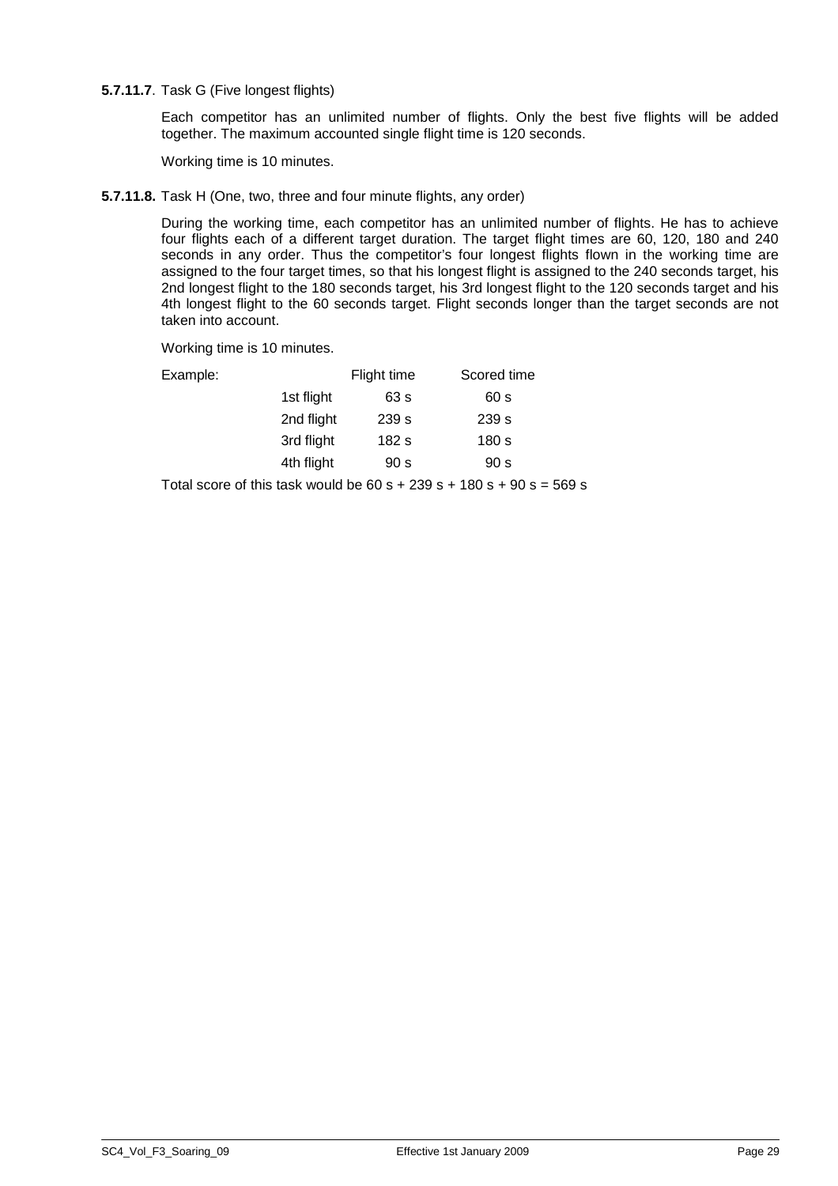**5.7.11.7**. Task G (Five longest flights)

Each competitor has an unlimited number of flights. Only the best five flights will be added together. The maximum accounted single flight time is 120 seconds.

Working time is 10 minutes.

**5.7.11.8.** Task H (One, two, three and four minute flights, any order)

During the working time, each competitor has an unlimited number of flights. He has to achieve four flights each of a different target duration. The target flight times are 60, 120, 180 and 240 seconds in any order. Thus the competitor's four longest flights flown in the working time are assigned to the four target times, so that his longest flight is assigned to the 240 seconds target, his 2nd longest flight to the 180 seconds target, his 3rd longest flight to the 120 seconds target and his 4th longest flight to the 60 seconds target. Flight seconds longer than the target seconds are not taken into account.

Working time is 10 minutes.

| Example: | | Flight time | Scored time |
|---|---|---|---|
| | 1st flight | 63 s | 60 s |
| | 2nd flight | 239 s | 239 s |
| | 3rd flight | 182 s | 180 s |
| | 4th flight | 90 s | 90 s |

Total score of this task would be 60 s + 239 s + 180 s + 90 s = 569 s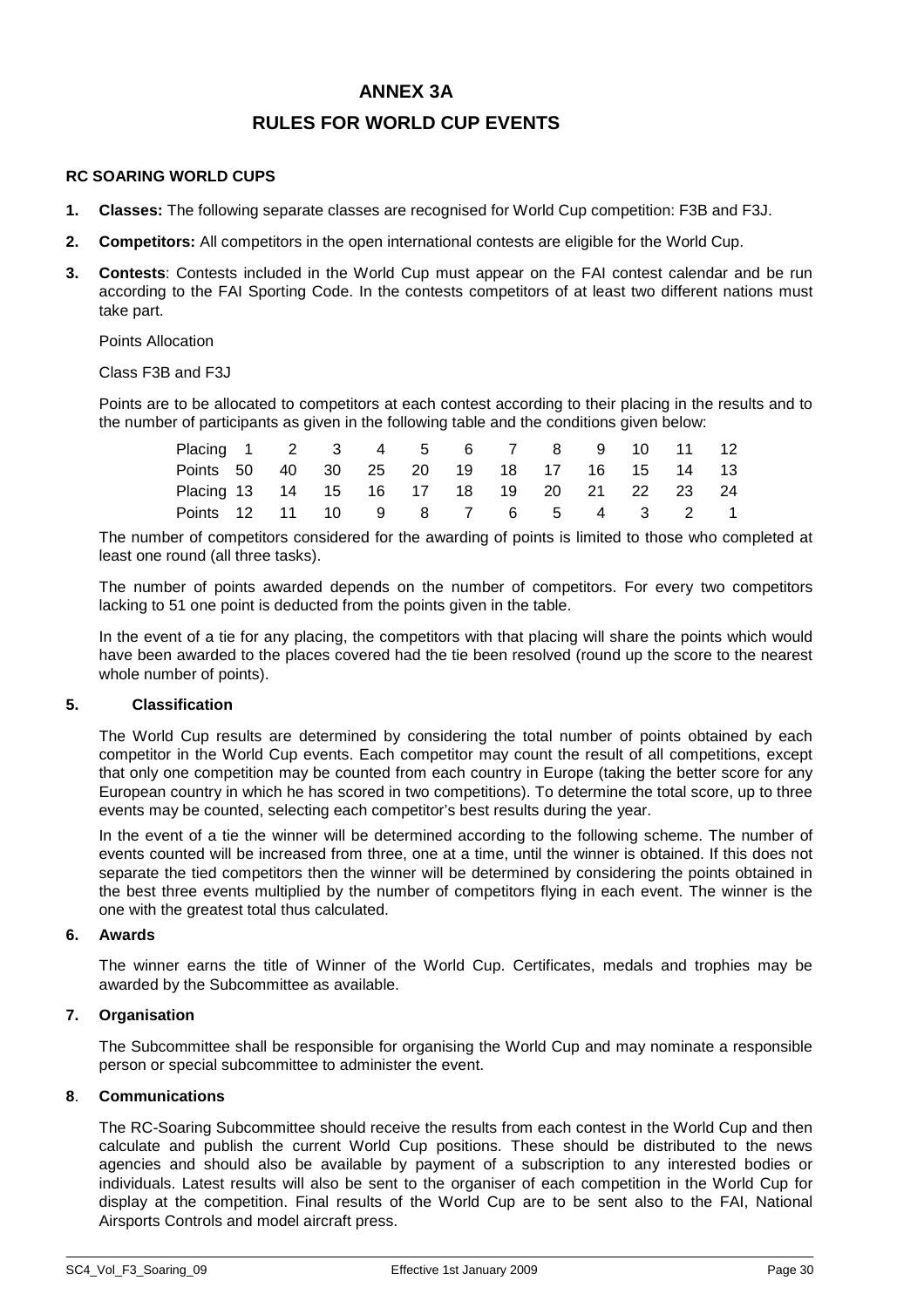# ANNEX 3A

## RULES FOR WORLD CUP EVENTS

**RC SOARING WORLD CUPS**

**1. Classes:** The following separate classes are recognised for World Cup competition: F3B and F3J.

**2. Competitors:** All competitors in the open international contests are eligible for the World Cup.

**3. Contests**: Contests included in the World Cup must appear on the FAI contest calendar and be run according to the FAI Sporting Code. In the contests competitors of at least two different nations must take part.

Points Allocation

Class F3B and F3J

Points are to be allocated to competitors at each contest according to their placing in the results and to the number of participants as given in the following table and the conditions given below:

| Placing | 1 | 2 | 3 | 4 | 5 | 6 | 7 | 8 | 9 | 10 | 11 | 12 |
|---|---|---|---|---|---|---|---|---|---|---|---|---|
| Points | 50 | 40 | 30 | 25 | 20 | 19 | 18 | 17 | 16 | 15 | 14 | 13 |
| Placing | 13 | 14 | 15 | 16 | 17 | 18 | 19 | 20 | 21 | 22 | 23 | 24 |
| Points | 12 | 11 | 10 | 9 | 8 | 7 | 6 | 5 | 4 | 3 | 2 | 1 |

The number of competitors considered for the awarding of points is limited to those who completed at least one round (all three tasks).

The number of points awarded depends on the number of competitors. For every two competitors lacking to 51 one point is deducted from the points given in the table.

In the event of a tie for any placing, the competitors with that placing will share the points which would have been awarded to the places covered had the tie been resolved (round up the score to the nearest whole number of points).

**5. Classification**

The World Cup results are determined by considering the total number of points obtained by each competitor in the World Cup events. Each competitor may count the result of all competitions, except that only one competition may be counted from each country in Europe (taking the better score for any European country in which he has scored in two competitions). To determine the total score, up to three events may be counted, selecting each competitor's best results during the year.

In the event of a tie the winner will be determined according to the following scheme. The number of events counted will be increased from three, one at a time, until the winner is obtained. If this does not separate the tied competitors then the winner will be determined by considering the points obtained in the best three events multiplied by the number of competitors flying in each event. The winner is the one with the greatest total thus calculated.

**6. Awards**

The winner earns the title of Winner of the World Cup. Certificates, medals and trophies may be awarded by the Subcommittee as available.

**7. Organisation**

The Subcommittee shall be responsible for organising the World Cup and may nominate a responsible person or special subcommittee to administer the event.

**8. Communications**

The RC-Soaring Subcommittee should receive the results from each contest in the World Cup and then calculate and publish the current World Cup positions. These should be distributed to the news agencies and should also be available by payment of a subscription to any interested bodies or individuals. Latest results will also be sent to the organiser of each competition in the World Cup for display at the competition. Final results of the World Cup are to be sent also to the FAI, National Airsports Controls and model aircraft press.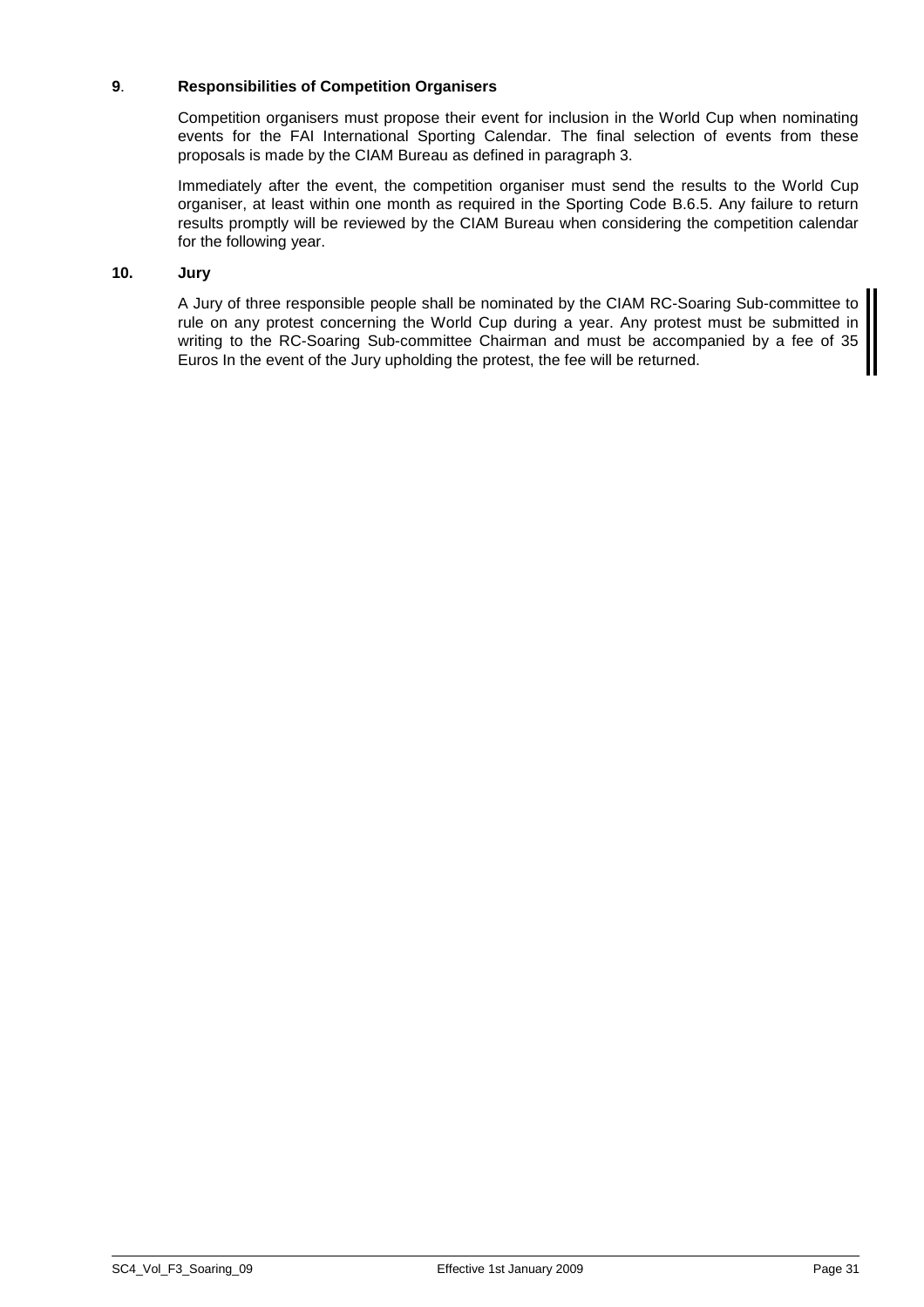**9**. **Responsibilities of Competition Organisers**

Competition organisers must propose their event for inclusion in the World Cup when nominating events for the FAI International Sporting Calendar. The final selection of events from these proposals is made by the CIAM Bureau as defined in paragraph 3.

Immediately after the event, the competition organiser must send the results to the World Cup organiser, at least within one month as required in the Sporting Code B.6.5. Any failure to return results promptly will be reviewed by the CIAM Bureau when considering the competition calendar for the following year.

**10. Jury**

A Jury of three responsible people shall be nominated by the CIAM RC-Soaring Sub-committee to rule on any protest concerning the World Cup during a year. Any protest must be submitted in writing to the RC-Soaring Sub-committee Chairman and must be accompanied by a fee of 35 Euros In the event of the Jury upholding the protest, the fee will be returned.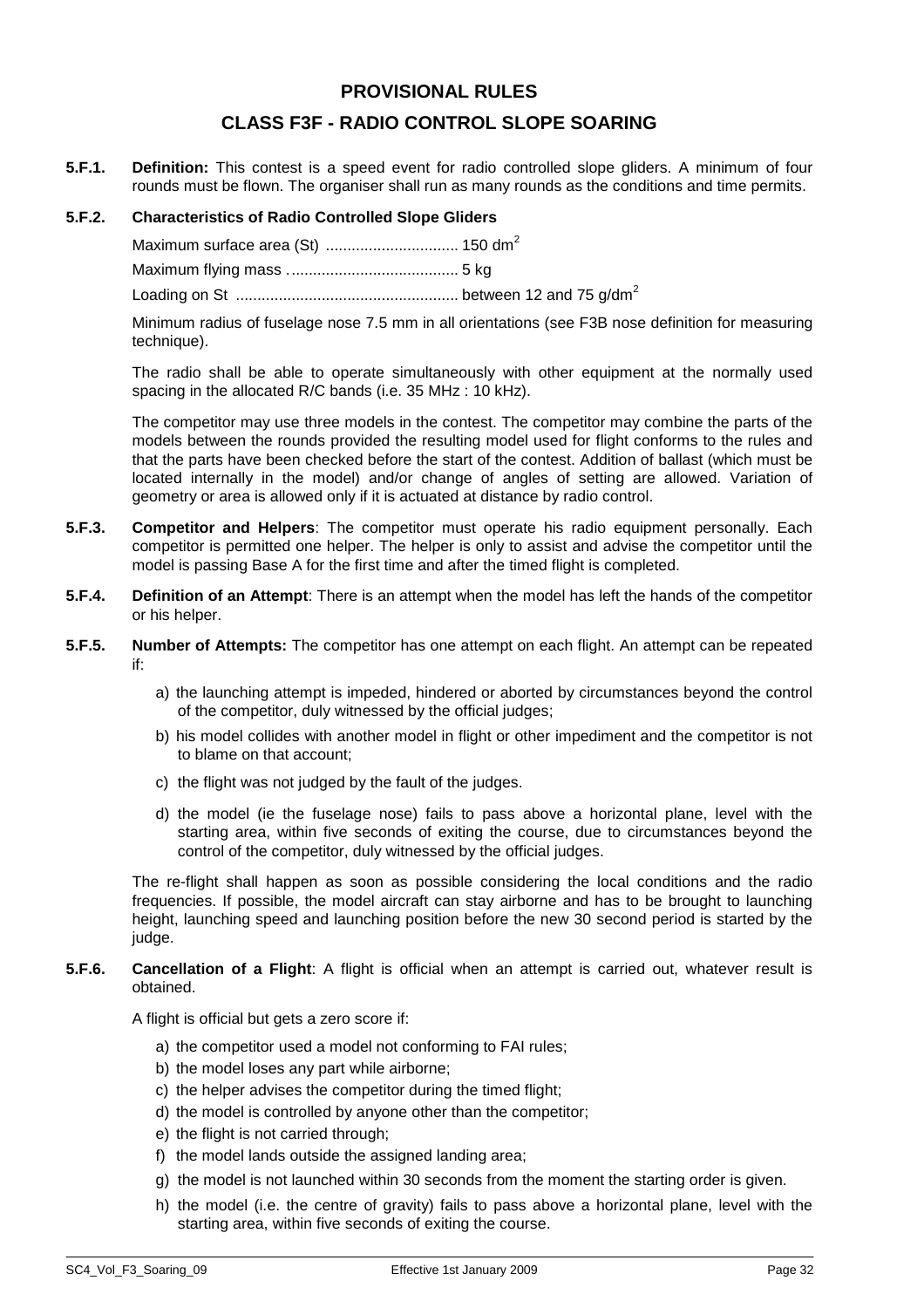# PROVISIONAL RULES

## CLASS F3F - RADIO CONTROL SLOPE SOARING

**5.F.1.** **Definition:** This contest is a speed event for radio controlled slope gliders. A minimum of four rounds must be flown. The organiser shall run as many rounds as the conditions and time permits.

**5.F.2.** **Characteristics of Radio Controlled Slope Gliders**

Maximum surface area (St) .............................. 150 $dm^2$

Maximum flying mass ....................................... 5 kg

Loading on St ................................................... between 12 and 75 $g/dm^2$

Minimum radius of fuselage nose 7.5 mm in all orientations (see F3B nose definition for measuring technique).

The radio shall be able to operate simultaneously with other equipment at the normally used spacing in the allocated R/C bands (i.e. 35 MHz : 10 kHz).

The competitor may use three models in the contest. The competitor may combine the parts of the models between the rounds provided the resulting model used for flight conforms to the rules and that the parts have been checked before the start of the contest. Addition of ballast (which must be located internally in the model) and/or change of angles of setting are allowed. Variation of geometry or area is allowed only if it is actuated at distance by radio control.

**5.F.3.** **Competitor and Helpers**: The competitor must operate his radio equipment personally. Each competitor is permitted one helper. The helper is only to assist and advise the competitor until the model is passing Base A for the first time and after the timed flight is completed.

**5.F.4.** **Definition of an Attempt**: There is an attempt when the model has left the hands of the competitor or his helper.

**5.F.5.** **Number of Attempts:** The competitor has one attempt on each flight. An attempt can be repeated if:

a) the launching attempt is impeded, hindered or aborted by circumstances beyond the control of the competitor, duly witnessed by the official judges;

b) his model collides with another model in flight or other impediment and the competitor is not to blame on that account;

c) the flight was not judged by the fault of the judges.

d) the model (ie the fuselage nose) fails to pass above a horizontal plane, level with the starting area, within five seconds of exiting the course, due to circumstances beyond the control of the competitor, duly witnessed by the official judges.

The re-flight shall happen as soon as possible considering the local conditions and the radio frequencies. If possible, the model aircraft can stay airborne and has to be brought to launching height, launching speed and launching position before the new 30 second period is started by the judge.

**5.F.6.** **Cancellation of a Flight**: A flight is official when an attempt is carried out, whatever result is obtained.

A flight is official but gets a zero score if:

a) the competitor used a model not conforming to FAI rules;

b) the model loses any part while airborne;

c) the helper advises the competitor during the timed flight;

d) the model is controlled by anyone other than the competitor;

e) the flight is not carried through;

f) the model lands outside the assigned landing area;

g) the model is not launched within 30 seconds from the moment the starting order is given.

h) the model (i.e. the centre of gravity) fails to pass above a horizontal plane, level with the starting area, within five seconds of exiting the course.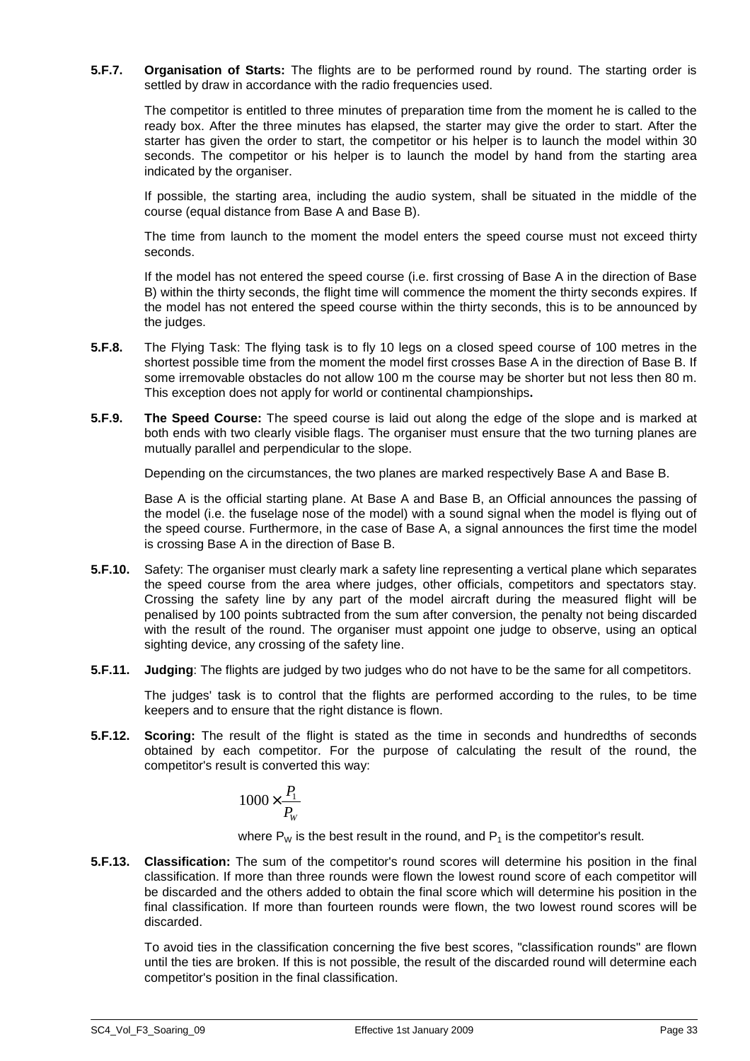**5.F.7. Organisation of Starts:** The flights are to be performed round by round. The starting order is settled by draw in accordance with the radio frequencies used.

The competitor is entitled to three minutes of preparation time from the moment he is called to the ready box. After the three minutes has elapsed, the starter may give the order to start. After the starter has given the order to start, the competitor or his helper is to launch the model within 30 seconds. The competitor or his helper is to launch the model by hand from the starting area indicated by the organiser.

If possible, the starting area, including the audio system, shall be situated in the middle of the course (equal distance from Base A and Base B).

The time from launch to the moment the model enters the speed course must not exceed thirty seconds.

If the model has not entered the speed course (i.e. first crossing of Base A in the direction of Base B) within the thirty seconds, the flight time will commence the moment the thirty seconds expires. If the model has not entered the speed course within the thirty seconds, this is to be announced by the judges.

**5.F.8.** The Flying Task: The flying task is to fly 10 legs on a closed speed course of 100 metres in the shortest possible time from the moment the model first crosses Base A in the direction of Base B. If some irremovable obstacles do not allow 100 m the course may be shorter but not less then 80 m. This exception does not apply for world or continental championships**.**

**5.F.9. The Speed Course:** The speed course is laid out along the edge of the slope and is marked at both ends with two clearly visible flags. The organiser must ensure that the two turning planes are mutually parallel and perpendicular to the slope.

Depending on the circumstances, the two planes are marked respectively Base A and Base B.

Base A is the official starting plane. At Base A and Base B, an Official announces the passing of the model (i.e. the fuselage nose of the model) with a sound signal when the model is flying out of the speed course. Furthermore, in the case of Base A, a signal announces the first time the model is crossing Base A in the direction of Base B.

**5.F.10.** Safety: The organiser must clearly mark a safety line representing a vertical plane which separates the speed course from the area where judges, other officials, competitors and spectators stay. Crossing the safety line by any part of the model aircraft during the measured flight will be penalised by 100 points subtracted from the sum after conversion, the penalty not being discarded with the result of the round. The organiser must appoint one judge to observe, using an optical sighting device, any crossing of the safety line.

**5.F.11. Judging**: The flights are judged by two judges who do not have to be the same for all competitors.

The judges' task is to control that the flights are performed according to the rules, to be time keepers and to ensure that the right distance is flown.

**5.F.12. Scoring:** The result of the flight is stated as the time in seconds and hundredths of seconds obtained by each competitor. For the purpose of calculating the result of the round, the competitor's result is converted this way:

$$1000 \times \frac{P_1}{P_W}$$

where $P_W$ is the best result in the round, and $P_1$ is the competitor's result.

**5.F.13. Classification:** The sum of the competitor's round scores will determine his position in the final classification. If more than three rounds were flown the lowest round score of each competitor will be discarded and the others added to obtain the final score which will determine his position in the final classification. If more than fourteen rounds were flown, the two lowest round scores will be discarded.

To avoid ties in the classification concerning the five best scores, "classification rounds" are flown until the ties are broken. If this is not possible, the result of the discarded round will determine each competitor's position in the final classification.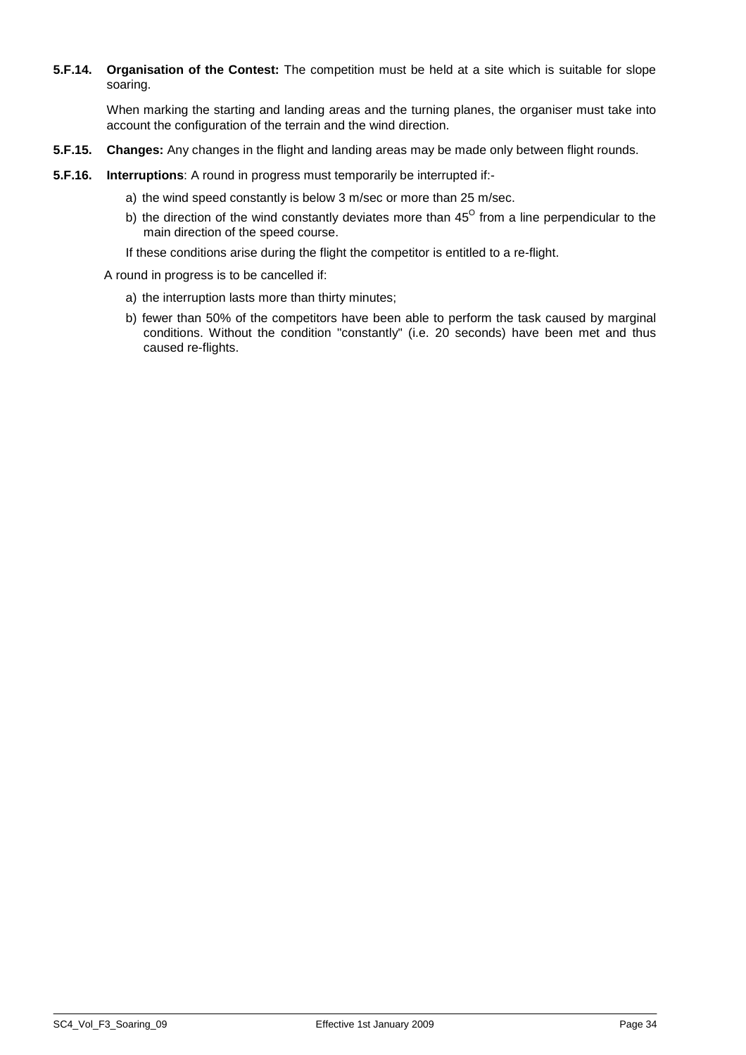**5.F.14. Organisation of the Contest:** The competition must be held at a site which is suitable for slope soaring.

When marking the starting and landing areas and the turning planes, the organiser must take into account the configuration of the terrain and the wind direction.

**5.F.15. Changes:** Any changes in the flight and landing areas may be made only between flight rounds.

**5.F.16. Interruptions**: A round in progress must temporarily be interrupted if:-

a) the wind speed constantly is below 3 m/sec or more than 25 m/sec.

b) the direction of the wind constantly deviates more than $45^O$ from a line perpendicular to the main direction of the speed course.

If these conditions arise during the flight the competitor is entitled to a re-flight.

A round in progress is to be cancelled if:

a) the interruption lasts more than thirty minutes;

b) fewer than 50% of the competitors have been able to perform the task caused by marginal conditions. Without the condition "constantly" (i.e. 20 seconds) have been met and thus caused re-flights.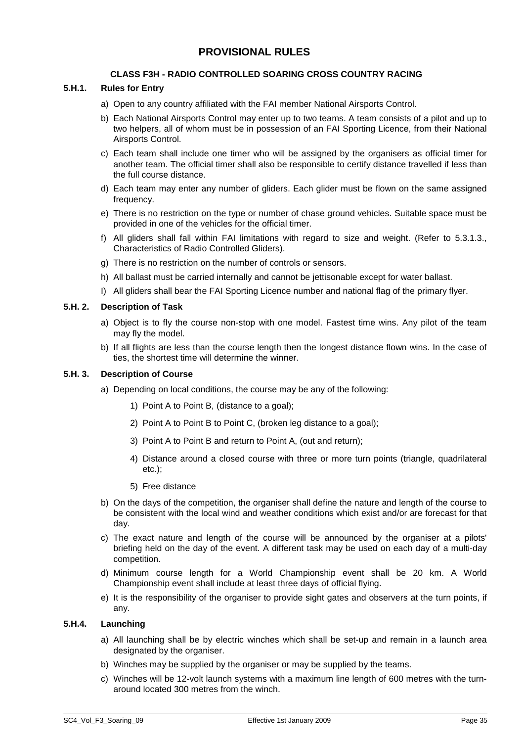# PROVISIONAL RULES

### CLASS F3H - RADIO CONTROLLED SOARING CROSS COUNTRY RACING

**5.H.1. Rules for Entry**

a) Open to any country affiliated with the FAI member National Airsports Control.

b) Each National Airsports Control may enter up to two teams. A team consists of a pilot and up to two helpers, all of whom must be in possession of an FAI Sporting Licence, from their National Airsports Control.

c) Each team shall include one timer who will be assigned by the organisers as official timer for another team. The official timer shall also be responsible to certify distance travelled if less than the full course distance.

d) Each team may enter any number of gliders. Each glider must be flown on the same assigned frequency.

e) There is no restriction on the type or number of chase ground vehicles. Suitable space must be provided in one of the vehicles for the official timer.

f) All gliders shall fall within FAI limitations with regard to size and weight. (Refer to 5.3.1.3., Characteristics of Radio Controlled Gliders).

g) There is no restriction on the number of controls or sensors.

h) All ballast must be carried internally and cannot be jettisonable except for water ballast.

I) All gliders shall bear the FAI Sporting Licence number and national flag of the primary flyer.

**5.H. 2. Description of Task**

a) Object is to fly the course non-stop with one model. Fastest time wins. Any pilot of the team may fly the model.

b) If all flights are less than the course length then the longest distance flown wins. In the case of ties, the shortest time will determine the winner.

**5.H. 3. Description of Course**

a) Depending on local conditions, the course may be any of the following:

1) Point A to Point B, (distance to a goal);

2) Point A to Point B to Point C, (broken leg distance to a goal);

3) Point A to Point B and return to Point A, (out and return);

4) Distance around a closed course with three or more turn points (triangle, quadrilateral etc.);

5) Free distance

b) On the days of the competition, the organiser shall define the nature and length of the course to be consistent with the local wind and weather conditions which exist and/or are forecast for that day.

c) The exact nature and length of the course will be announced by the organiser at a pilots' briefing held on the day of the event. A different task may be used on each day of a multi-day competition.

d) Minimum course length for a World Championship event shall be 20 km. A World Championship event shall include at least three days of official flying.

e) It is the responsibility of the organiser to provide sight gates and observers at the turn points, if any.

**5.H.4. Launching**

a) All launching shall be by electric winches which shall be set-up and remain in a launch area designated by the organiser.

b) Winches may be supplied by the organiser or may be supplied by the teams.

c) Winches will be 12-volt launch systems with a maximum line length of 600 metres with the turn-around located 300 metres from the winch.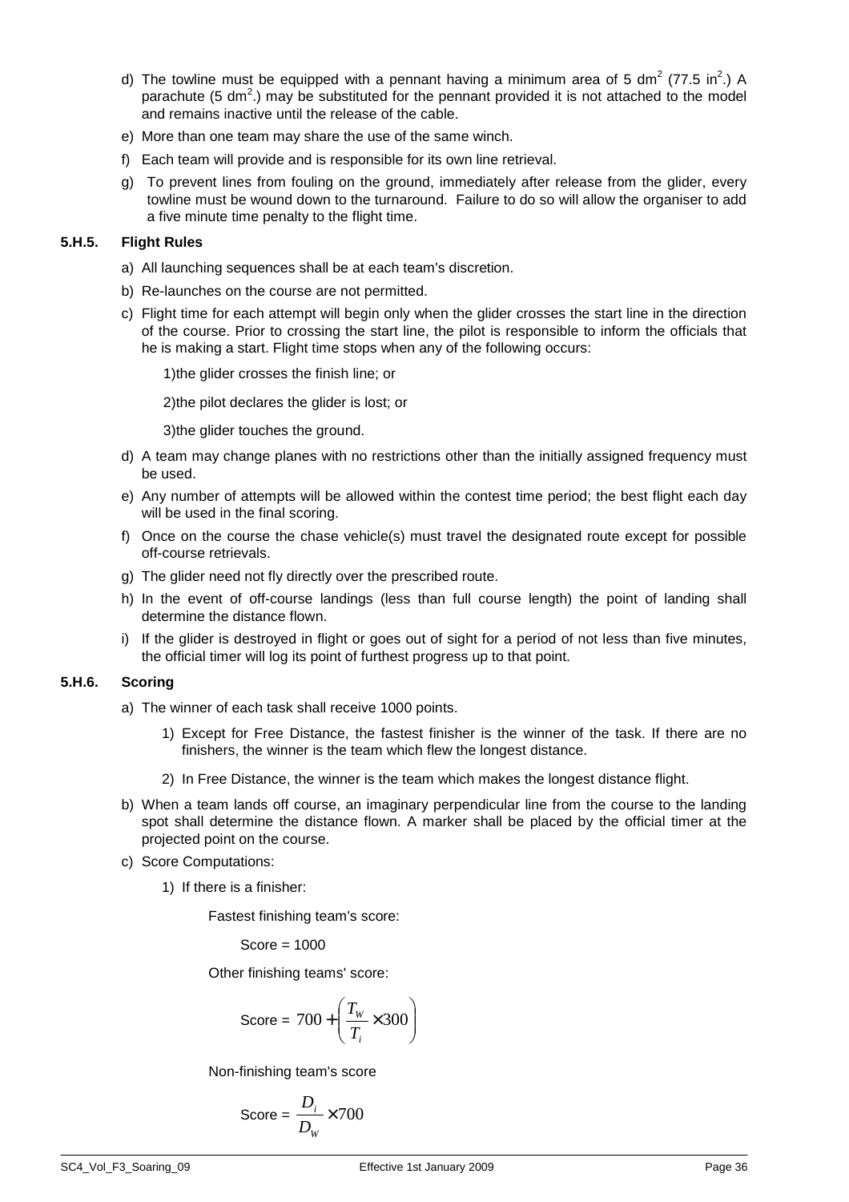d) The towline must be equipped with a pennant having a minimum area of 5 $dm^2$ (77.5 $in^2$.) A parachute (5 $dm^2$.) may be substituted for the pennant provided it is not attached to the model and remains inactive until the release of the cable.

e) More than one team may share the use of the same winch.

f) Each team will provide and is responsible for its own line retrieval.

g) To prevent lines from fouling on the ground, immediately after release from the glider, every towline must be wound down to the turnaround. Failure to do so will allow the organiser to add a five minute time penalty to the flight time.

### 5.H.5. Flight Rules

a) All launching sequences shall be at each team's discretion.

b) Re-launches on the course are not permitted.

c) Flight time for each attempt will begin only when the glider crosses the start line in the direction of the course. Prior to crossing the start line, the pilot is responsible to inform the officials that he is making a start. Flight time stops when any of the following occurs:

1)the glider crosses the finish line; or

2)the pilot declares the glider is lost; or

3)the glider touches the ground.

d) A team may change planes with no restrictions other than the initially assigned frequency must be used.

e) Any number of attempts will be allowed within the contest time period; the best flight each day will be used in the final scoring.

f) Once on the course the chase vehicle(s) must travel the designated route except for possible off-course retrievals.

g) The glider need not fly directly over the prescribed route.

h) In the event of off-course landings (less than full course length) the point of landing shall determine the distance flown.

i) If the glider is destroyed in flight or goes out of sight for a period of not less than five minutes, the official timer will log its point of furthest progress up to that point.

### 5.H.6. Scoring

a) The winner of each task shall receive 1000 points.

1) Except for Free Distance, the fastest finisher is the winner of the task. If there are no finishers, the winner is the team which flew the longest distance.

2) In Free Distance, the winner is the team which makes the longest distance flight.

b) When a team lands off course, an imaginary perpendicular line from the course to the landing spot shall determine the distance flown. A marker shall be placed by the official timer at the projected point on the course.

c) Score Computations:

1) If there is a finisher:

Fastest finishing team's score:

Score = 1000

Other finishing teams' score:

$$\text{Score} = 700 + \left( \frac{T_W}{T_i} \times 300 \right)$$

Non-finishing team's score

$$\text{Score} = \frac{D_i}{D_W} \times 700$$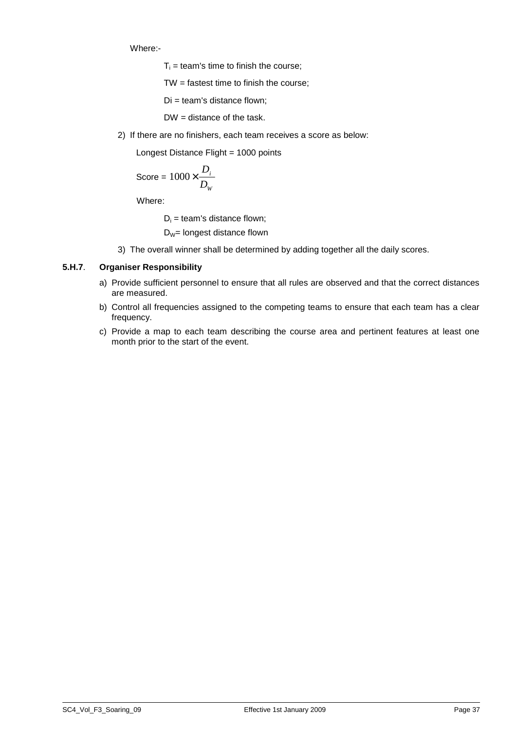Where:-

$T_i$ = team's time to finish the course;

TW = fastest time to finish the course;

Di = team's distance flown;

DW = distance of the task.

2) If there are no finishers, each team receives a score as below:

Longest Distance Flight = 1000 points

Score = $1000 \times \frac{D_i}{D_W}$

Where:

$D_i$ = team's distance flown;

$D_W$= longest distance flown

3) The overall winner shall be determined by adding together all the daily scores.

**5.H.7**. **Organiser Responsibility**

a) Provide sufficient personnel to ensure that all rules are observed and that the correct distances are measured.

b) Control all frequencies assigned to the competing teams to ensure that each team has a clear frequency.

c) Provide a map to each team describing the course area and pertinent features at least one month prior to the start of the event.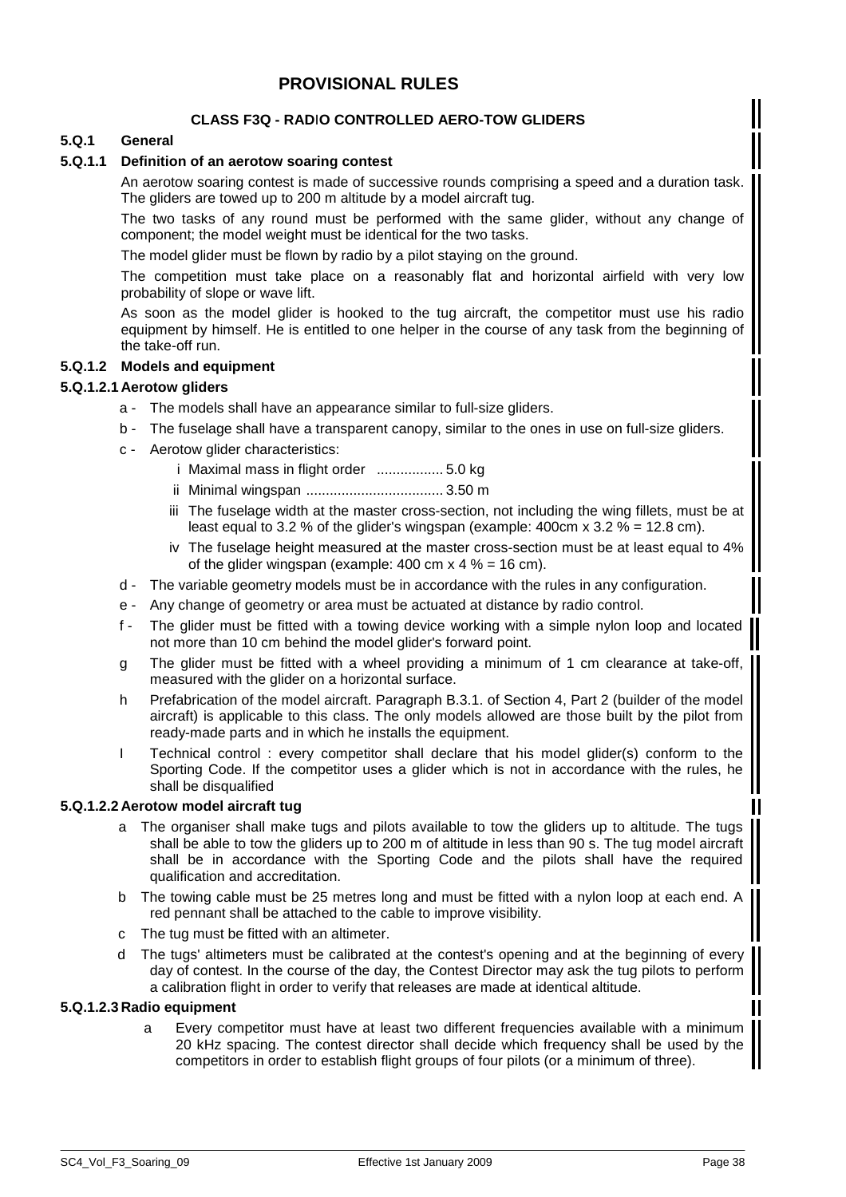# PROVISIONAL RULES

## CLASS F3Q - RADIO CONTROLLED AERO-TOW GLIDERS

### 5.Q.1 General

#### 5.Q.1.1 Definition of an aerotow soaring contest

An aerotow soaring contest is made of successive rounds comprising a speed and a duration task. The gliders are towed up to 200 m altitude by a model aircraft tug.

The two tasks of any round must be performed with the same glider, without any change of component; the model weight must be identical for the two tasks.

The model glider must be flown by radio by a pilot staying on the ground.

The competition must take place on a reasonably flat and horizontal airfield with very low probability of slope or wave lift.

As soon as the model glider is hooked to the tug aircraft, the competitor must use his radio equipment by himself. He is entitled to one helper in the course of any task from the beginning of the take-off run.

#### 5.Q.1.2 Models and equipment

##### 5.Q.1.2.1 Aerotow gliders

a - The models shall have an appearance similar to full-size gliders.

b - The fuselage shall have a transparent canopy, similar to the ones in use on full-size gliders.

c - Aerotow glider characteristics:

- i Maximal mass in flight order ................. 5.0 kg
- ii Minimal wingspan ................................... 3.50 m
- iii The fuselage width at the master cross-section, not including the wing fillets, must be at least equal to 3.2 % of the glider's wingspan (example: 400cm x 3.2 % = 12.8 cm).
- iv The fuselage height measured at the master cross-section must be at least equal to 4% of the glider wingspan (example: 400 cm x 4 % = 16 cm).

d - The variable geometry models must be in accordance with the rules in any configuration.

e - Any change of geometry or area must be actuated at distance by radio control.

f - The glider must be fitted with a towing device working with a simple nylon loop and located not more than 10 cm behind the model glider's forward point.

g The glider must be fitted with a wheel providing a minimum of 1 cm clearance at take-off, measured with the glider on a horizontal surface.

h Prefabrication of the model aircraft. Paragraph B.3.1. of Section 4, Part 2 (builder of the model aircraft) is applicable to this class. The only models allowed are those built by the pilot from ready-made parts and in which he installs the equipment.

I Technical control : every competitor shall declare that his model glider(s) conform to the Sporting Code. If the competitor uses a glider which is not in accordance with the rules, he shall be disqualified

##### 5.Q.1.2.2 Aerotow model aircraft tug

a The organiser shall make tugs and pilots available to tow the gliders up to altitude. The tugs shall be able to tow the gliders up to 200 m of altitude in less than 90 s. The tug model aircraft shall be in accordance with the Sporting Code and the pilots shall have the required qualification and accreditation.

b The towing cable must be 25 metres long and must be fitted with a nylon loop at each end. A red pennant shall be attached to the cable to improve visibility.

c The tug must be fitted with an altimeter.

d The tugs' altimeters must be calibrated at the contest's opening and at the beginning of every day of contest. In the course of the day, the Contest Director may ask the tug pilots to perform a calibration flight in order to verify that releases are made at identical altitude.

##### 5.Q.1.2.3 Radio equipment

a Every competitor must have at least two different frequencies available with a minimum 20 kHz spacing. The contest director shall decide which frequency shall be used by the competitors in order to establish flight groups of four pilots (or a minimum of three).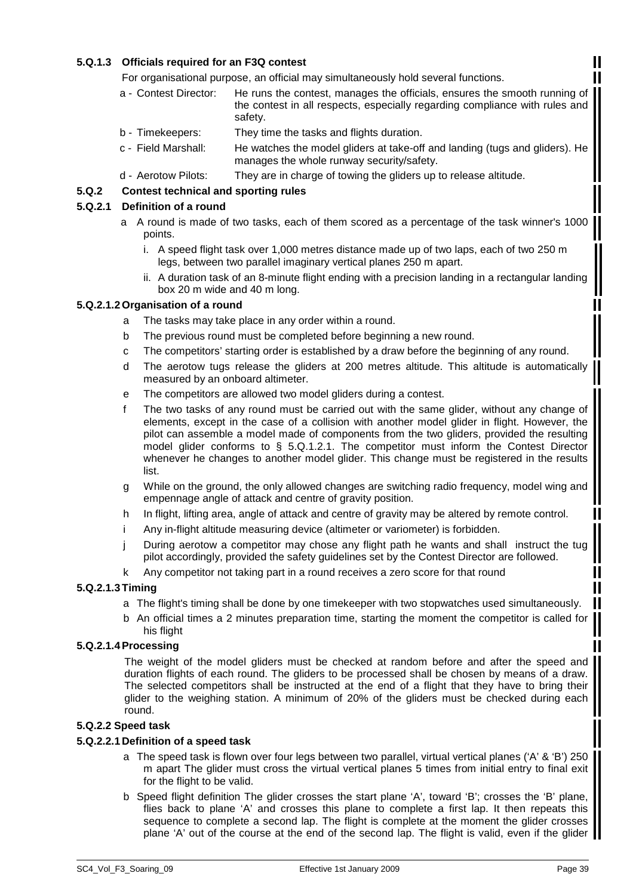#### 5.Q.1.3 Officials required for an F3Q contest

For organisational purpose, an official may simultaneously hold several functions.

- a - Contest Director: He runs the contest, manages the officials, ensures the smooth running of the contest in all respects, especially regarding compliance with rules and safety.
- b - Timekeepers: They time the tasks and flights duration.
- c - Field Marshall: He watches the model gliders at take-off and landing (tugs and gliders). He manages the whole runway security/safety.
- d - Aerotow Pilots: They are in charge of towing the gliders up to release altitude.

### 5.Q.2 Contest technical and sporting rules

#### 5.Q.2.1 Definition of a round

a A round is made of two tasks, each of them scored as a percentage of the task winner's 1000 points.

   i. A speed flight task over 1,000 metres distance made up of two laps, each of two 250 m legs, between two parallel imaginary vertical planes 250 m apart.

   ii. A duration task of an 8-minute flight ending with a precision landing in a rectangular landing box 20 m wide and 40 m long.

#### 5.Q.2.1.2 Organisation of a round

- a The tasks may take place in any order within a round.
- b The previous round must be completed before beginning a new round.
- c The competitors' starting order is established by a draw before the beginning of any round.
- d The aerotow tugs release the gliders at 200 metres altitude. This altitude is automatically measured by an onboard altimeter.
- e The competitors are allowed two model gliders during a contest.
- f The two tasks of any round must be carried out with the same glider, without any change of elements, except in the case of a collision with another model glider in flight. However, the pilot can assemble a model made of components from the two gliders, provided the resulting model glider conforms to § 5.Q.1.2.1. The competitor must inform the Contest Director whenever he changes to another model glider. This change must be registered in the results list.
- g While on the ground, the only allowed changes are switching radio frequency, model wing and empennage angle of attack and centre of gravity position.
- h In flight, lifting area, angle of attack and centre of gravity may be altered by remote control.
- i Any in-flight altitude measuring device (altimeter or variometer) is forbidden.
- j During aerotow a competitor may chose any flight path he wants and shall instruct the tug pilot accordingly, provided the safety guidelines set by the Contest Director are followed.
- k Any competitor not taking part in a round receives a zero score for that round

#### 5.Q.2.1.3 Timing

- a The flight's timing shall be done by one timekeeper with two stopwatches used simultaneously.
- b An official times a 2 minutes preparation time, starting the moment the competitor is called for his flight

#### 5.Q.2.1.4 Processing

The weight of the model gliders must be checked at random before and after the speed and duration flights of each round. The gliders to be processed shall be chosen by means of a draw. The selected competitors shall be instructed at the end of a flight that they have to bring their glider to the weighing station. A minimum of 20% of the gliders must be checked during each round.

#### 5.Q.2.2 Speed task

#### 5.Q.2.2.1 Definition of a speed task

- a The speed task is flown over four legs between two parallel, virtual vertical planes ('A' & 'B') 250 m apart The glider must cross the virtual vertical planes 5 times from initial entry to final exit for the flight to be valid.
- b Speed flight definition The glider crosses the start plane 'A', toward 'B'; crosses the 'B' plane, flies back to plane 'A' and crosses this plane to complete a first lap. It then repeats this sequence to complete a second lap. The flight is complete at the moment the glider crosses plane 'A' out of the course at the end of the second lap. The flight is valid, even if the glider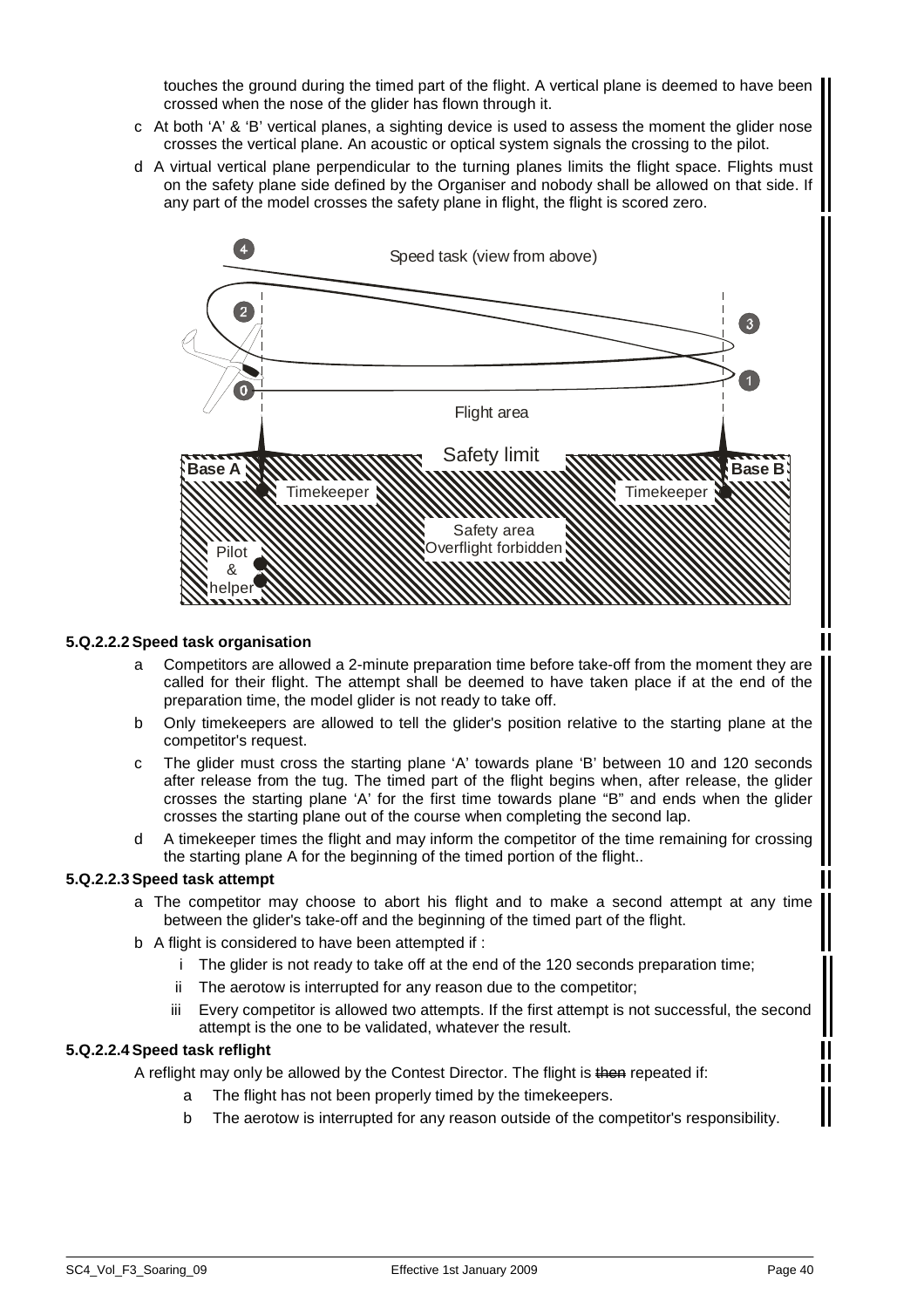touches the ground during the timed part of the flight. A vertical plane is deemed to have been crossed when the nose of the glider has flown through it.

c At both ‘A’ & ‘B’ vertical planes, a sighting device is used to assess the moment the glider nose crosses the vertical plane. An acoustic or optical system signals the crossing to the pilot.

d A virtual vertical plane perpendicular to the turning planes limits the flight space. Flights must on the safety plane side defined by the Organiser and nobody shall be allowed on that side. If any part of the model crosses the safety plane in flight, the flight is scored zero.

Speed task (view from above)

Flight area

Safety limit

Base A — Base B

Timekeeper — Timekeeper

Safety area Overflight forbidden

Pilot & helper

**5.Q.2.2.2 Speed task organisation**

a Competitors are allowed a 2-minute preparation time before take-off from the moment they are called for their flight. The attempt shall be deemed to have taken place if at the end of the preparation time, the model glider is not ready to take off.

b Only timekeepers are allowed to tell the glider's position relative to the starting plane at the competitor's request.

c The glider must cross the starting plane ‘A’ towards plane ‘B’ between 10 and 120 seconds after release from the tug. The timed part of the flight begins when, after release, the glider crosses the starting plane ‘A’ for the first time towards plane “B” and ends when the glider crosses the starting plane out of the course when completing the second lap.

d A timekeeper times the flight and may inform the competitor of the time remaining for crossing the starting plane A for the beginning of the timed portion of the flight..

**5.Q.2.2.3 Speed task attempt**

a The competitor may choose to abort his flight and to make a second attempt at any time between the glider's take-off and the beginning of the timed part of the flight.

b A flight is considered to have been attempted if :

   i The glider is not ready to take off at the end of the 120 seconds preparation time;

   ii The aerotow is interrupted for any reason due to the competitor;

   iii Every competitor is allowed two attempts. If the first attempt is not successful, the second attempt is the one to be validated, whatever the result.

**5.Q.2.2.4 Speed task reflight**

A reflight may only be allowed by the Contest Director. The flight is ~~then~~ repeated if:

a The flight has not been properly timed by the timekeepers.

b The aerotow is interrupted for any reason outside of the competitor's responsibility.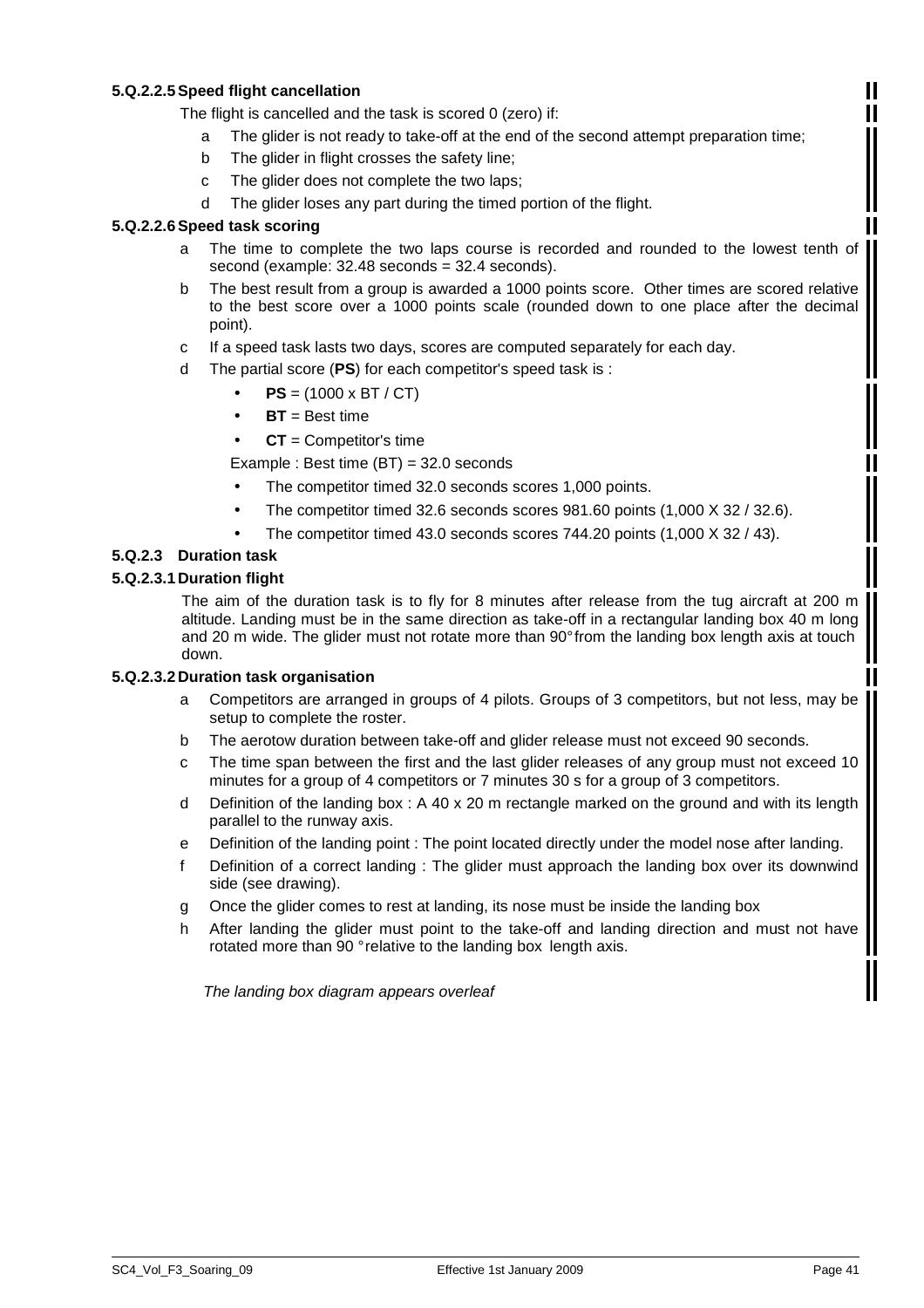#### 5.Q.2.2.5 Speed flight cancellation

The flight is cancelled and the task is scored 0 (zero) if:

- a The glider is not ready to take-off at the end of the second attempt preparation time;
- b The glider in flight crosses the safety line;
- c The glider does not complete the two laps;
- d The glider loses any part during the timed portion of the flight.

#### 5.Q.2.2.6 Speed task scoring

- a The time to complete the two laps course is recorded and rounded to the lowest tenth of second (example: 32.48 seconds = 32.4 seconds).
- b The best result from a group is awarded a 1000 points score. Other times are scored relative to the best score over a 1000 points scale (rounded down to one place after the decimal point).
- c If a speed task lasts two days, scores are computed separately for each day.
- d The partial score (**PS**) for each competitor's speed task is :
  - **PS** = (1000 x BT / CT)
  - **BT** = Best time
  - **CT** = Competitor's time

  Example : Best time (BT) = 32.0 seconds

  - The competitor timed 32.0 seconds scores 1,000 points.
  - The competitor timed 32.6 seconds scores 981.60 points (1,000 X 32 / 32.6).
  - The competitor timed 43.0 seconds scores 744.20 points (1,000 X 32 / 43).

### 5.Q.2.3 Duration task

#### 5.Q.2.3.1 Duration flight

The aim of the duration task is to fly for 8 minutes after release from the tug aircraft at 200 m altitude. Landing must be in the same direction as take-off in a rectangular landing box 40 m long and 20 m wide. The glider must not rotate more than 90° from the landing box length axis at touch down.

#### 5.Q.2.3.2 Duration task organisation

- a Competitors are arranged in groups of 4 pilots. Groups of 3 competitors, but not less, may be setup to complete the roster.
- b The aerotow duration between take-off and glider release must not exceed 90 seconds.
- c The time span between the first and the last glider releases of any group must not exceed 10 minutes for a group of 4 competitors or 7 minutes 30 s for a group of 3 competitors.
- d Definition of the landing box : A 40 x 20 m rectangle marked on the ground and with its length parallel to the runway axis.
- e Definition of the landing point : The point located directly under the model nose after landing.
- f Definition of a correct landing : The glider must approach the landing box over its downwind side (see drawing).
- g Once the glider comes to rest at landing, its nose must be inside the landing box
- h After landing the glider must point to the take-off and landing direction and must not have rotated more than 90 ° relative to the landing box length axis.

*The landing box diagram appears overleaf*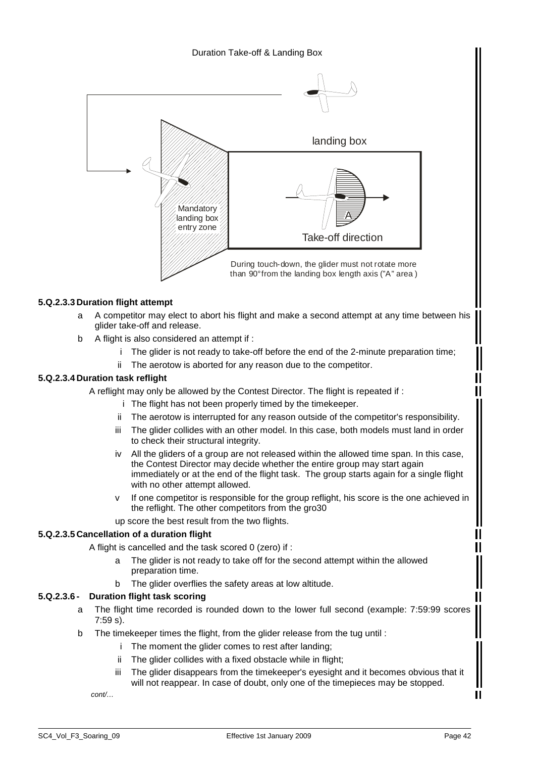Duration Take-off & Landing Box

landing box

Mandatory landing box entry zone

Take-off direction

During touch-down, the glider must not rotate more than 90° from the landing box length axis ("A" area )

**5.Q.2.3.3 Duration flight attempt**

a  A competitor may elect to abort his flight and make a second attempt at any time between his glider take-off and release.

b  A flight is also considered an attempt if :

  i  The glider is not ready to take-off before the end of the 2-minute preparation time;

  ii  The aerotow is aborted for any reason due to the competitor.

**5.Q.2.3.4 Duration task reflight**

A reflight may only be allowed by the Contest Director. The flight is repeated if :

  i  The flight has not been properly timed by the timekeeper.

  ii  The aerotow is interrupted for any reason outside of the competitor's responsibility.

  iii  The glider collides with an other model. In this case, both models must land in order to check their structural integrity.

  iv  All the gliders of a group are not released within the allowed time span. In this case, the Contest Director may decide whether the entire group may start again immediately or at the end of the flight task. The group starts again for a single flight with no other attempt allowed.

  v  If one competitor is responsible for the group reflight, his score is the one achieved in the reflight. The other competitors from the gro30

up score the best result from the two flights.

**5.Q.2.3.5 Cancellation of a duration flight**

A flight is cancelled and the task scored 0 (zero) if :

  a  The glider is not ready to take off for the second attempt within the allowed preparation time.

  b  The glider overflies the safety areas at low altitude.

**5.Q.2.3.6 - Duration flight task scoring**

a  The flight time recorded is rounded down to the lower full second (example: 7:59:99 scores 7:59 s).

b  The timekeeper times the flight, from the glider release from the tug until :

  i  The moment the glider comes to rest after landing;

  ii  The glider collides with a fixed obstacle while in flight;

  iii  The glider disappears from the timekeeper's eyesight and it becomes obvious that it will not reappear. In case of doubt, only one of the timepieces may be stopped.

*cont/…*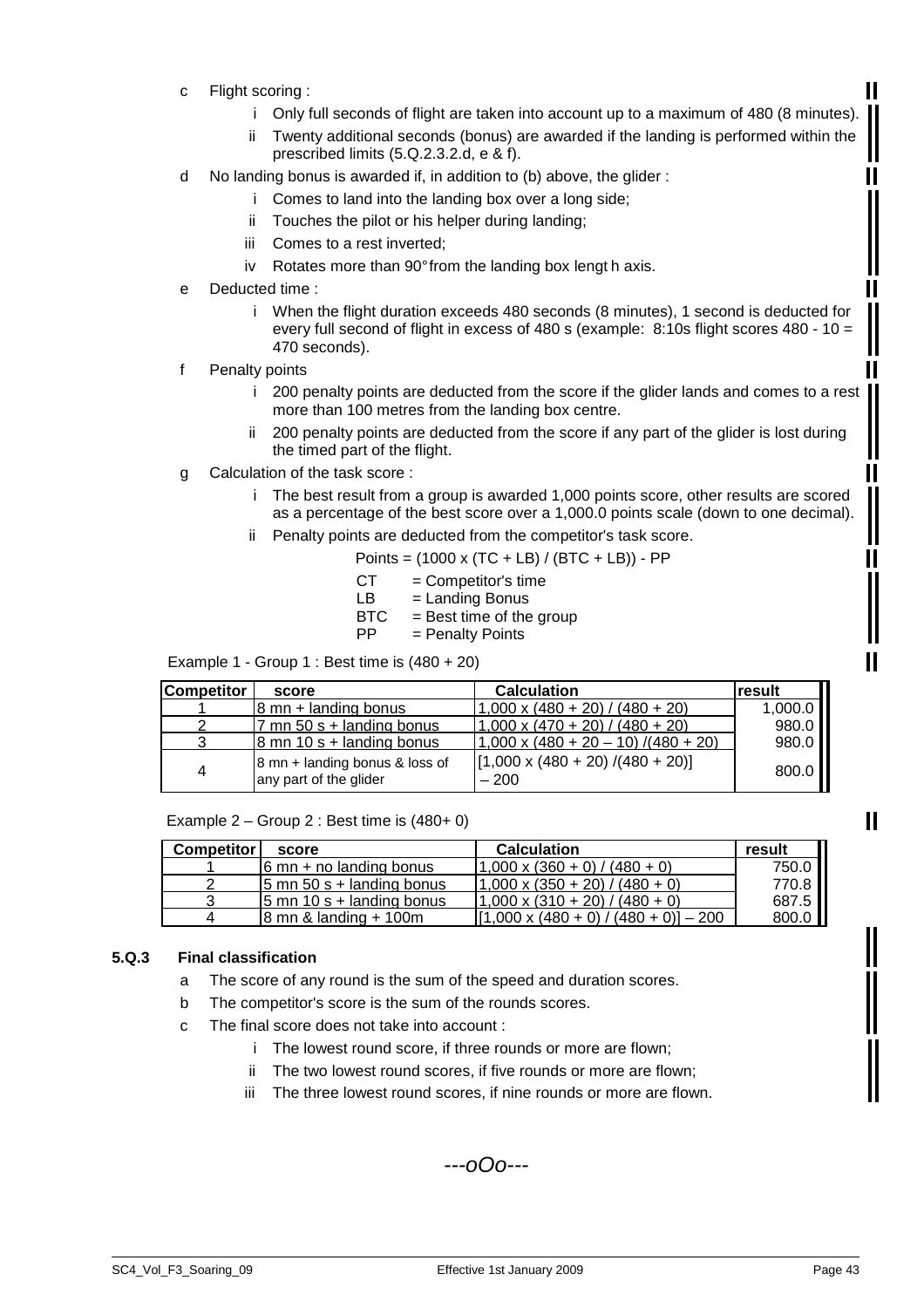c Flight scoring :

i Only full seconds of flight are taken into account up to a maximum of 480 (8 minutes).

ii Twenty additional seconds (bonus) are awarded if the landing is performed within the prescribed limits (5.Q.2.3.2.d, e & f).

d No landing bonus is awarded if, in addition to (b) above, the glider :

i Comes to land into the landing box over a long side;

ii Touches the pilot or his helper during landing;

iii Comes to a rest inverted;

iv Rotates more than 90° from the landing box lengt h axis.

e Deducted time :

i When the flight duration exceeds 480 seconds (8 minutes), 1 second is deducted for every full second of flight in excess of 480 s (example: 8:10s flight scores 480 - 10 = 470 seconds).

f Penalty points

i 200 penalty points are deducted from the score if the glider lands and comes to a rest more than 100 metres from the landing box centre.

ii 200 penalty points are deducted from the score if any part of the glider is lost during the timed part of the flight.

g Calculation of the task score :

i The best result from a group is awarded 1,000 points score, other results are scored as a percentage of the best score over a 1,000.0 points scale (down to one decimal).

ii Penalty points are deducted from the competitor's task score.

Points = (1000 x (TC + LB) / (BTC + LB)) - PP

CT = Competitor's time
LB = Landing Bonus
BTC = Best time of the group
PP = Penalty Points

Example 1 - Group 1 : Best time is (480 + 20)

| Competitor | score | Calculation | result |
|---|---|---|---|
| 1 | 8 mn + landing bonus | 1,000 x (480 + 20) / (480 + 20) | 1,000.0 |
| 2 | 7 mn 50 s + landing bonus | 1,000 x (470 + 20) / (480 + 20) | 980.0 |
| 3 | 8 mn 10 s + landing bonus | 1,000 x (480 + 20 – 10) /(480 + 20) | 980.0 |
| 4 | 8 mn + landing bonus & loss of any part of the glider | [1,000 x (480 + 20) /(480 + 20)] – 200 | 800.0 |

Example 2 – Group 2 : Best time is (480+ 0)

| Competitor | score | Calculation | result |
|---|---|---|---|
| 1 | 6 mn + no landing bonus | 1,000 x (360 + 0) / (480 + 0) | 750.0 |
| 2 | 5 mn 50 s + landing bonus | 1,000 x (350 + 20) / (480 + 0) | 770.8 |
| 3 | 5 mn 10 s + landing bonus | 1,000 x (310 + 20) / (480 + 0) | 687.5 |
| 4 | 8 mn & landing + 100m | [1,000 x (480 + 0) / (480 + 0)] – 200 | 800.0 |

### 5.Q.3 Final classification

a The score of any round is the sum of the speed and duration scores.

b The competitor's score is the sum of the rounds scores.

c The final score does not take into account :

i The lowest round score, if three rounds or more are flown;

ii The two lowest round scores, if five rounds or more are flown;

iii The three lowest round scores, if nine rounds or more are flown.

*---oOo---*